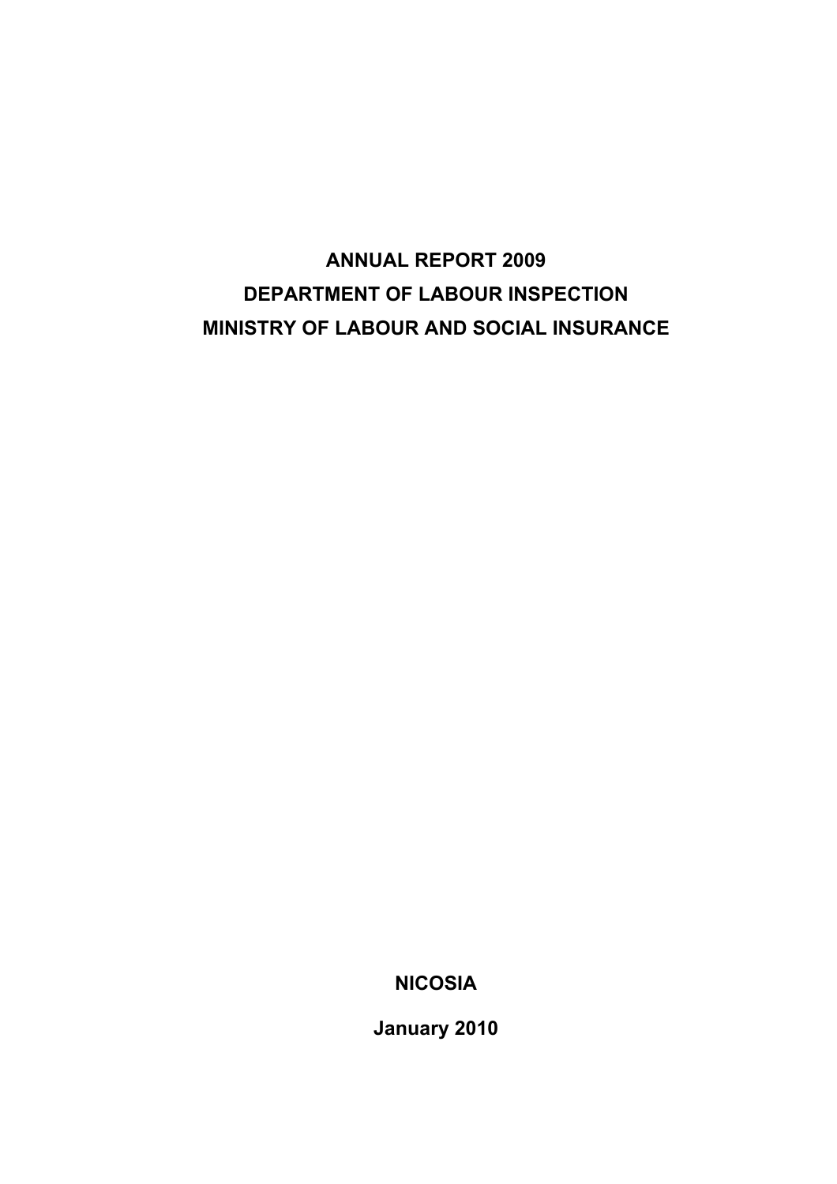# ANNUAL REPORT 2009

# DEPARTMENT OF LABOUR INSPECTION

# MINISTRY OF LABOUR AND SOCIAL INSURANCE

**NICOSIA**

**January 2010**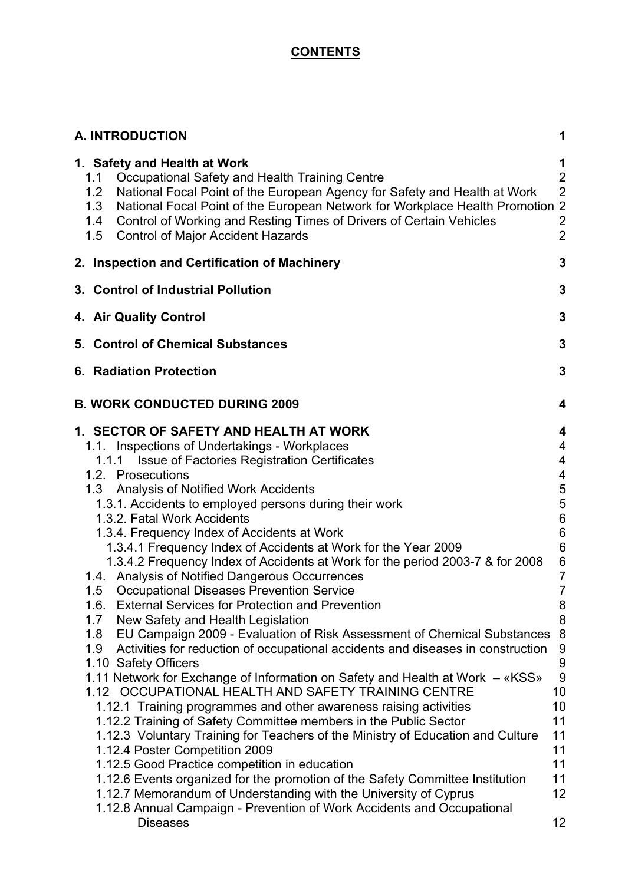# CONTENTS

| | |
|---|---|
| **A. INTRODUCTION** | **1** |
| **1. Safety and Health at Work** | **1** |
| 1.1 Occupational Safety and Health Training Centre | 2 |
| 1.2 National Focal Point of the European Agency for Safety and Health at Work | 2 |
| 1.3 National Focal Point of the European Network for Workplace Health Promotion | 2 |
| 1.4 Control of Working and Resting Times of Drivers of Certain Vehicles | 2 |
| 1.5 Control of Major Accident Hazards | 2 |
| **2. Inspection and Certification of Machinery** | **3** |
| **3. Control of Industrial Pollution** | **3** |
| **4. Air Quality Control** | **3** |
| **5. Control of Chemical Substances** | **3** |
| **6. Radiation Protection** | **3** |
| **B. WORK CONDUCTED DURING 2009** | **4** |
| **1. SECTOR OF SAFETY AND HEALTH AT WORK** | **4** |
| 1.1. Inspections of Undertakings - Workplaces | 4 |
| 1.1.1 Issue of Factories Registration Certificates | 4 |
| 1.2. Prosecutions | 4 |
| 1.3 Analysis of Notified Work Accidents | 5 |
| 1.3.1. Accidents to employed persons during their work | 5 |
| 1.3.2. Fatal Work Accidents | 6 |
| 1.3.4. Frequency Index of Accidents at Work | 6 |
| 1.3.4.1 Frequency Index of Accidents at Work for the Year 2009 | 6 |
| 1.3.4.2 Frequency Index of Accidents at Work for the period 2003-7 & for 2008 | 6 |
| 1.4. Analysis of Notified Dangerous Occurrences | 7 |
| 1.5 Occupational Diseases Prevention Service | 7 |
| 1.6. External Services for Protection and Prevention | 8 |
| 1.7 New Safety and Health Legislation | 8 |
| 1.8 EU Campaign 2009 - Evaluation of Risk Assessment of Chemical Substances | 8 |
| 1.9 Activities for reduction of occupational accidents and diseases in construction | 9 |
| 1.10 Safety Officers | 9 |
| 1.11 Network for Exchange of Information on Safety and Health at Work – «KSS» | 9 |
| 1.12 OCCUPATIONAL HEALTH AND SAFETY TRAINING CENTRE | 10 |
| 1.12.1 Training programmes and other awareness raising activities | 10 |
| 1.12.2 Training of Safety Committee members in the Public Sector | 11 |
| 1.12.3 Voluntary Training for Teachers of the Ministry of Education and Culture | 11 |
| 1.12.4 Poster Competition 2009 | 11 |
| 1.12.5 Good Practice competition in education | 11 |
| 1.12.6 Events organized for the promotion of the Safety Committee Institution | 11 |
| 1.12.7 Memorandum of Understanding with the University of Cyprus | 12 |
| 1.12.8 Annual Campaign - Prevention of Work Accidents and Occupational Diseases | 12 |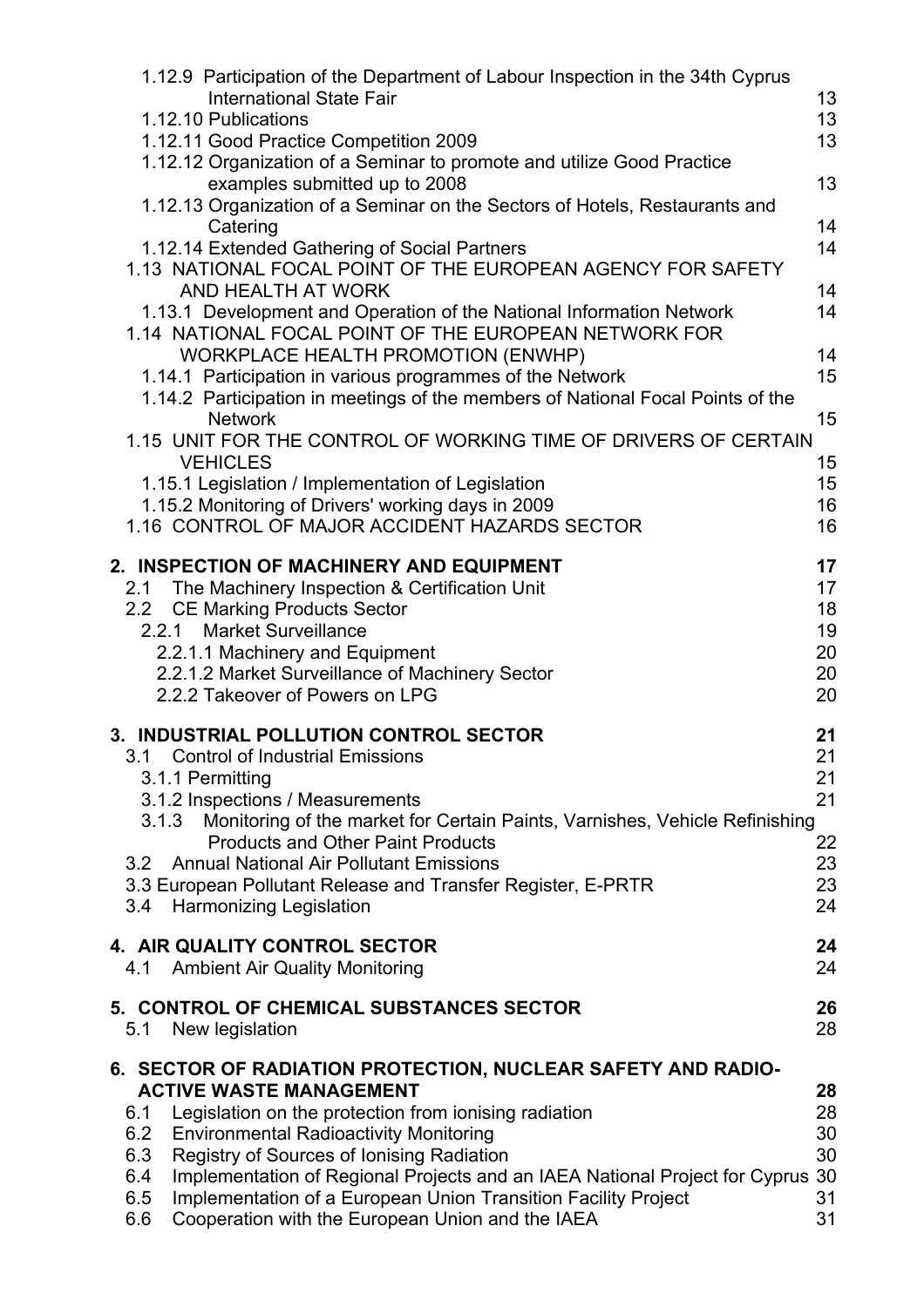1.12.9 Participation of the Department of Labour Inspection in the 34th Cyprus International State Fair 13
1.12.10 Publications 13
1.12.11 Good Practice Competition 2009 13
1.12.12 Organization of a Seminar to promote and utilize Good Practice examples submitted up to 2008 13
1.12.13 Organization of a Seminar on the Sectors of Hotels, Restaurants and Catering 14
1.12.14 Extended Gathering of Social Partners 14
1.13 NATIONAL FOCAL POINT OF THE EUROPEAN AGENCY FOR SAFETY AND HEALTH AT WORK 14
1.13.1 Development and Operation of the National Information Network 14
1.14 NATIONAL FOCAL POINT OF THE EUROPEAN NETWORK FOR WORKPLACE HEALTH PROMOTION (ENWHP) 14
1.14.1 Participation in various programmes of the Network 15
1.14.2 Participation in meetings of the members of National Focal Points of the Network 15
1.15 UNIT FOR THE CONTROL OF WORKING TIME OF DRIVERS OF CERTAIN VEHICLES 15
1.15.1 Legislation / Implementation of Legislation 15
1.15.2 Monitoring of Drivers' working days in 2009 16
1.16 CONTROL OF MAJOR ACCIDENT HAZARDS SECTOR 16

**2. INSPECTION OF MACHINERY AND EQUIPMENT 17**
2.1 The Machinery Inspection & Certification Unit 17
2.2 CE Marking Products Sector 18
2.2.1 Market Surveillance 19
2.2.1.1 Machinery and Equipment 20
2.2.1.2 Market Surveillance of Machinery Sector 20
2.2.2 Takeover of Powers on LPG 20

**3. INDUSTRIAL POLLUTION CONTROL SECTOR 21**
3.1 Control of Industrial Emissions 21
3.1.1 Permitting 21
3.1.2 Inspections / Measurements 21
3.1.3 Monitoring of the market for Certain Paints, Varnishes, Vehicle Refinishing Products and Other Paint Products 22
3.2 Annual National Air Pollutant Emissions 23
3.3 European Pollutant Release and Transfer Register, E-PRTR 23
3.4 Harmonizing Legislation 24

**4. AIR QUALITY CONTROL SECTOR 24**
4.1 Ambient Air Quality Monitoring 24

**5. CONTROL OF CHEMICAL SUBSTANCES SECTOR 26**
5.1 New legislation 28

**6. SECTOR OF RADIATION PROTECTION, NUCLEAR SAFETY AND RADIO-ACTIVE WASTE MANAGEMENT 28**
6.1 Legislation on the protection from ionising radiation 28
6.2 Environmental Radioactivity Monitoring 30
6.3 Registry of Sources of Ionising Radiation 30
6.4 Implementation of Regional Projects and an IAEA National Project for Cyprus 30
6.5 Implementation of a European Union Transition Facility Project 31
6.6 Cooperation with the European Union and the IAEA 31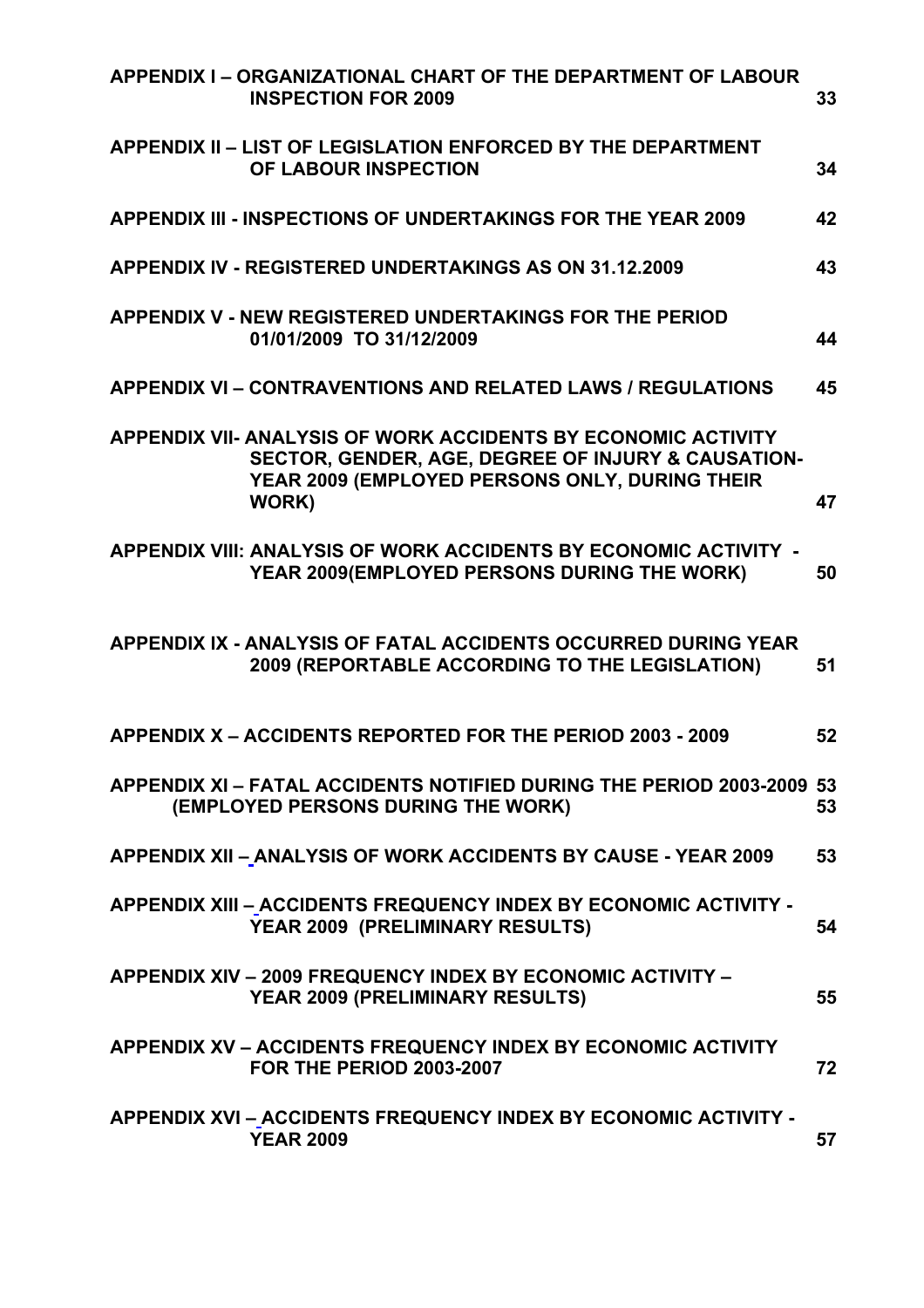| | |
|---|---|
| **APPENDIX I – ORGANIZATIONAL CHART OF THE DEPARTMENT OF LABOUR INSPECTION FOR 2009** | **33** |
| **APPENDIX II – LIST OF LEGISLATION ENFORCED BY THE DEPARTMENT OF LABOUR INSPECTION** | **34** |
| **APPENDIX III - INSPECTIONS OF UNDERTAKINGS FOR THE YEAR 2009** | **42** |
| **APPENDIX IV - REGISTERED UNDERTAKINGS AS ON 31.12.2009** | **43** |
| **APPENDIX V - NEW REGISTERED UNDERTAKINGS FOR THE PERIOD 01/01/2009 TO 31/12/2009** | **44** |
| **APPENDIX VI – CONTRAVENTIONS AND RELATED LAWS / REGULATIONS** | **45** |
| **APPENDIX VII- ANALYSIS OF WORK ACCIDENTS BY ECONOMIC ACTIVITY SECTOR, GENDER, AGE, DEGREE OF INJURY & CAUSATION-YEAR 2009 (EMPLOYED PERSONS ONLY, DURING THEIR WORK)** | **47** |
| **APPENDIX VIII: ANALYSIS OF WORK ACCIDENTS BY ECONOMIC ACTIVITY - YEAR 2009(EMPLOYED PERSONS DURING THE WORK)** | **50** |
| **APPENDIX IX - ANALYSIS OF FATAL ACCIDENTS OCCURRED DURING YEAR 2009 (REPORTABLE ACCORDING TO THE LEGISLATION)** | **51** |
| **APPENDIX X – ACCIDENTS REPORTED FOR THE PERIOD 2003 - 2009** | **52** |
| **APPENDIX XI – FATAL ACCIDENTS NOTIFIED DURING THE PERIOD 2003-2009 (EMPLOYED PERSONS DURING THE WORK)** | **53 53** |
| **APPENDIX XII – ANALYSIS OF WORK ACCIDENTS BY CAUSE - YEAR 2009** | **53** |
| **APPENDIX XIII – ACCIDENTS FREQUENCY INDEX BY ECONOMIC ACTIVITY - YEAR 2009 (PRELIMINARY RESULTS)** | **54** |
| **APPENDIX XIV – 2009 FREQUENCY INDEX BY ECONOMIC ACTIVITY – YEAR 2009 (PRELIMINARY RESULTS)** | **55** |
| **APPENDIX XV – ACCIDENTS FREQUENCY INDEX BY ECONOMIC ACTIVITY FOR THE PERIOD 2003-2007** | **72** |
| **APPENDIX XVI – ACCIDENTS FREQUENCY INDEX BY ECONOMIC ACTIVITY - YEAR 2009** | **57** |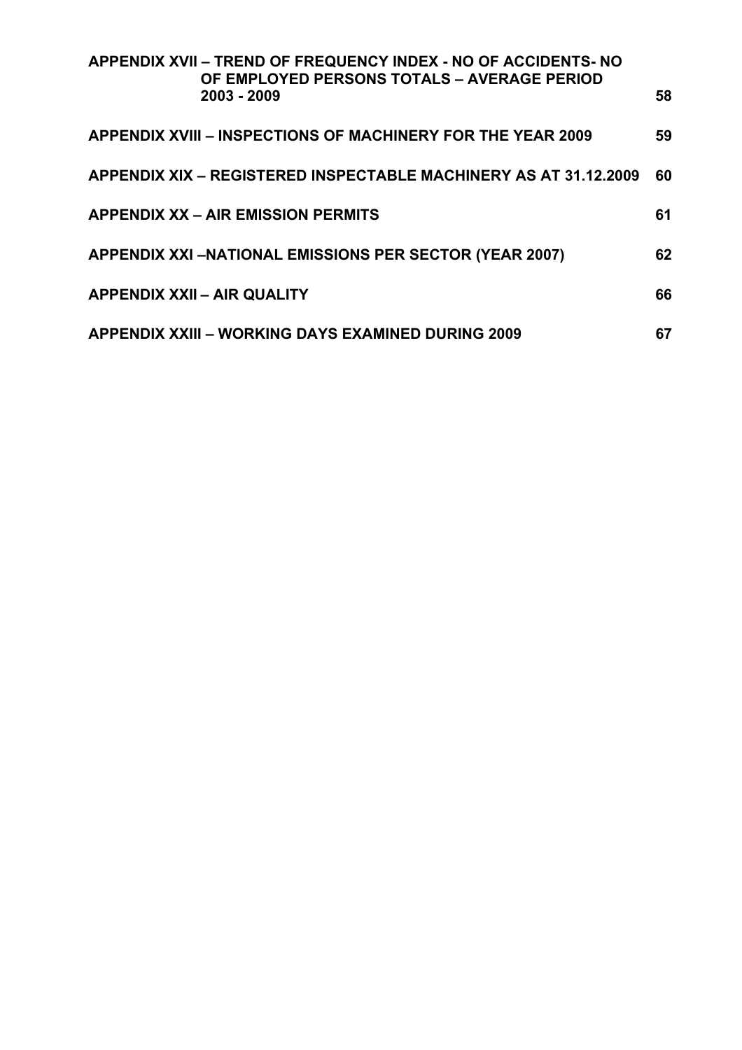**APPENDIX XVII – TREND OF FREQUENCY INDEX - NO OF ACCIDENTS- NO OF EMPLOYED PERSONS TOTALS – AVERAGE PERIOD 2003 - 2009** 58

**APPENDIX XVIII – INSPECTIONS OF MACHINERY FOR THE YEAR 2009** 59

**APPENDIX XIX – REGISTERED INSPECTABLE MACHINERY AS AT 31.12.2009** 60

**APPENDIX XX – AIR EMISSION PERMITS** 61

**APPENDIX XXI –NATIONAL EMISSIONS PER SECTOR (YEAR 2007)** 62

**APPENDIX XXII – AIR QUALITY** 66

**APPENDIX XXIII – WORKING DAYS EXAMINED DURING 2009** 67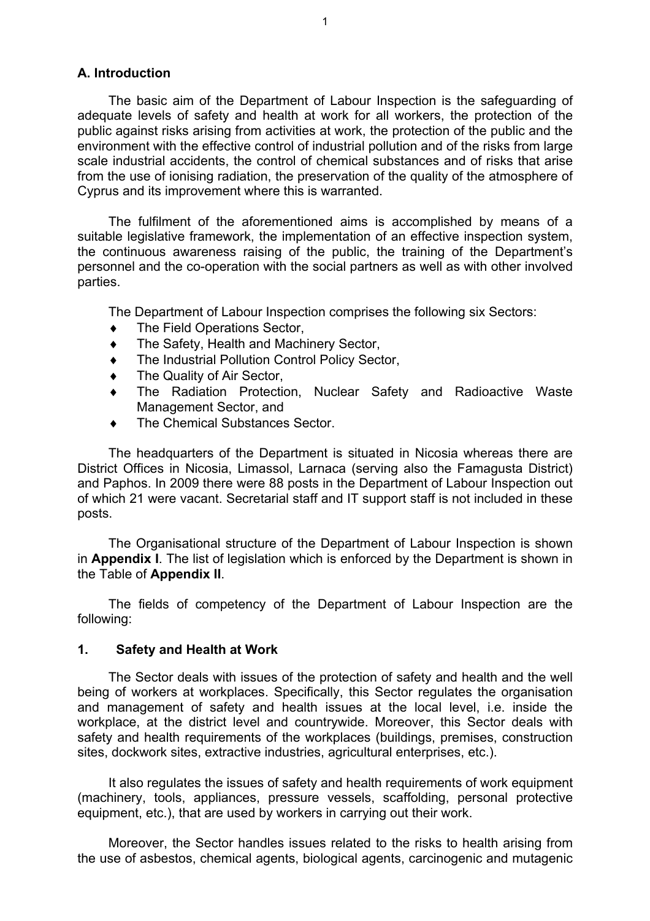## A. Introduction

The basic aim of the Department of Labour Inspection is the safeguarding of adequate levels of safety and health at work for all workers, the protection of the public against risks arising from activities at work, the protection of the public and the environment with the effective control of industrial pollution and of the risks from large scale industrial accidents, the control of chemical substances and of risks that arise from the use of ionising radiation, the preservation of the quality of the atmosphere of Cyprus and its improvement where this is warranted.

The fulfilment of the aforementioned aims is accomplished by means of a suitable legislative framework, the implementation of an effective inspection system, the continuous awareness raising of the public, the training of the Department's personnel and the co-operation with the social partners as well as with other involved parties.

The Department of Labour Inspection comprises the following six Sectors:

- The Field Operations Sector,
- The Safety, Health and Machinery Sector,
- The Industrial Pollution Control Policy Sector,
- The Quality of Air Sector,
- The Radiation Protection, Nuclear Safety and Radioactive Waste Management Sector, and
- The Chemical Substances Sector.

The headquarters of the Department is situated in Nicosia whereas there are District Offices in Nicosia, Limassol, Larnaca (serving also the Famagusta District) and Paphos. In 2009 there were 88 posts in the Department of Labour Inspection out of which 21 were vacant. Secretarial staff and IT support staff is not included in these posts.

The Organisational structure of the Department of Labour Inspection is shown in **Appendix I**. The list of legislation which is enforced by the Department is shown in the Table of **Appendix II**.

The fields of competency of the Department of Labour Inspection are the following:

### 1. Safety and Health at Work

The Sector deals with issues of the protection of safety and health and the well being of workers at workplaces. Specifically, this Sector regulates the organisation and management of safety and health issues at the local level, i.e. inside the workplace, at the district level and countrywide. Moreover, this Sector deals with safety and health requirements of the workplaces (buildings, premises, construction sites, dockwork sites, extractive industries, agricultural enterprises, etc.).

It also regulates the issues of safety and health requirements of work equipment (machinery, tools, appliances, pressure vessels, scaffolding, personal protective equipment, etc.), that are used by workers in carrying out their work.

Moreover, the Sector handles issues related to the risks to health arising from the use of asbestos, chemical agents, biological agents, carcinogenic and mutagenic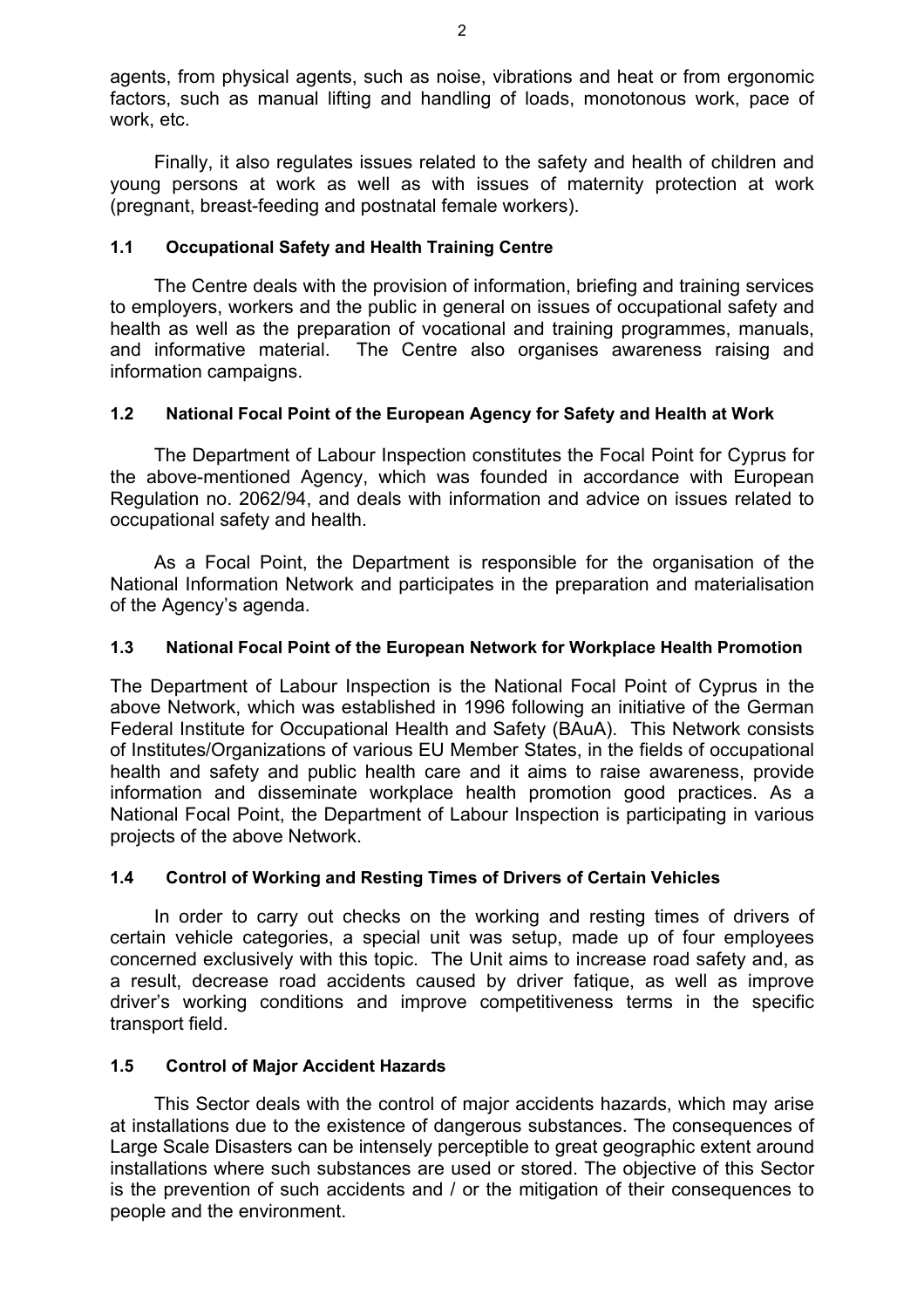agents, from physical agents, such as noise, vibrations and heat or from ergonomic factors, such as manual lifting and handling of loads, monotonous work, pace of work, etc.

Finally, it also regulates issues related to the safety and health of children and young persons at work as well as with issues of maternity protection at work (pregnant, breast-feeding and postnatal female workers).

### 1.1 Occupational Safety and Health Training Centre

The Centre deals with the provision of information, briefing and training services to employers, workers and the public in general on issues of occupational safety and health as well as the preparation of vocational and training programmes, manuals, and informative material. The Centre also organises awareness raising and information campaigns.

### 1.2 National Focal Point of the European Agency for Safety and Health at Work

The Department of Labour Inspection constitutes the Focal Point for Cyprus for the above-mentioned Agency, which was founded in accordance with European Regulation no. 2062/94, and deals with information and advice on issues related to occupational safety and health.

As a Focal Point, the Department is responsible for the organisation of the National Information Network and participates in the preparation and materialisation of the Agency's agenda.

### 1.3 National Focal Point of the European Network for Workplace Health Promotion

The Department of Labour Inspection is the National Focal Point of Cyprus in the above Network, which was established in 1996 following an initiative of the German Federal Institute for Occupational Health and Safety (BAuA). This Network consists of Institutes/Organizations of various EU Member States, in the fields of occupational health and safety and public health care and it aims to raise awareness, provide information and disseminate workplace health promotion good practices. As a National Focal Point, the Department of Labour Inspection is participating in various projects of the above Network.

### 1.4 Control of Working and Resting Times of Drivers of Certain Vehicles

In order to carry out checks on the working and resting times of drivers of certain vehicle categories, a special unit was setup, made up of four employees concerned exclusively with this topic. The Unit aims to increase road safety and, as a result, decrease road accidents caused by driver fatigue, as well as improve driver's working conditions and improve competitiveness terms in the specific transport field.

### 1.5 Control of Major Accident Hazards

This Sector deals with the control of major accidents hazards, which may arise at installations due to the existence of dangerous substances. The consequences of Large Scale Disasters can be intensely perceptible to great geographic extent around installations where such substances are used or stored. The objective of this Sector is the prevention of such accidents and / or the mitigation of their consequences to people and the environment.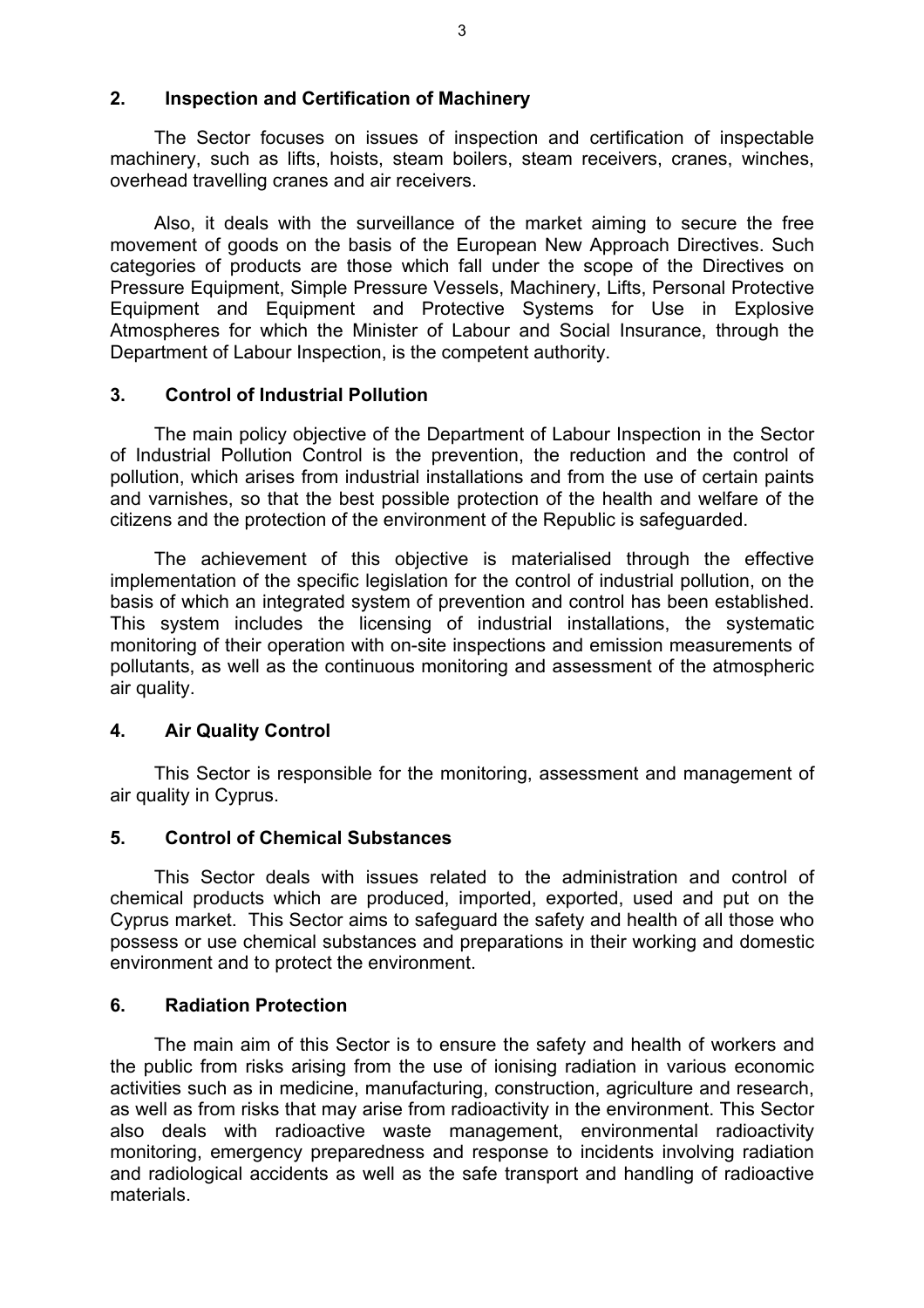## 2. Inspection and Certification of Machinery

The Sector focuses on issues of inspection and certification of inspectable machinery, such as lifts, hoists, steam boilers, steam receivers, cranes, winches, overhead travelling cranes and air receivers.

Also, it deals with the surveillance of the market aiming to secure the free movement of goods on the basis of the European New Approach Directives. Such categories of products are those which fall under the scope of the Directives on Pressure Equipment, Simple Pressure Vessels, Machinery, Lifts, Personal Protective Equipment and Equipment and Protective Systems for Use in Explosive Atmospheres for which the Minister of Labour and Social Insurance, through the Department of Labour Inspection, is the competent authority.

## 3. Control of Industrial Pollution

The main policy objective of the Department of Labour Inspection in the Sector of Industrial Pollution Control is the prevention, the reduction and the control of pollution, which arises from industrial installations and from the use of certain paints and varnishes, so that the best possible protection of the health and welfare of the citizens and the protection of the environment of the Republic is safeguarded.

The achievement of this objective is materialised through the effective implementation of the specific legislation for the control of industrial pollution, on the basis of which an integrated system of prevention and control has been established. This system includes the licensing of industrial installations, the systematic monitoring of their operation with on-site inspections and emission measurements of pollutants, as well as the continuous monitoring and assessment of the atmospheric air quality.

## 4. Air Quality Control

This Sector is responsible for the monitoring, assessment and management of air quality in Cyprus.

## 5. Control of Chemical Substances

This Sector deals with issues related to the administration and control of chemical products which are produced, imported, exported, used and put on the Cyprus market. This Sector aims to safeguard the safety and health of all those who possess or use chemical substances and preparations in their working and domestic environment and to protect the environment.

## 6. Radiation Protection

The main aim of this Sector is to ensure the safety and health of workers and the public from risks arising from the use of ionising radiation in various economic activities such as in medicine, manufacturing, construction, agriculture and research, as well as from risks that may arise from radioactivity in the environment. This Sector also deals with radioactive waste management, environmental radioactivity monitoring, emergency preparedness and response to incidents involving radiation and radiological accidents as well as the safe transport and handling of radioactive materials.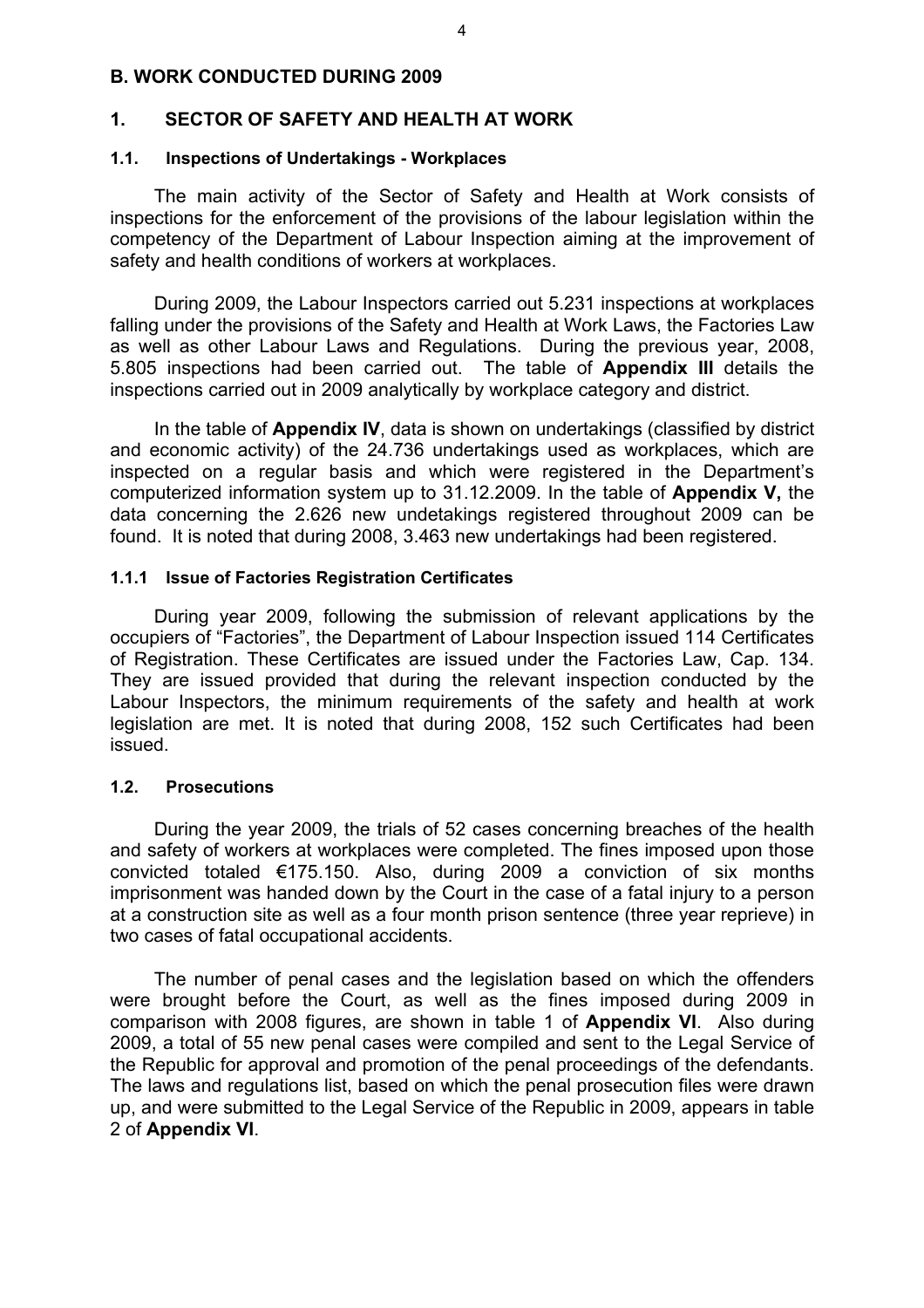## B. WORK CONDUCTED DURING 2009

### 1. SECTOR OF SAFETY AND HEALTH AT WORK

#### 1.1. Inspections of Undertakings - Workplaces

The main activity of the Sector of Safety and Health at Work consists of inspections for the enforcement of the provisions of the labour legislation within the competency of the Department of Labour Inspection aiming at the improvement of safety and health conditions of workers at workplaces.

During 2009, the Labour Inspectors carried out 5.231 inspections at workplaces falling under the provisions of the Safety and Health at Work Laws, the Factories Law as well as other Labour Laws and Regulations. During the previous year, 2008, 5.805 inspections had been carried out. The table of **Appendix III** details the inspections carried out in 2009 analytically by workplace category and district.

In the table of **Appendix IV**, data is shown on undertakings (classified by district and economic activity) of the 24.736 undertakings used as workplaces, which are inspected on a regular basis and which were registered in the Department's computerized information system up to 31.12.2009. In the table of **Appendix V,** the data concerning the 2.626 new undetakings registered throughout 2009 can be found. It is noted that during 2008, 3.463 new undertakings had been registered.

#### 1.1.1 Issue of Factories Registration Certificates

During year 2009, following the submission of relevant applications by the occupiers of "Factories", the Department of Labour Inspection issued 114 Certificates of Registration. These Certificates are issued under the Factories Law, Cap. 134. They are issued provided that during the relevant inspection conducted by the Labour Inspectors, the minimum requirements of the safety and health at work legislation are met. It is noted that during 2008, 152 such Certificates had been issued.

#### 1.2. Prosecutions

During the year 2009, the trials of 52 cases concerning breaches of the health and safety of workers at workplaces were completed. The fines imposed upon those convicted totaled €175.150. Also, during 2009 a conviction of six months imprisonment was handed down by the Court in the case of a fatal injury to a person at a construction site as well as a four month prison sentence (three year reprieve) in two cases of fatal occupational accidents.

The number of penal cases and the legislation based on which the offenders were brought before the Court, as well as the fines imposed during 2009 in comparison with 2008 figures, are shown in table 1 of **Appendix VI**. Also during 2009, a total of 55 new penal cases were compiled and sent to the Legal Service of the Republic for approval and promotion of the penal proceedings of the defendants. The laws and regulations list, based on which the penal prosecution files were drawn up, and were submitted to the Legal Service of the Republic in 2009, appears in table 2 of **Appendix VI**.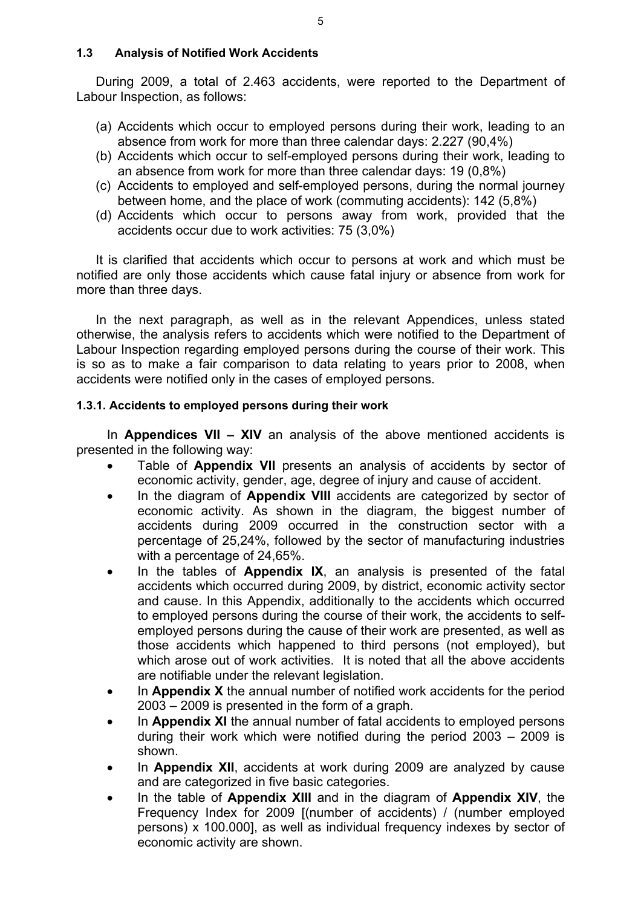### 1.3 Analysis of Notified Work Accidents

During 2009, a total of 2.463 accidents, were reported to the Department of Labour Inspection, as follows:

(a) Accidents which occur to employed persons during their work, leading to an absence from work for more than three calendar days: 2.227 (90,4%)
(b) Accidents which occur to self-employed persons during their work, leading to an absence from work for more than three calendar days: 19 (0,8%)
(c) Accidents to employed and self-employed persons, during the normal journey between home, and the place of work (commuting accidents): 142 (5,8%)
(d) Accidents which occur to persons away from work, provided that the accidents occur due to work activities: 75 (3,0%)

It is clarified that accidents which occur to persons at work and which must be notified are only those accidents which cause fatal injury or absence from work for more than three days.

In the next paragraph, as well as in the relevant Appendices, unless stated otherwise, the analysis refers to accidents which were notified to the Department of Labour Inspection regarding employed persons during the course of their work. This is so as to make a fair comparison to data relating to years prior to 2008, when accidents were notified only in the cases of employed persons.

#### 1.3.1. Accidents to employed persons during their work

In **Appendices VII – XIV** an analysis of the above mentioned accidents is presented in the following way:

- Table of **Appendix VII** presents an analysis of accidents by sector of economic activity, gender, age, degree of injury and cause of accident.
- In the diagram of **Appendix VIII** accidents are categorized by sector of economic activity. As shown in the diagram, the biggest number of accidents during 2009 occurred in the construction sector with a percentage of 25,24%, followed by the sector of manufacturing industries with a percentage of 24,65%.
- In the tables of **Appendix IX**, an analysis is presented of the fatal accidents which occurred during 2009, by district, economic activity sector and cause. In this Appendix, additionally to the accidents which occurred to employed persons during the course of their work, the accidents to self-employed persons during the cause of their work are presented, as well as those accidents which happened to third persons (not employed), but which arose out of work activities. It is noted that all the above accidents are notifiable under the relevant legislation.
- In **Appendix X** the annual number of notified work accidents for the period 2003 – 2009 is presented in the form of a graph.
- In **Appendix XI** the annual number of fatal accidents to employed persons during their work which were notified during the period 2003 – 2009 is shown.
- In **Appendix XII**, accidents at work during 2009 are analyzed by cause and are categorized in five basic categories.
- In the table of **Appendix XIII** and in the diagram of **Appendix XIV**, the Frequency Index for 2009 [(number of accidents) / (number employed persons) x 100.000], as well as individual frequency indexes by sector of economic activity are shown.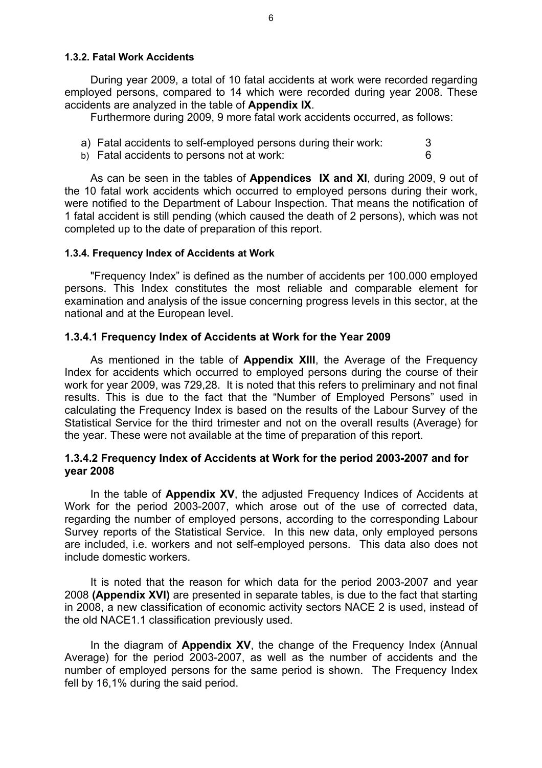#### 1.3.2. Fatal Work Accidents

During year 2009, a total of 10 fatal accidents at work were recorded regarding employed persons, compared to 14 which were recorded during year 2008. These accidents are analyzed in the table of **Appendix IX**.

Furthermore during 2009, 9 more fatal work accidents occurred, as follows:

a) Fatal accidents to self-employed persons during their work: 3
b) Fatal accidents to persons not at work: 6

As can be seen in the tables of **Appendices IX and XI**, during 2009, 9 out of the 10 fatal work accidents which occurred to employed persons during their work, were notified to the Department of Labour Inspection. That means the notification of 1 fatal accident is still pending (which caused the death of 2 persons), which was not completed up to the date of preparation of this report.

#### 1.3.4. Frequency Index of Accidents at Work

"Frequency Index" is defined as the number of accidents per 100.000 employed persons. This Index constitutes the most reliable and comparable element for examination and analysis of the issue concerning progress levels in this sector, at the national and at the European level.

### 1.3.4.1 Frequency Index of Accidents at Work for the Year 2009

As mentioned in the table of **Appendix XIII**, the Average of the Frequency Index for accidents which occurred to employed persons during the course of their work for year 2009, was 729,28. It is noted that this refers to preliminary and not final results. This is due to the fact that the "Number of Employed Persons" used in calculating the Frequency Index is based on the results of the Labour Survey of the Statistical Service for the third trimester and not on the overall results (Average) for the year. These were not available at the time of preparation of this report.

### 1.3.4.2 Frequency Index of Accidents at Work for the period 2003-2007 and for year 2008

In the table of **Appendix XV**, the adjusted Frequency Indices of Accidents at Work for the period 2003-2007, which arose out of the use of corrected data, regarding the number of employed persons, according to the corresponding Labour Survey reports of the Statistical Service. In this new data, only employed persons are included, i.e. workers and not self-employed persons. This data also does not include domestic workers.

It is noted that the reason for which data for the period 2003-2007 and year 2008 **(Appendix XVI)** are presented in separate tables, is due to the fact that starting in 2008, a new classification of economic activity sectors NACE 2 is used, instead of the old NACE1.1 classification previously used.

In the diagram of **Appendix XV**, the change of the Frequency Index (Annual Average) for the period 2003-2007, as well as the number of accidents and the number of employed persons for the same period is shown. The Frequency Index fell by 16,1% during the said period.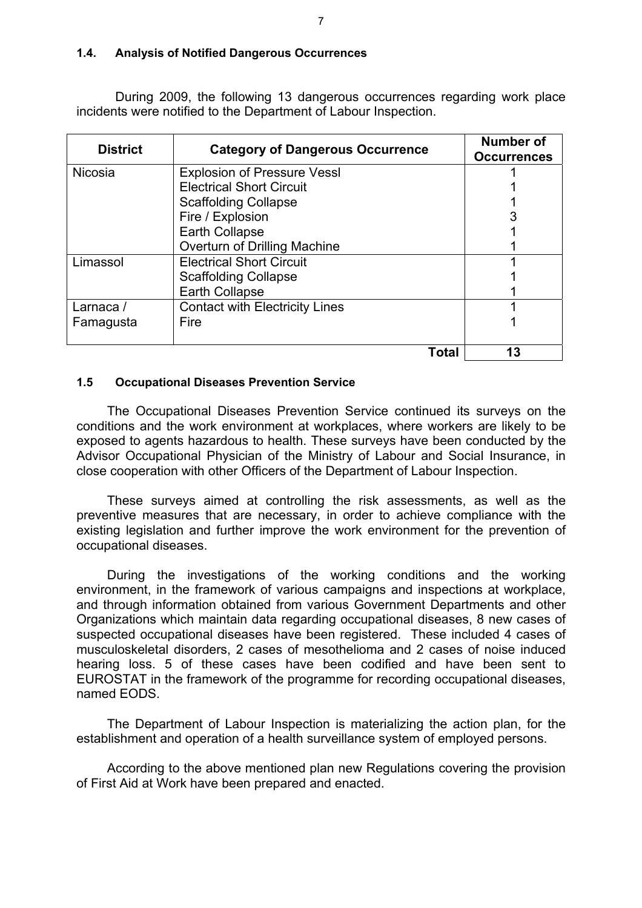### 1.4. Analysis of Notified Dangerous Occurrences

During 2009, the following 13 dangerous occurrences regarding work place incidents were notified to the Department of Labour Inspection.

| District | Category of Dangerous Occurrence | Number of Occurrences |
|---|---|---|
| Nicosia | Explosion of Pressure Vessl | 1 |
| | Electrical Short Circuit | 1 |
| | Scaffolding Collapse | 1 |
| | Fire / Explosion | 3 |
| | Earth Collapse | 1 |
| | Overturn of Drilling Machine | 1 |
| Limassol | Electrical Short Circuit | 1 |
| | Scaffolding Collapse | 1 |
| | Earth Collapse | 1 |
| Larnaca / Famagusta | Contact with Electricity Lines | 1 |
| | Fire | 1 |
| | **Total** | **13** |

### 1.5 Occupational Diseases Prevention Service

The Occupational Diseases Prevention Service continued its surveys on the conditions and the work environment at workplaces, where workers are likely to be exposed to agents hazardous to health. These surveys have been conducted by the Advisor Occupational Physician of the Ministry of Labour and Social Insurance, in close cooperation with other Officers of the Department of Labour Inspection.

These surveys aimed at controlling the risk assessments, as well as the preventive measures that are necessary, in order to achieve compliance with the existing legislation and further improve the work environment for the prevention of occupational diseases.

During the investigations of the working conditions and the working environment, in the framework of various campaigns and inspections at workplace, and through information obtained from various Government Departments and other Organizations which maintain data regarding occupational diseases, 8 new cases of suspected occupational diseases have been registered. These included 4 cases of musculoskeletal disorders, 2 cases of mesothelioma and 2 cases of noise induced hearing loss. 5 of these cases have been codified and have been sent to EUROSTAT in the framework of the programme for recording occupational diseases, named EODS.

The Department of Labour Inspection is materializing the action plan, for the establishment and operation of a health surveillance system of employed persons.

According to the above mentioned plan new Regulations covering the provision of First Aid at Work have been prepared and enacted.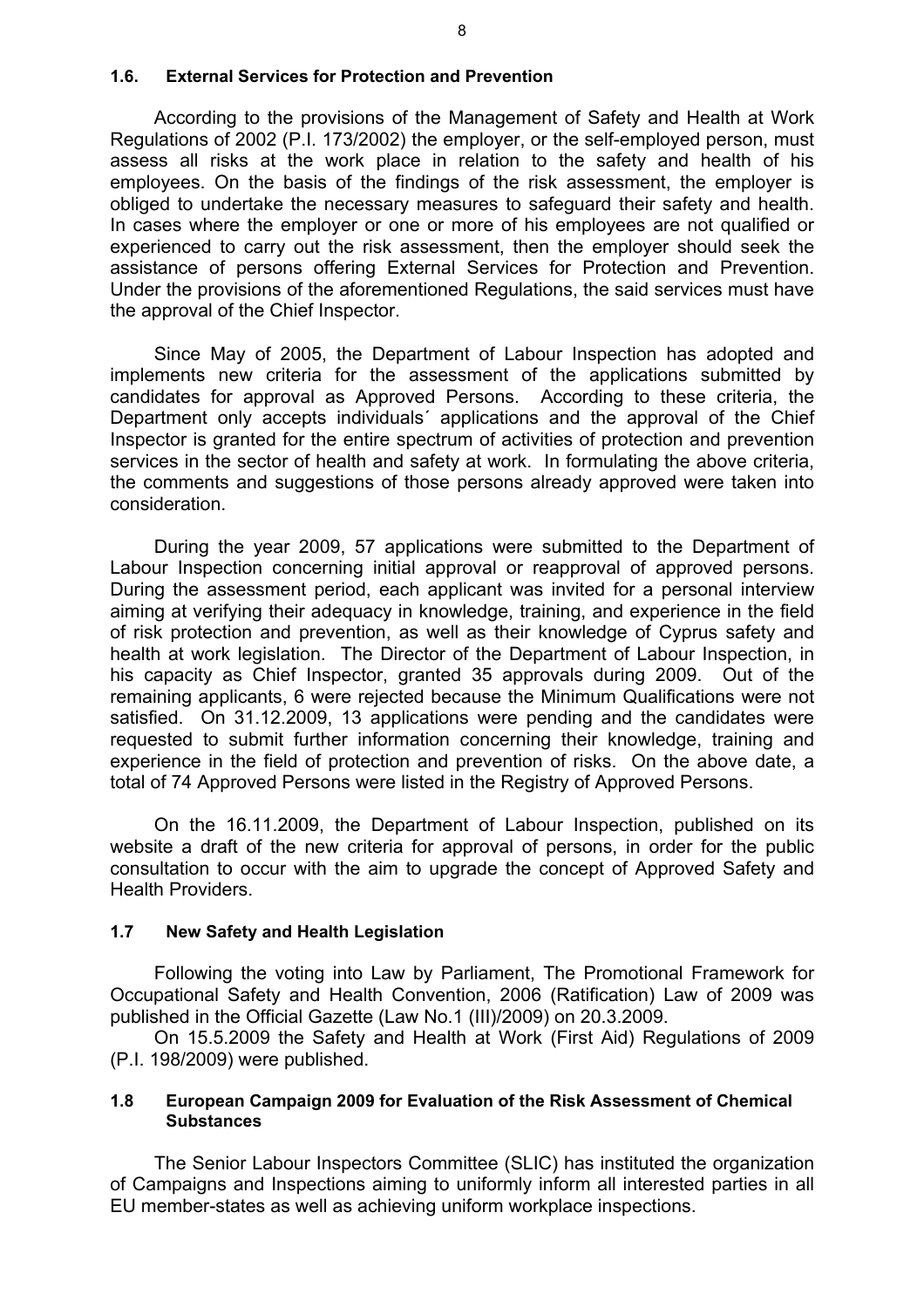### 1.6. External Services for Protection and Prevention

According to the provisions of the Management of Safety and Health at Work Regulations of 2002 (P.I. 173/2002) the employer, or the self-employed person, must assess all risks at the work place in relation to the safety and health of his employees. On the basis of the findings of the risk assessment, the employer is obliged to undertake the necessary measures to safeguard their safety and health. In cases where the employer or one or more of his employees are not qualified or experienced to carry out the risk assessment, then the employer should seek the assistance of persons offering External Services for Protection and Prevention. Under the provisions of the aforementioned Regulations, the said services must have the approval of the Chief Inspector.

Since May of 2005, the Department of Labour Inspection has adopted and implements new criteria for the assessment of the applications submitted by candidates for approval as Approved Persons. According to these criteria, the Department only accepts individuals´ applications and the approval of the Chief Inspector is granted for the entire spectrum of activities of protection and prevention services in the sector of health and safety at work. In formulating the above criteria, the comments and suggestions of those persons already approved were taken into consideration.

During the year 2009, 57 applications were submitted to the Department of Labour Inspection concerning initial approval or reapproval of approved persons. During the assessment period, each applicant was invited for a personal interview aiming at verifying their adequacy in knowledge, training, and experience in the field of risk protection and prevention, as well as their knowledge of Cyprus safety and health at work legislation. The Director of the Department of Labour Inspection, in his capacity as Chief Inspector, granted 35 approvals during 2009. Out of the remaining applicants, 6 were rejected because the Minimum Qualifications were not satisfied. On 31.12.2009, 13 applications were pending and the candidates were requested to submit further information concerning their knowledge, training and experience in the field of protection and prevention of risks. On the above date, a total of 74 Approved Persons were listed in the Registry of Approved Persons.

On the 16.11.2009, the Department of Labour Inspection, published on its website a draft of the new criteria for approval of persons, in order for the public consultation to occur with the aim to upgrade the concept of Approved Safety and Health Providers.

### 1.7 New Safety and Health Legislation

Following the voting into Law by Parliament, The Promotional Framework for Occupational Safety and Health Convention, 2006 (Ratification) Law of 2009 was published in the Official Gazette (Law No.1 (III)/2009) on 20.3.2009.

On 15.5.2009 the Safety and Health at Work (First Aid) Regulations of 2009 (P.I. 198/2009) were published.

### 1.8 European Campaign 2009 for Evaluation of the Risk Assessment of Chemical Substances

The Senior Labour Inspectors Committee (SLIC) has instituted the organization of Campaigns and Inspections aiming to uniformly inform all interested parties in all EU member-states as well as achieving uniform workplace inspections.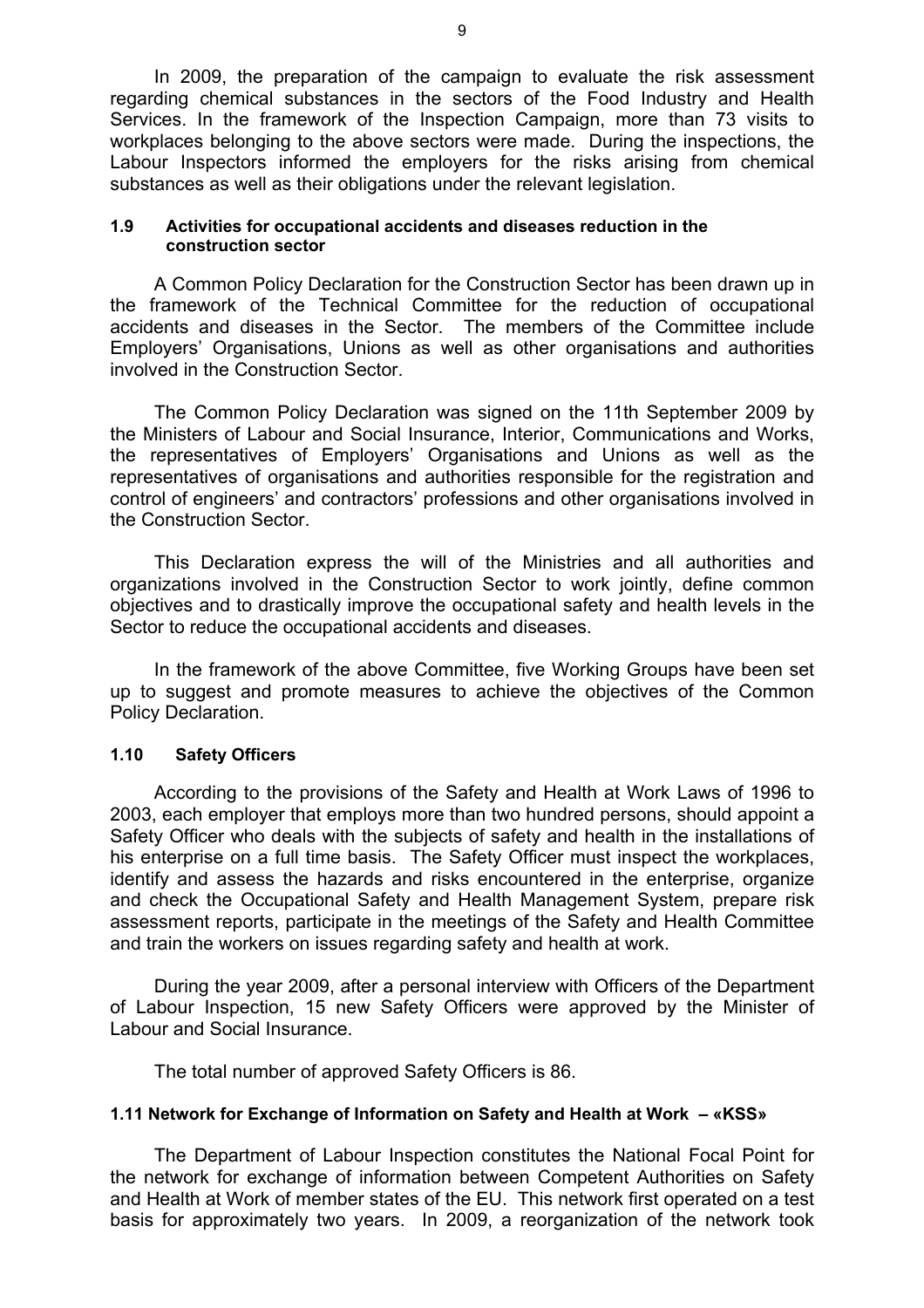In 2009, the preparation of the campaign to evaluate the risk assessment regarding chemical substances in the sectors of the Food Industry and Health Services. In the framework of the Inspection Campaign, more than 73 visits to workplaces belonging to the above sectors were made. During the inspections, the Labour Inspectors informed the employers for the risks arising from chemical substances as well as their obligations under the relevant legislation.

### 1.9 Activities for occupational accidents and diseases reduction in the construction sector

A Common Policy Declaration for the Construction Sector has been drawn up in the framework of the Technical Committee for the reduction of occupational accidents and diseases in the Sector. The members of the Committee include Employers' Organisations, Unions as well as other organisations and authorities involved in the Construction Sector.

The Common Policy Declaration was signed on the 11th September 2009 by the Ministers of Labour and Social Insurance, Interior, Communications and Works, the representatives of Employers' Organisations and Unions as well as the representatives of organisations and authorities responsible for the registration and control of engineers' and contractors' professions and other organisations involved in the Construction Sector.

This Declaration express the will of the Ministries and all authorities and organizations involved in the Construction Sector to work jointly, define common objectives and to drastically improve the occupational safety and health levels in the Sector to reduce the occupational accidents and diseases.

In the framework of the above Committee, five Working Groups have been set up to suggest and promote measures to achieve the objectives of the Common Policy Declaration.

### 1.10 Safety Officers

According to the provisions of the Safety and Health at Work Laws of 1996 to 2003, each employer that employs more than two hundred persons, should appoint a Safety Officer who deals with the subjects of safety and health in the installations of his enterprise on a full time basis. The Safety Officer must inspect the workplaces, identify and assess the hazards and risks encountered in the enterprise, organize and check the Occupational Safety and Health Management System, prepare risk assessment reports, participate in the meetings of the Safety and Health Committee and train the workers on issues regarding safety and health at work.

During the year 2009, after a personal interview with Officers of the Department of Labour Inspection, 15 new Safety Officers were approved by the Minister of Labour and Social Insurance.

The total number of approved Safety Officers is 86.

### 1.11 Network for Exchange of Information on Safety and Health at Work – «KSS»

The Department of Labour Inspection constitutes the National Focal Point for the network for exchange of information between Competent Authorities on Safety and Health at Work of member states of the EU. This network first operated on a test basis for approximately two years. In 2009, a reorganization of the network took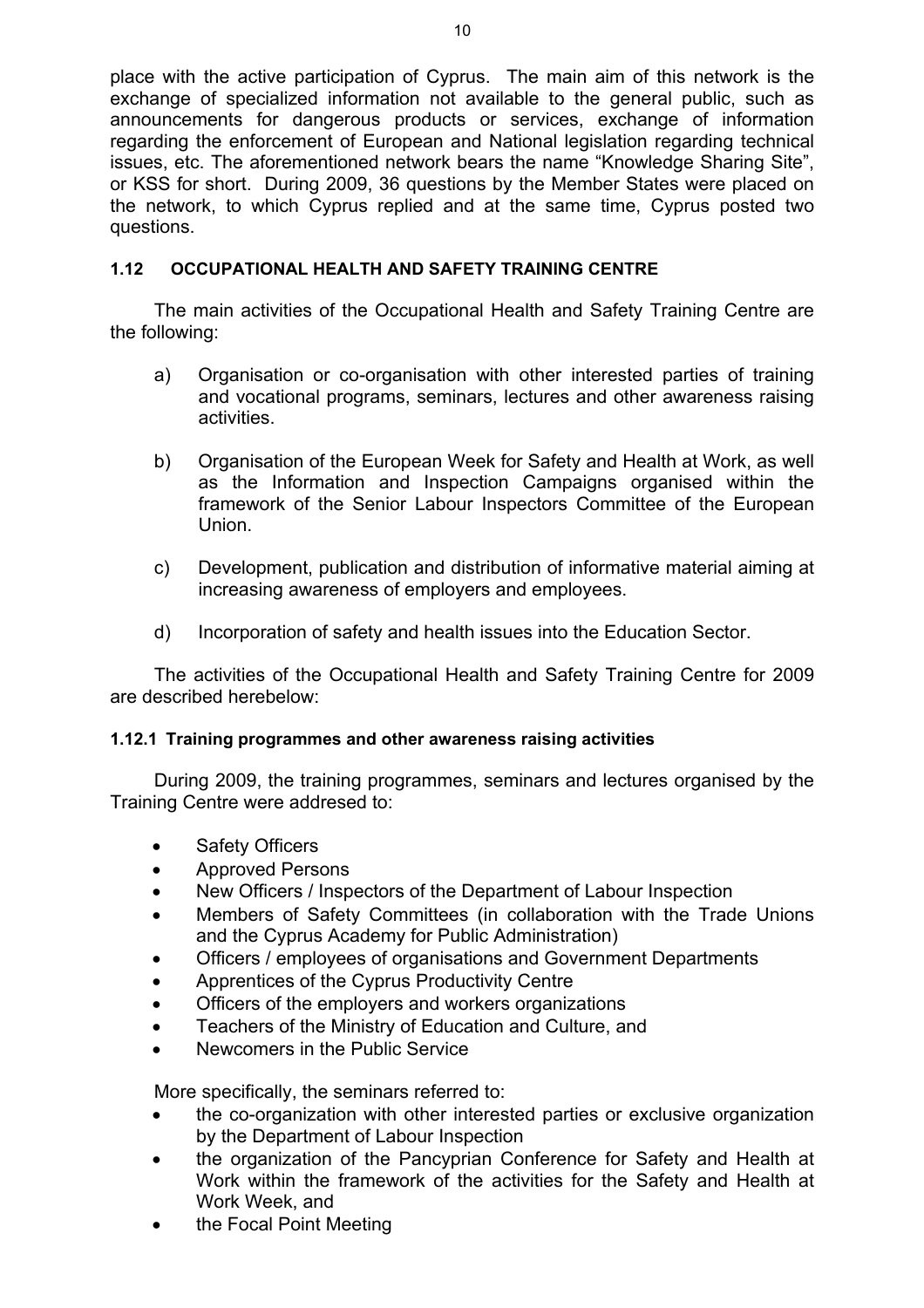place with the active participation of Cyprus. The main aim of this network is the exchange of specialized information not available to the general public, such as announcements for dangerous products or services, exchange of information regarding the enforcement of European and National legislation regarding technical issues, etc. The aforementioned network bears the name “Knowledge Sharing Site”, or KSS for short. During 2009, 36 questions by the Member States were placed on the network, to which Cyprus replied and at the same time, Cyprus posted two questions.

### 1.12 OCCUPATIONAL HEALTH AND SAFETY TRAINING CENTRE

The main activities of the Occupational Health and Safety Training Centre are the following:

a) Organisation or co-organisation with other interested parties of training and vocational programs, seminars, lectures and other awareness raising activities.

b) Organisation of the European Week for Safety and Health at Work, as well as the Information and Inspection Campaigns organised within the framework of the Senior Labour Inspectors Committee of the European Union.

c) Development, publication and distribution of informative material aiming at increasing awareness of employers and employees.

d) Incorporation of safety and health issues into the Education Sector.

The activities of the Occupational Health and Safety Training Centre for 2009 are described herebelow:

#### 1.12.1 Training programmes and other awareness raising activities

During 2009, the training programmes, seminars and lectures organised by the Training Centre were addresed to:

- Safety Officers
- Approved Persons
- New Officers / Inspectors of the Department of Labour Inspection
- Members of Safety Committees (in collaboration with the Trade Unions and the Cyprus Academy for Public Administration)
- Officers / employees of organisations and Government Departments
- Apprentices of the Cyprus Productivity Centre
- Officers of the employers and workers organizations
- Teachers of the Ministry of Education and Culture, and
- Newcomers in the Public Service

More specifically, the seminars referred to:

- the co-organization with other interested parties or exclusive organization by the Department of Labour Inspection
- the organization of the Pancyprian Conference for Safety and Health at Work within the framework of the activities for the Safety and Health at Work Week, and
- the Focal Point Meeting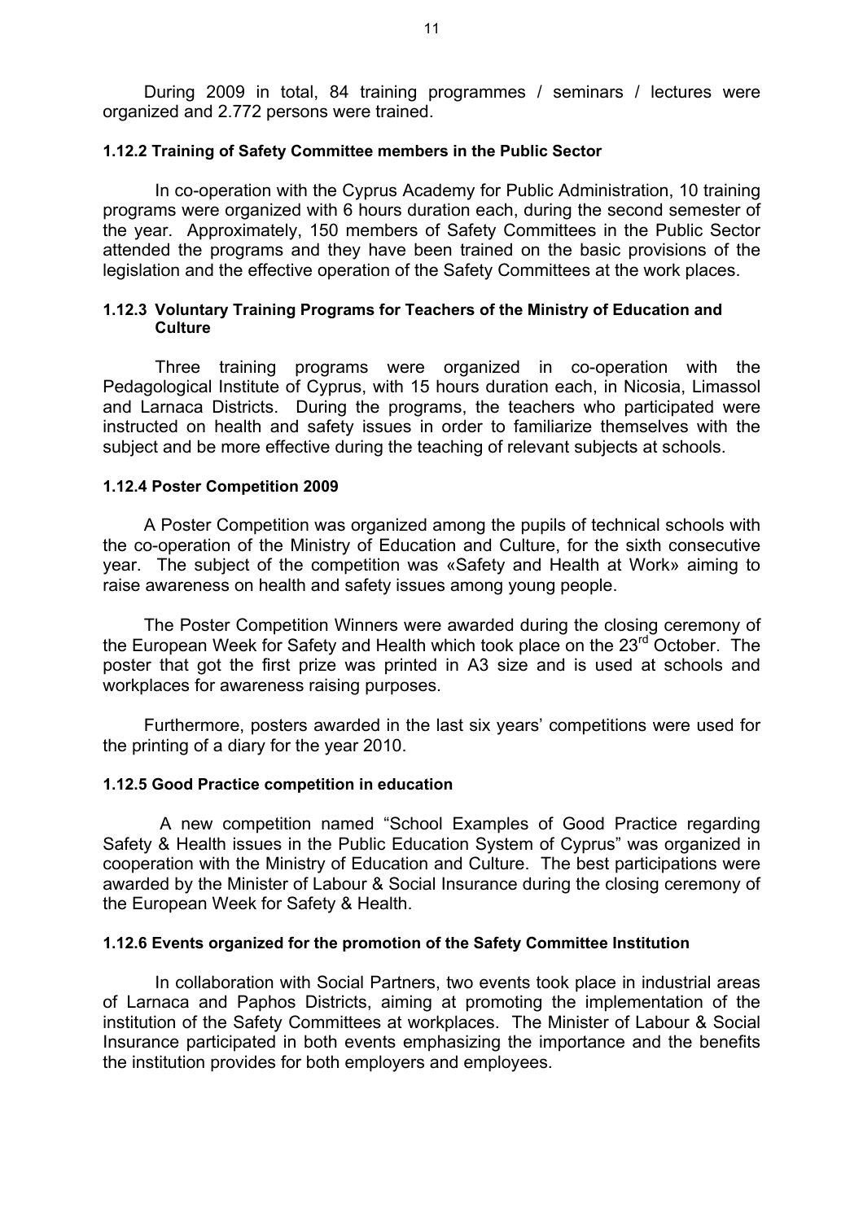During 2009 in total, 84 training programmes / seminars / lectures were organized and 2.772 persons were trained.

#### 1.12.2 Training of Safety Committee members in the Public Sector

In co-operation with the Cyprus Academy for Public Administration, 10 training programs were organized with 6 hours duration each, during the second semester of the year. Approximately, 150 members of Safety Committees in the Public Sector attended the programs and they have been trained on the basic provisions of the legislation and the effective operation of the Safety Committees at the work places.

#### 1.12.3 Voluntary Training Programs for Teachers of the Ministry of Education and Culture

Three training programs were organized in co-operation with the Pedagological Institute of Cyprus, with 15 hours duration each, in Nicosia, Limassol and Larnaca Districts. During the programs, the teachers who participated were instructed on health and safety issues in order to familiarize themselves with the subject and be more effective during the teaching of relevant subjects at schools.

#### 1.12.4 Poster Competition 2009

A Poster Competition was organized among the pupils of technical schools with the co-operation of the Ministry of Education and Culture, for the sixth consecutive year. The subject of the competition was «Safety and Health at Work» aiming to raise awareness on health and safety issues among young people.

The Poster Competition Winners were awarded during the closing ceremony of the European Week for Safety and Health which took place on the 23rd October. The poster that got the first prize was printed in A3 size and is used at schools and workplaces for awareness raising purposes.

Furthermore, posters awarded in the last six years' competitions were used for the printing of a diary for the year 2010.

#### 1.12.5 Good Practice competition in education

A new competition named "School Examples of Good Practice regarding Safety & Health issues in the Public Education System of Cyprus" was organized in cooperation with the Ministry of Education and Culture. The best participations were awarded by the Minister of Labour & Social Insurance during the closing ceremony of the European Week for Safety & Health.

#### 1.12.6 Events organized for the promotion of the Safety Committee Institution

In collaboration with Social Partners, two events took place in industrial areas of Larnaca and Paphos Districts, aiming at promoting the implementation of the institution of the Safety Committees at workplaces. The Minister of Labour & Social Insurance participated in both events emphasizing the importance and the benefits the institution provides for both employers and employees.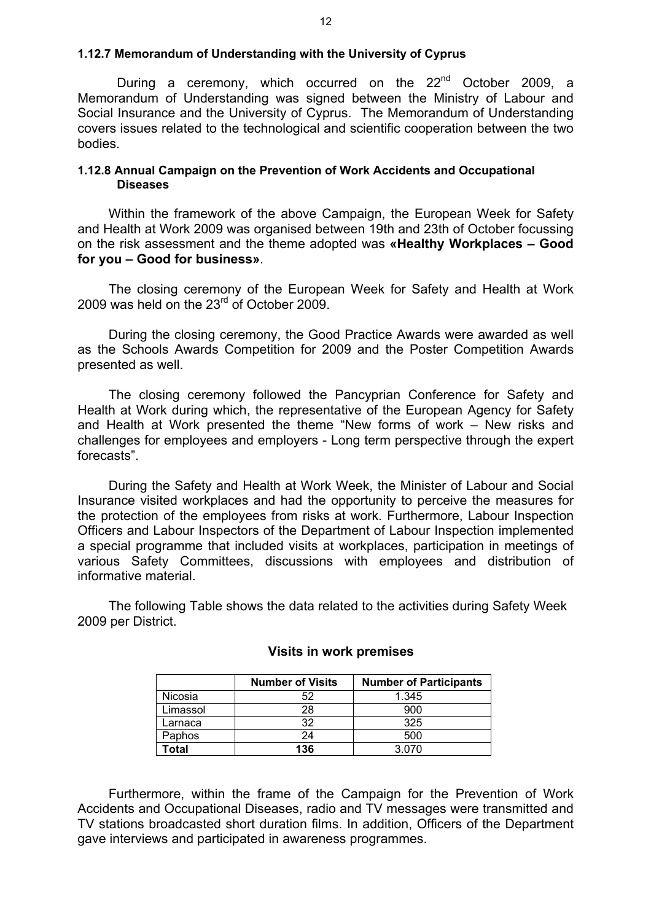#### 1.12.7 Memorandum of Understanding with the University of Cyprus

During a ceremony, which occurred on the 22nd October 2009, a Memorandum of Understanding was signed between the Ministry of Labour and Social Insurance and the University of Cyprus. The Memorandum of Understanding covers issues related to the technological and scientific cooperation between the two bodies.

#### 1.12.8 Annual Campaign on the Prevention of Work Accidents and Occupational Diseases

Within the framework of the above Campaign, the European Week for Safety and Health at Work 2009 was organised between 19th and 23th of October focussing on the risk assessment and the theme adopted was **«Healthy Workplaces – Good for you – Good for business»**.

The closing ceremony of the European Week for Safety and Health at Work 2009 was held on the 23rd of October 2009.

During the closing ceremony, the Good Practice Awards were awarded as well as the Schools Awards Competition for 2009 and the Poster Competition Awards presented as well.

The closing ceremony followed the Pancyprian Conference for Safety and Health at Work during which, the representative of the European Agency for Safety and Health at Work presented the theme "New forms of work – New risks and challenges for employees and employers - Long term perspective through the expert forecasts".

During the Safety and Health at Work Week, the Minister of Labour and Social Insurance visited workplaces and had the opportunity to perceive the measures for the protection of the employees from risks at work. Furthermore, Labour Inspection Officers and Labour Inspectors of the Department of Labour Inspection implemented a special programme that included visits at workplaces, participation in meetings of various Safety Committees, discussions with employees and distribution of informative material.

The following Table shows the data related to the activities during Safety Week 2009 per District.

**Visits in work premises**

| | Number of Visits | Number of Participants |
|---|---|---|
| Nicosia | 52 | 1.345 |
| Limassol | 28 | 900 |
| Larnaca | 32 | 325 |
| Paphos | 24 | 500 |
| **Total** | **136** | 3.070 |

Furthermore, within the frame of the Campaign for the Prevention of Work Accidents and Occupational Diseases, radio and TV messages were transmitted and TV stations broadcasted short duration films. In addition, Officers of the Department gave interviews and participated in awareness programmes.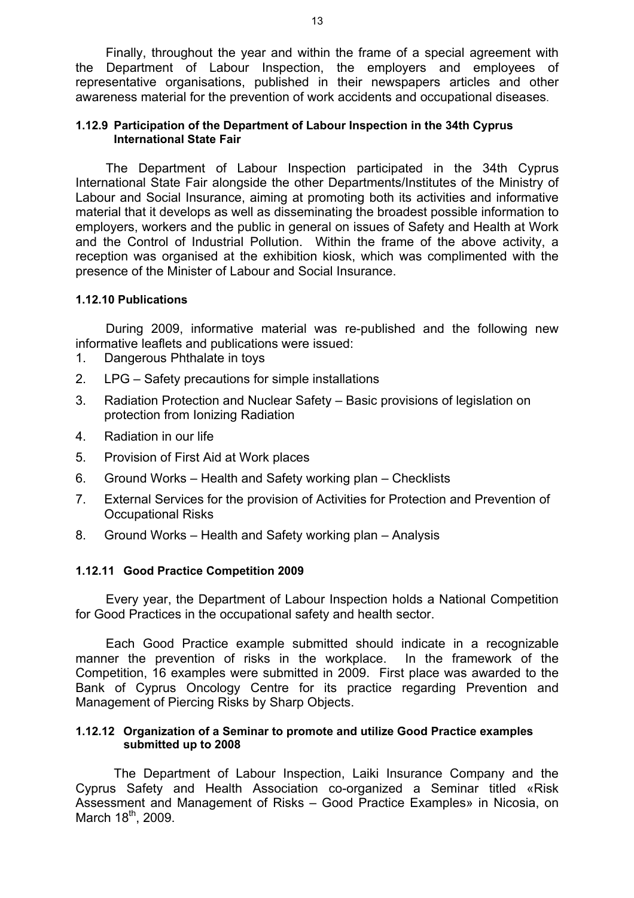Finally, throughout the year and within the frame of a special agreement with the Department of Labour Inspection, the employers and employees of representative organisations, published in their newspapers articles and other awareness material for the prevention of work accidents and occupational diseases.

#### 1.12.9 Participation of the Department of Labour Inspection in the 34th Cyprus International State Fair

The Department of Labour Inspection participated in the 34th Cyprus International State Fair alongside the other Departments/Institutes of the Ministry of Labour and Social Insurance, aiming at promoting both its activities and informative material that it develops as well as disseminating the broadest possible information to employers, workers and the public in general on issues of Safety and Health at Work and the Control of Industrial Pollution. Within the frame of the above activity, a reception was organised at the exhibition kiosk, which was complimented with the presence of the Minister of Labour and Social Insurance.

#### 1.12.10 Publications

During 2009, informative material was re-published and the following new informative leaflets and publications were issued:

1. Dangerous Phthalate in toys
2. LPG – Safety precautions for simple installations
3. Radiation Protection and Nuclear Safety – Basic provisions of legislation on protection from Ionizing Radiation
4. Radiation in our life
5. Provision of First Aid at Work places
6. Ground Works – Health and Safety working plan – Checklists
7. External Services for the provision of Activities for Protection and Prevention of Occupational Risks
8. Ground Works – Health and Safety working plan – Analysis

#### 1.12.11 Good Practice Competition 2009

Every year, the Department of Labour Inspection holds a National Competition for Good Practices in the occupational safety and health sector.

Each Good Practice example submitted should indicate in a recognizable manner the prevention of risks in the workplace. In the framework of the Competition, 16 examples were submitted in 2009. First place was awarded to the Bank of Cyprus Oncology Centre for its practice regarding Prevention and Management of Piercing Risks by Sharp Objects.

#### 1.12.12 Organization of a Seminar to promote and utilize Good Practice examples submitted up to 2008

The Department of Labour Inspection, Laiki Insurance Company and the Cyprus Safety and Health Association co-organized a Seminar titled «Risk Assessment and Management of Risks – Good Practice Examples» in Nicosia, on March 18th, 2009.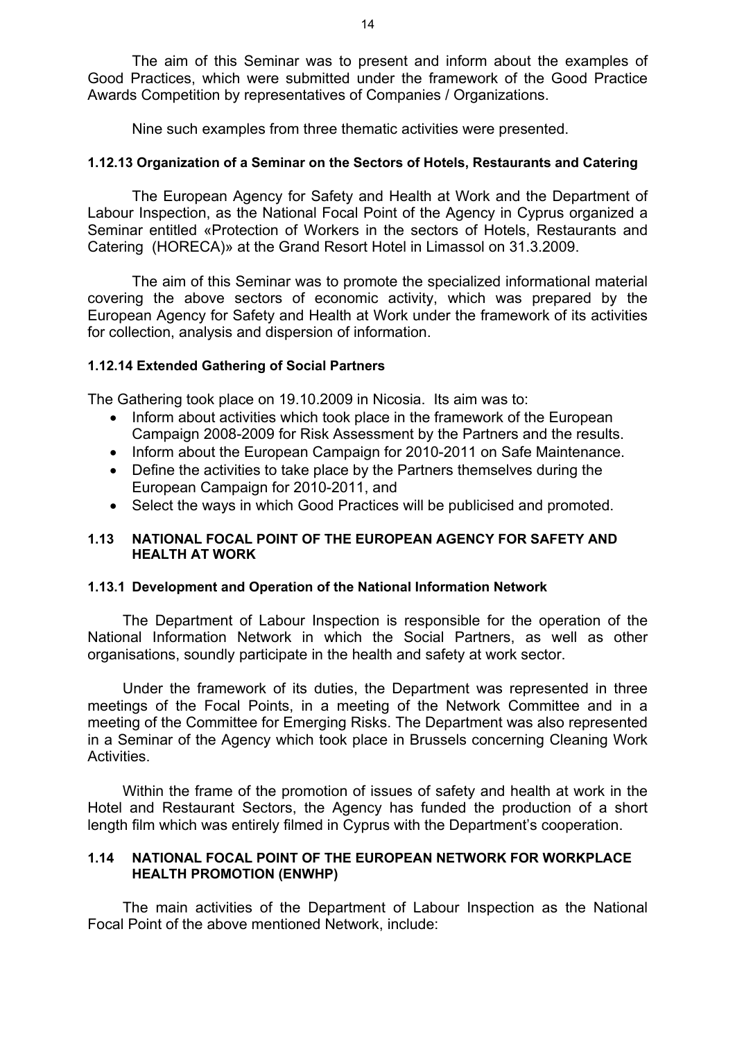The aim of this Seminar was to present and inform about the examples of Good Practices, which were submitted under the framework of the Good Practice Awards Competition by representatives of Companies / Organizations.

Nine such examples from three thematic activities were presented.

#### 1.12.13 Organization of a Seminar on the Sectors of Hotels, Restaurants and Catering

The European Agency for Safety and Health at Work and the Department of Labour Inspection, as the National Focal Point of the Agency in Cyprus organized a Seminar entitled «Protection of Workers in the sectors of Hotels, Restaurants and Catering (HORECA)» at the Grand Resort Hotel in Limassol on 31.3.2009.

The aim of this Seminar was to promote the specialized informational material covering the above sectors of economic activity, which was prepared by the European Agency for Safety and Health at Work under the framework of its activities for collection, analysis and dispersion of information.

#### 1.12.14 Extended Gathering of Social Partners

The Gathering took place on 19.10.2009 in Nicosia. Its aim was to:

- Inform about activities which took place in the framework of the European Campaign 2008-2009 for Risk Assessment by the Partners and the results.
- Inform about the European Campaign for 2010-2011 on Safe Maintenance.
- Define the activities to take place by the Partners themselves during the European Campaign for 2010-2011, and
- Select the ways in which Good Practices will be publicised and promoted.

### 1.13 NATIONAL FOCAL POINT OF THE EUROPEAN AGENCY FOR SAFETY AND HEALTH AT WORK

#### 1.13.1 Development and Operation of the National Information Network

The Department of Labour Inspection is responsible for the operation of the National Information Network in which the Social Partners, as well as other organisations, soundly participate in the health and safety at work sector.

Under the framework of its duties, the Department was represented in three meetings of the Focal Points, in a meeting of the Network Committee and in a meeting of the Committee for Emerging Risks. The Department was also represented in a Seminar of the Agency which took place in Brussels concerning Cleaning Work Activities.

Within the frame of the promotion of issues of safety and health at work in the Hotel and Restaurant Sectors, the Agency has funded the production of a short length film which was entirely filmed in Cyprus with the Department's cooperation.

### 1.14 NATIONAL FOCAL POINT OF THE EUROPEAN NETWORK FOR WORKPLACE HEALTH PROMOTION (ENWHP)

The main activities of the Department of Labour Inspection as the National Focal Point of the above mentioned Network, include: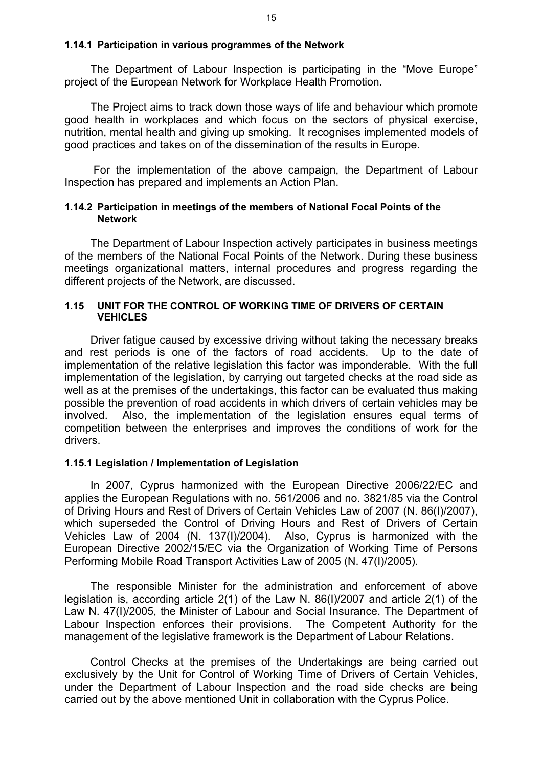#### 1.14.1 Participation in various programmes of the Network

The Department of Labour Inspection is participating in the “Move Europe” project of the European Network for Workplace Health Promotion.

The Project aims to track down those ways of life and behaviour which promote good health in workplaces and which focus on the sectors of physical exercise, nutrition, mental health and giving up smoking. It recognises implemented models of good practices and takes on of the dissemination of the results in Europe.

For the implementation of the above campaign, the Department of Labour Inspection has prepared and implements an Action Plan.

#### 1.14.2 Participation in meetings of the members of National Focal Points of the Network

The Department of Labour Inspection actively participates in business meetings of the members of the National Focal Points of the Network. During these business meetings organizational matters, internal procedures and progress regarding the different projects of the Network, are discussed.

### 1.15 UNIT FOR THE CONTROL OF WORKING TIME OF DRIVERS OF CERTAIN VEHICLES

Driver fatigue caused by excessive driving without taking the necessary breaks and rest periods is one of the factors of road accidents. Up to the date of implementation of the relative legislation this factor was imponderable. With the full implementation of the legislation, by carrying out targeted checks at the road side as well as at the premises of the undertakings, this factor can be evaluated thus making possible the prevention of road accidents in which drivers of certain vehicles may be involved. Also, the implementation of the legislation ensures equal terms of competition between the enterprises and improves the conditions of work for the drivers.

#### 1.15.1 Legislation / Implementation of Legislation

In 2007, Cyprus harmonized with the European Directive 2006/22/EC and applies the European Regulations with no. 561/2006 and no. 3821/85 via the Control of Driving Hours and Rest of Drivers of Certain Vehicles Law of 2007 (N. 86(I)/2007), which superseded the Control of Driving Hours and Rest of Drivers of Certain Vehicles Law of 2004 (N. 137(I)/2004). Also, Cyprus is harmonized with the European Directive 2002/15/EC via the Organization of Working Time of Persons Performing Mobile Road Transport Activities Law of 2005 (N. 47(I)/2005).

The responsible Minister for the administration and enforcement of above legislation is, according article 2(1) of the Law N. 86(I)/2007 and article 2(1) of the Law N. 47(I)/2005, the Minister of Labour and Social Insurance. The Department of Labour Inspection enforces their provisions. The Competent Authority for the management of the legislative framework is the Department of Labour Relations.

Control Checks at the premises of the Undertakings are being carried out exclusively by the Unit for Control of Working Time of Drivers of Certain Vehicles, under the Department of Labour Inspection and the road side checks are being carried out by the above mentioned Unit in collaboration with the Cyprus Police.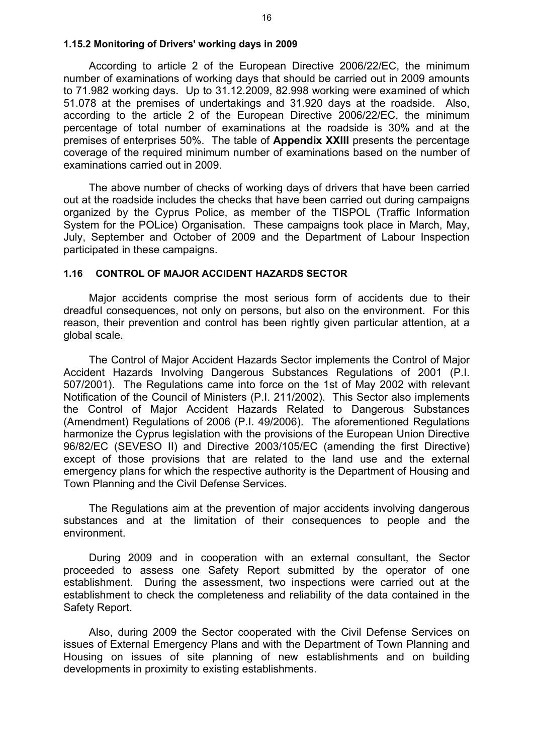#### 1.15.2 Monitoring of Drivers' working days in 2009

According to article 2 of the European Directive 2006/22/EC, the minimum number of examinations of working days that should be carried out in 2009 amounts to 71.982 working days. Up to 31.12.2009, 82.998 working were examined of which 51.078 at the premises of undertakings and 31.920 days at the roadside. Also, according to the article 2 of the European Directive 2006/22/EC, the minimum percentage of total number of examinations at the roadside is 30% and at the premises of enterprises 50%. The table of **Appendix XXIII** presents the percentage coverage of the required minimum number of examinations based on the number of examinations carried out in 2009.

The above number of checks of working days of drivers that have been carried out at the roadside includes the checks that have been carried out during campaigns organized by the Cyprus Police, as member of the TISPOL (Traffic Information System for the POLice) Organisation. These campaigns took place in March, May, July, September and October of 2009 and the Department of Labour Inspection participated in these campaigns.

### 1.16 CONTROL OF MAJOR ACCIDENT HAZARDS SECTOR

Major accidents comprise the most serious form of accidents due to their dreadful consequences, not only on persons, but also on the environment. For this reason, their prevention and control has been rightly given particular attention, at a global scale.

The Control of Major Accident Hazards Sector implements the Control of Major Accident Hazards Involving Dangerous Substances Regulations of 2001 (P.I. 507/2001). The Regulations came into force on the 1st of May 2002 with relevant Notification of the Council of Ministers (P.I. 211/2002). This Sector also implements the Control of Major Accident Hazards Related to Dangerous Substances (Amendment) Regulations of 2006 (P.I. 49/2006). The aforementioned Regulations harmonize the Cyprus legislation with the provisions of the European Union Directive 96/82/EC (SEVESO II) and Directive 2003/105/EC (amending the first Directive) except of those provisions that are related to the land use and the external emergency plans for which the respective authority is the Department of Housing and Town Planning and the Civil Defense Services.

The Regulations aim at the prevention of major accidents involving dangerous substances and at the limitation of their consequences to people and the environment.

During 2009 and in cooperation with an external consultant, the Sector proceeded to assess one Safety Report submitted by the operator of one establishment. During the assessment, two inspections were carried out at the establishment to check the completeness and reliability of the data contained in the Safety Report.

Also, during 2009 the Sector cooperated with the Civil Defense Services on issues of External Emergency Plans and with the Department of Town Planning and Housing on issues of site planning of new establishments and on building developments in proximity to existing establishments.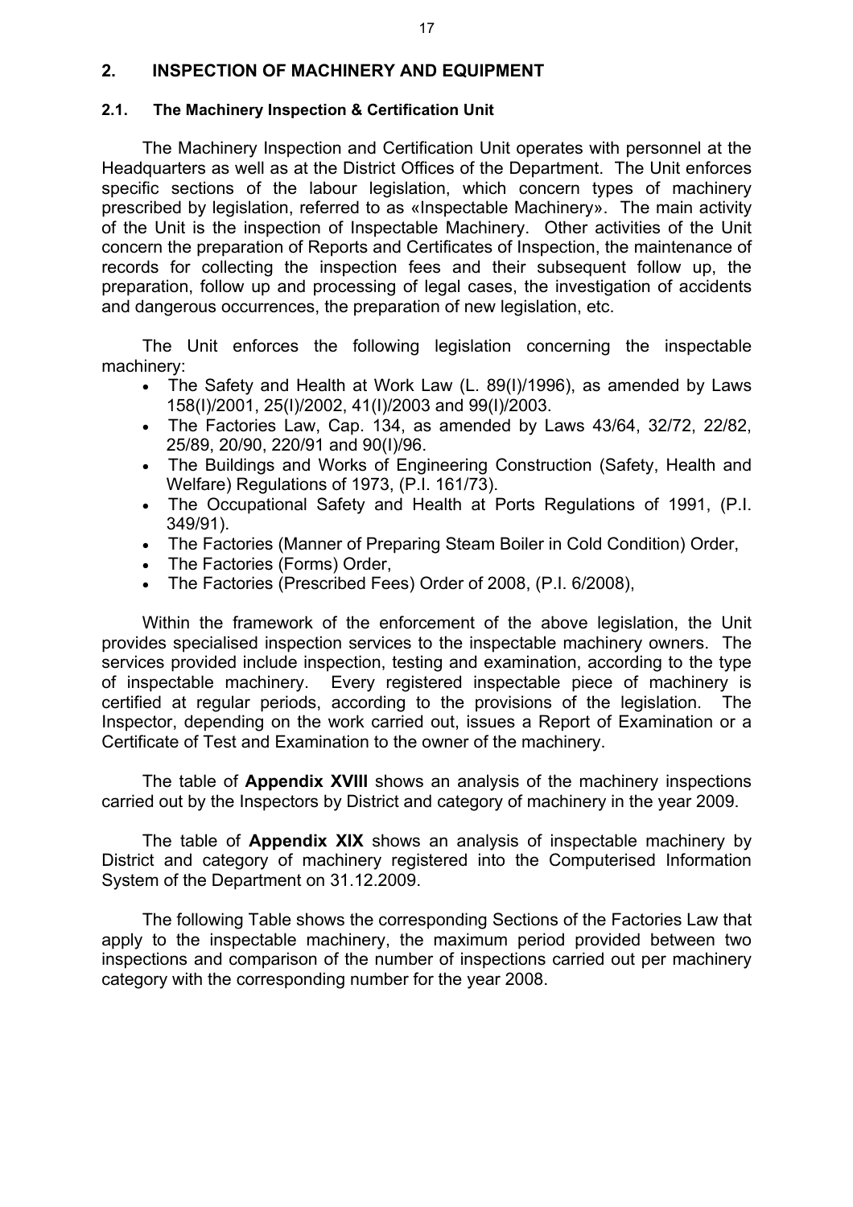## 2. INSPECTION OF MACHINERY AND EQUIPMENT

### 2.1. The Machinery Inspection & Certification Unit

The Machinery Inspection and Certification Unit operates with personnel at the Headquarters as well as at the District Offices of the Department. The Unit enforces specific sections of the labour legislation, which concern types of machinery prescribed by legislation, referred to as «Inspectable Machinery». The main activity of the Unit is the inspection of Inspectable Machinery. Other activities of the Unit concern the preparation of Reports and Certificates of Inspection, the maintenance of records for collecting the inspection fees and their subsequent follow up, the preparation, follow up and processing of legal cases, the investigation of accidents and dangerous occurrences, the preparation of new legislation, etc.

The Unit enforces the following legislation concerning the inspectable machinery:

- The Safety and Health at Work Law (L. 89(I)/1996), as amended by Laws 158(I)/2001, 25(I)/2002, 41(I)/2003 and 99(I)/2003.
- The Factories Law, Cap. 134, as amended by Laws 43/64, 32/72, 22/82, 25/89, 20/90, 220/91 and 90(I)/96.
- The Buildings and Works of Engineering Construction (Safety, Health and Welfare) Regulations of 1973, (P.I. 161/73).
- The Occupational Safety and Health at Ports Regulations of 1991, (P.I. 349/91).
- The Factories (Manner of Preparing Steam Boiler in Cold Condition) Order,
- The Factories (Forms) Order,
- The Factories (Prescribed Fees) Order of 2008, (P.I. 6/2008),

Within the framework of the enforcement of the above legislation, the Unit provides specialised inspection services to the inspectable machinery owners. The services provided include inspection, testing and examination, according to the type of inspectable machinery. Every registered inspectable piece of machinery is certified at regular periods, according to the provisions of the legislation. The Inspector, depending on the work carried out, issues a Report of Examination or a Certificate of Test and Examination to the owner of the machinery.

The table of **Appendix XVIII** shows an analysis of the machinery inspections carried out by the Inspectors by District and category of machinery in the year 2009.

The table of **Appendix XIX** shows an analysis of inspectable machinery by District and category of machinery registered into the Computerised Information System of the Department on 31.12.2009.

The following Table shows the corresponding Sections of the Factories Law that apply to the inspectable machinery, the maximum period provided between two inspections and comparison of the number of inspections carried out per machinery category with the corresponding number for the year 2008.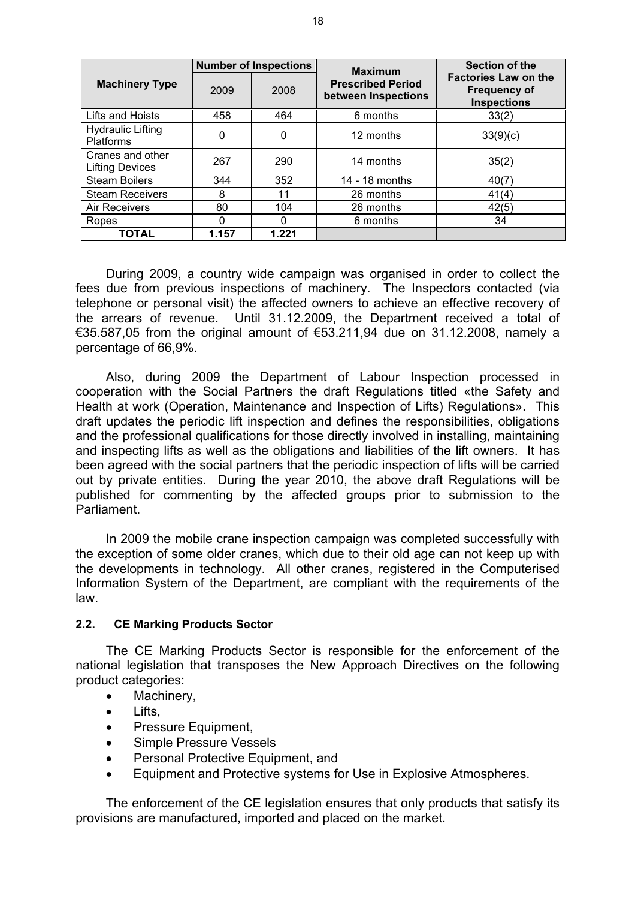| Machinery Type | Number of Inspections | | Maximum Prescribed Period between Inspections | Section of the Factories Law on the Frequency of Inspections |
|---|---|---|---|---|
| | 2009 | 2008 | | |
| Lifts and Hoists | 458 | 464 | 6 months | 33(2) |
| Hydraulic Lifting Platforms | 0 | 0 | 12 months | 33(9)(c) |
| Cranes and other Lifting Devices | 267 | 290 | 14 months | 35(2) |
| Steam Boilers | 344 | 352 | 14 - 18 months | 40(7) |
| Steam Receivers | 8 | 11 | 26 months | 41(4) |
| Air Receivers | 80 | 104 | 26 months | 42(5) |
| Ropes | 0 | 0 | 6 months | 34 |
| **TOTAL** | **1.157** | **1.221** | | |

During 2009, a country wide campaign was organised in order to collect the fees due from previous inspections of machinery. The Inspectors contacted (via telephone or personal visit) the affected owners to achieve an effective recovery of the arrears of revenue. Until 31.12.2009, the Department received a total of €35.587,05 from the original amount of €53.211,94 due on 31.12.2008, namely a percentage of 66,9%.

Also, during 2009 the Department of Labour Inspection processed in cooperation with the Social Partners the draft Regulations titled «the Safety and Health at work (Operation, Maintenance and Inspection of Lifts) Regulations». This draft updates the periodic lift inspection and defines the responsibilities, obligations and the professional qualifications for those directly involved in installing, maintaining and inspecting lifts as well as the obligations and liabilities of the lift owners. It has been agreed with the social partners that the periodic inspection of lifts will be carried out by private entities. During the year 2010, the above draft Regulations will be published for commenting by the affected groups prior to submission to the Parliament.

In 2009 the mobile crane inspection campaign was completed successfully with the exception of some older cranes, which due to their old age can not keep up with the developments in technology. All other cranes, registered in the Computerised Information System of the Department, are compliant with the requirements of the law.

### 2.2. CE Marking Products Sector

The CE Marking Products Sector is responsible for the enforcement of the national legislation that transposes the New Approach Directives on the following product categories:

- Machinery,
- Lifts,
- Pressure Equipment,
- Simple Pressure Vessels
- Personal Protective Equipment, and
- Equipment and Protective systems for Use in Explosive Atmospheres.

The enforcement of the CE legislation ensures that only products that satisfy its provisions are manufactured, imported and placed on the market.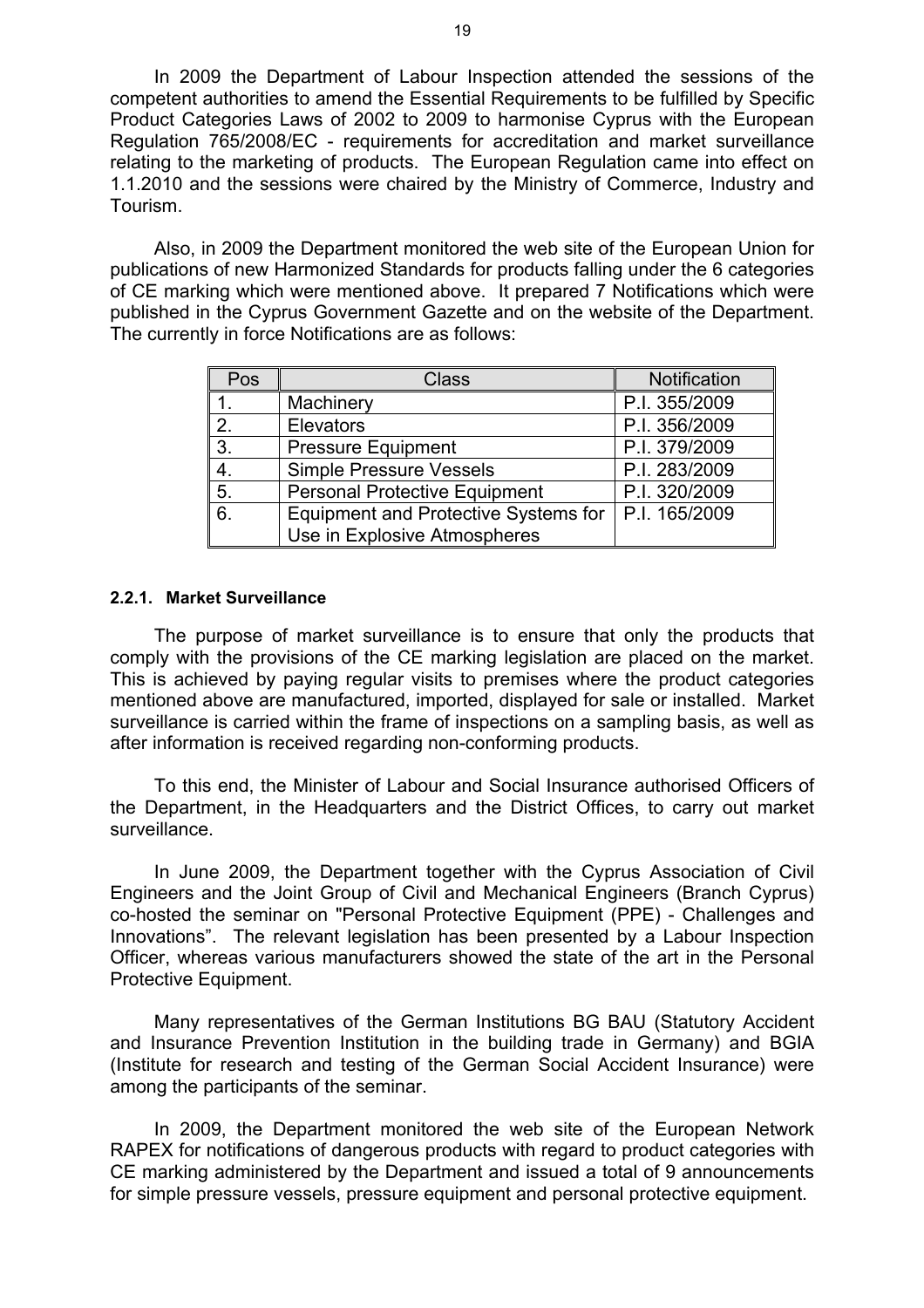In 2009 the Department of Labour Inspection attended the sessions of the competent authorities to amend the Essential Requirements to be fulfilled by Specific Product Categories Laws of 2002 to 2009 to harmonise Cyprus with the European Regulation 765/2008/EC - requirements for accreditation and market surveillance relating to the marketing of products. The European Regulation came into effect on 1.1.2010 and the sessions were chaired by the Ministry of Commerce, Industry and Tourism.

Also, in 2009 the Department monitored the web site of the European Union for publications of new Harmonized Standards for products falling under the 6 categories of CE marking which were mentioned above. It prepared 7 Notifications which were published in the Cyprus Government Gazette and on the website of the Department. The currently in force Notifications are as follows:

| Pos | Class | Notification |
|---|---|---|
| 1. | Machinery | P.I. 355/2009 |
| 2. | Elevators | P.I. 356/2009 |
| 3. | Pressure Equipment | P.I. 379/2009 |
| 4. | Simple Pressure Vessels | P.I. 283/2009 |
| 5. | Personal Protective Equipment | P.I. 320/2009 |
| 6. | Equipment and Protective Systems for Use in Explosive Atmospheres | P.I. 165/2009 |

#### 2.2.1. Market Surveillance

The purpose of market surveillance is to ensure that only the products that comply with the provisions of the CE marking legislation are placed on the market. This is achieved by paying regular visits to premises where the product categories mentioned above are manufactured, imported, displayed for sale or installed. Market surveillance is carried within the frame of inspections on a sampling basis, as well as after information is received regarding non-conforming products.

To this end, the Minister of Labour and Social Insurance authorised Officers of the Department, in the Headquarters and the District Offices, to carry out market surveillance.

In June 2009, the Department together with the Cyprus Association of Civil Engineers and the Joint Group of Civil and Mechanical Engineers (Branch Cyprus) co-hosted the seminar on "Personal Protective Equipment (PPE) - Challenges and Innovations". The relevant legislation has been presented by a Labour Inspection Officer, whereas various manufacturers showed the state of the art in the Personal Protective Equipment.

Many representatives of the German Institutions BG BAU (Statutory Accident and Insurance Prevention Institution in the building trade in Germany) and BGIA (Institute for research and testing of the German Social Accident Insurance) were among the participants of the seminar.

In 2009, the Department monitored the web site of the European Network RAPEX for notifications of dangerous products with regard to product categories with CE marking administered by the Department and issued a total of 9 announcements for simple pressure vessels, pressure equipment and personal protective equipment.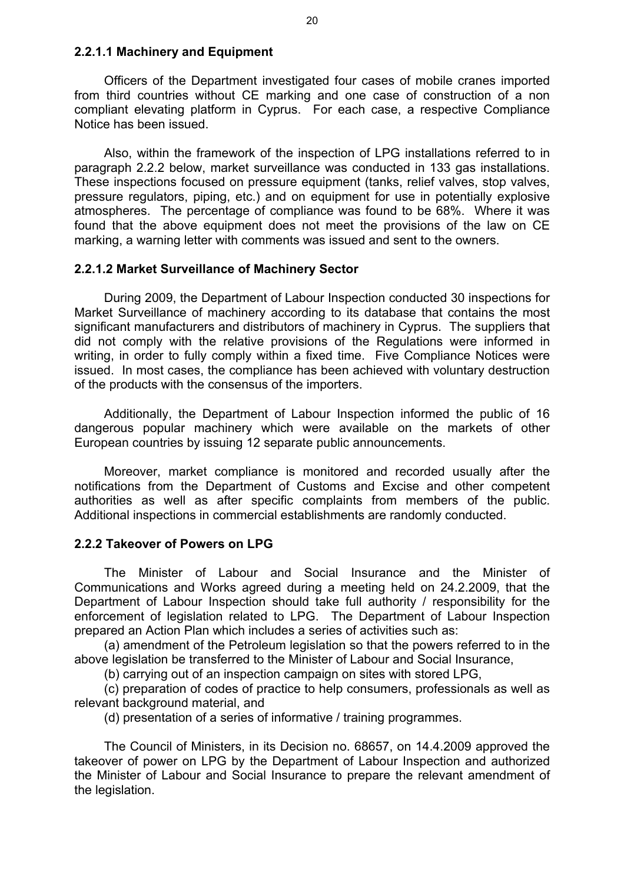#### 2.2.1.1 Machinery and Equipment

Officers of the Department investigated four cases of mobile cranes imported from third countries without CE marking and one case of construction of a non compliant elevating platform in Cyprus. For each case, a respective Compliance Notice has been issued.

Also, within the framework of the inspection of LPG installations referred to in paragraph 2.2.2 below, market surveillance was conducted in 133 gas installations. These inspections focused on pressure equipment (tanks, relief valves, stop valves, pressure regulators, piping, etc.) and on equipment for use in potentially explosive atmospheres. The percentage of compliance was found to be 68%. Where it was found that the above equipment does not meet the provisions of the law on CE marking, a warning letter with comments was issued and sent to the owners.

#### 2.2.1.2 Market Surveillance of Machinery Sector

During 2009, the Department of Labour Inspection conducted 30 inspections for Market Surveillance of machinery according to its database that contains the most significant manufacturers and distributors of machinery in Cyprus. The suppliers that did not comply with the relative provisions of the Regulations were informed in writing, in order to fully comply within a fixed time. Five Compliance Notices were issued. In most cases, the compliance has been achieved with voluntary destruction of the products with the consensus of the importers.

Additionally, the Department of Labour Inspection informed the public of 16 dangerous popular machinery which were available on the markets of other European countries by issuing 12 separate public announcements.

Moreover, market compliance is monitored and recorded usually after the notifications from the Department of Customs and Excise and other competent authorities as well as after specific complaints from members of the public. Additional inspections in commercial establishments are randomly conducted.

### 2.2.2 Takeover of Powers on LPG

The Minister of Labour and Social Insurance and the Minister of Communications and Works agreed during a meeting held on 24.2.2009, that the Department of Labour Inspection should take full authority / responsibility for the enforcement of legislation related to LPG. The Department of Labour Inspection prepared an Action Plan which includes a series of activities such as:

(a) amendment of the Petroleum legislation so that the powers referred to in the above legislation be transferred to the Minister of Labour and Social Insurance,

(b) carrying out of an inspection campaign on sites with stored LPG,

(c) preparation of codes of practice to help consumers, professionals as well as relevant background material, and

(d) presentation of a series of informative / training programmes.

The Council of Ministers, in its Decision no. 68657, on 14.4.2009 approved the takeover of power on LPG by the Department of Labour Inspection and authorized the Minister of Labour and Social Insurance to prepare the relevant amendment of the legislation.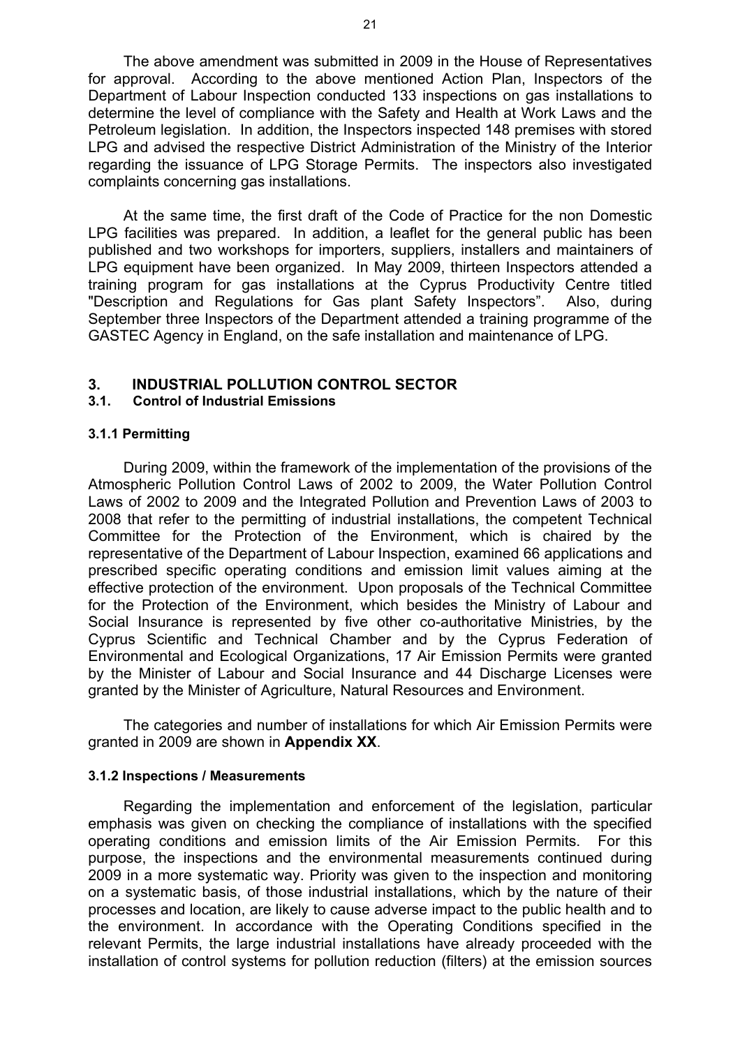The above amendment was submitted in 2009 in the House of Representatives for approval. According to the above mentioned Action Plan, Inspectors of the Department of Labour Inspection conducted 133 inspections on gas installations to determine the level of compliance with the Safety and Health at Work Laws and the Petroleum legislation. In addition, the Inspectors inspected 148 premises with stored LPG and advised the respective District Administration of the Ministry of the Interior regarding the issuance of LPG Storage Permits. The inspectors also investigated complaints concerning gas installations.

At the same time, the first draft of the Code of Practice for the non Domestic LPG facilities was prepared. In addition, a leaflet for the general public has been published and two workshops for importers, suppliers, installers and maintainers of LPG equipment have been organized. In May 2009, thirteen Inspectors attended a training program for gas installations at the Cyprus Productivity Centre titled "Description and Regulations for Gas plant Safety Inspectors". Also, during September three Inspectors of the Department attended a training programme of the GASTEC Agency in England, on the safe installation and maintenance of LPG.

## 3. INDUSTRIAL POLLUTION CONTROL SECTOR

### 3.1. Control of Industrial Emissions

#### 3.1.1 Permitting

During 2009, within the framework of the implementation of the provisions of the Atmospheric Pollution Control Laws of 2002 to 2009, the Water Pollution Control Laws of 2002 to 2009 and the Integrated Pollution and Prevention Laws of 2003 to 2008 that refer to the permitting of industrial installations, the competent Technical Committee for the Protection of the Environment, which is chaired by the representative of the Department of Labour Inspection, examined 66 applications and prescribed specific operating conditions and emission limit values aiming at the effective protection of the environment. Upon proposals of the Technical Committee for the Protection of the Environment, which besides the Ministry of Labour and Social Insurance is represented by five other co-authoritative Ministries, by the Cyprus Scientific and Technical Chamber and by the Cyprus Federation of Environmental and Ecological Organizations, 17 Air Emission Permits were granted by the Minister of Labour and Social Insurance and 44 Discharge Licenses were granted by the Minister of Agriculture, Natural Resources and Environment.

The categories and number of installations for which Air Emission Permits were granted in 2009 are shown in **Appendix XX**.

#### 3.1.2 Inspections / Measurements

Regarding the implementation and enforcement of the legislation, particular emphasis was given on checking the compliance of installations with the specified operating conditions and emission limits of the Air Emission Permits. For this purpose, the inspections and the environmental measurements continued during 2009 in a more systematic way. Priority was given to the inspection and monitoring on a systematic basis, of those industrial installations, which by the nature of their processes and location, are likely to cause adverse impact to the public health and to the environment. In accordance with the Operating Conditions specified in the relevant Permits, the large industrial installations have already proceeded with the installation of control systems for pollution reduction (filters) at the emission sources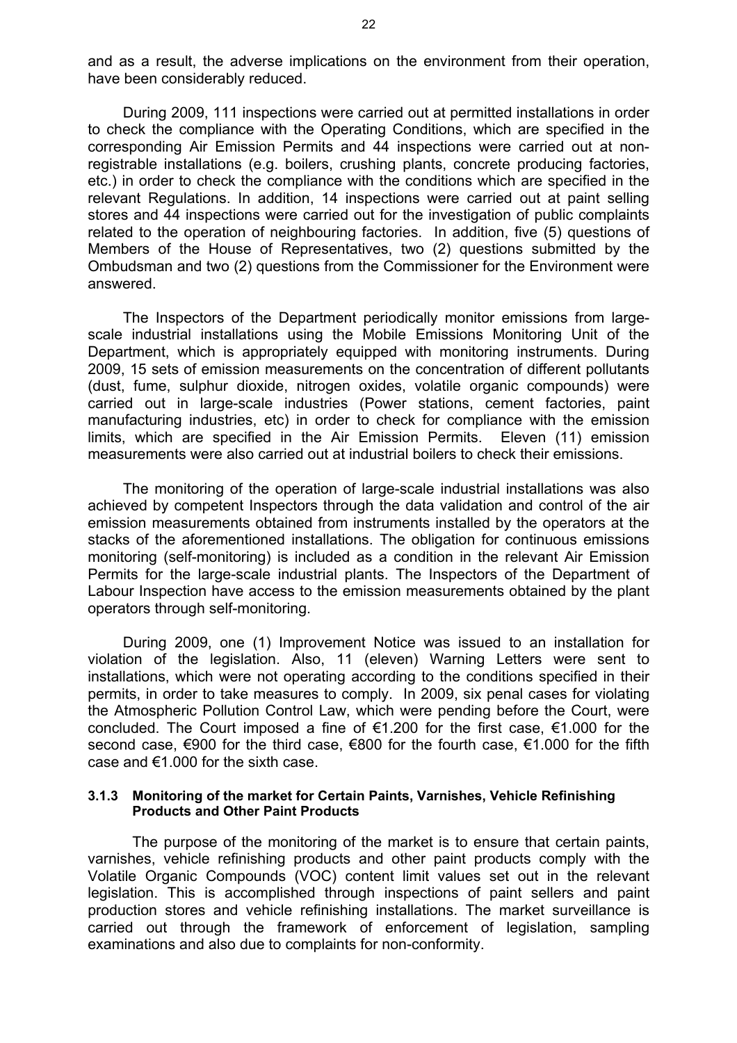and as a result, the adverse implications on the environment from their operation, have been considerably reduced.

During 2009, 111 inspections were carried out at permitted installations in order to check the compliance with the Operating Conditions, which are specified in the corresponding Air Emission Permits and 44 inspections were carried out at non-registrable installations (e.g. boilers, crushing plants, concrete producing factories, etc.) in order to check the compliance with the conditions which are specified in the relevant Regulations. In addition, 14 inspections were carried out at paint selling stores and 44 inspections were carried out for the investigation of public complaints related to the operation of neighbouring factories. In addition, five (5) questions of Members of the House of Representatives, two (2) questions submitted by the Ombudsman and two (2) questions from the Commissioner for the Environment were answered.

The Inspectors of the Department periodically monitor emissions from large-scale industrial installations using the Mobile Emissions Monitoring Unit of the Department, which is appropriately equipped with monitoring instruments. During 2009, 15 sets of emission measurements on the concentration of different pollutants (dust, fume, sulphur dioxide, nitrogen oxides, volatile organic compounds) were carried out in large-scale industries (Power stations, cement factories, paint manufacturing industries, etc) in order to check for compliance with the emission limits, which are specified in the Air Emission Permits. Eleven (11) emission measurements were also carried out at industrial boilers to check their emissions.

The monitoring of the operation of large-scale industrial installations was also achieved by competent Inspectors through the data validation and control of the air emission measurements obtained from instruments installed by the operators at the stacks of the aforementioned installations. The obligation for continuous emissions monitoring (self-monitoring) is included as a condition in the relevant Air Emission Permits for the large-scale industrial plants. The Inspectors of the Department of Labour Inspection have access to the emission measurements obtained by the plant operators through self-monitoring.

During 2009, one (1) Improvement Notice was issued to an installation for violation of the legislation. Also, 11 (eleven) Warning Letters were sent to installations, which were not operating according to the conditions specified in their permits, in order to take measures to comply. In 2009, six penal cases for violating the Atmospheric Pollution Control Law, which were pending before the Court, were concluded. The Court imposed a fine of €1.200 for the first case, €1.000 for the second case, €900 for the third case, €800 for the fourth case, €1.000 for the fifth case and €1.000 for the sixth case.

### 3.1.3 Monitoring of the market for Certain Paints, Varnishes, Vehicle Refinishing Products and Other Paint Products

The purpose of the monitoring of the market is to ensure that certain paints, varnishes, vehicle refinishing products and other paint products comply with the Volatile Organic Compounds (VOC) content limit values set out in the relevant legislation. This is accomplished through inspections of paint sellers and paint production stores and vehicle refinishing installations. The market surveillance is carried out through the framework of enforcement of legislation, sampling examinations and also due to complaints for non-conformity.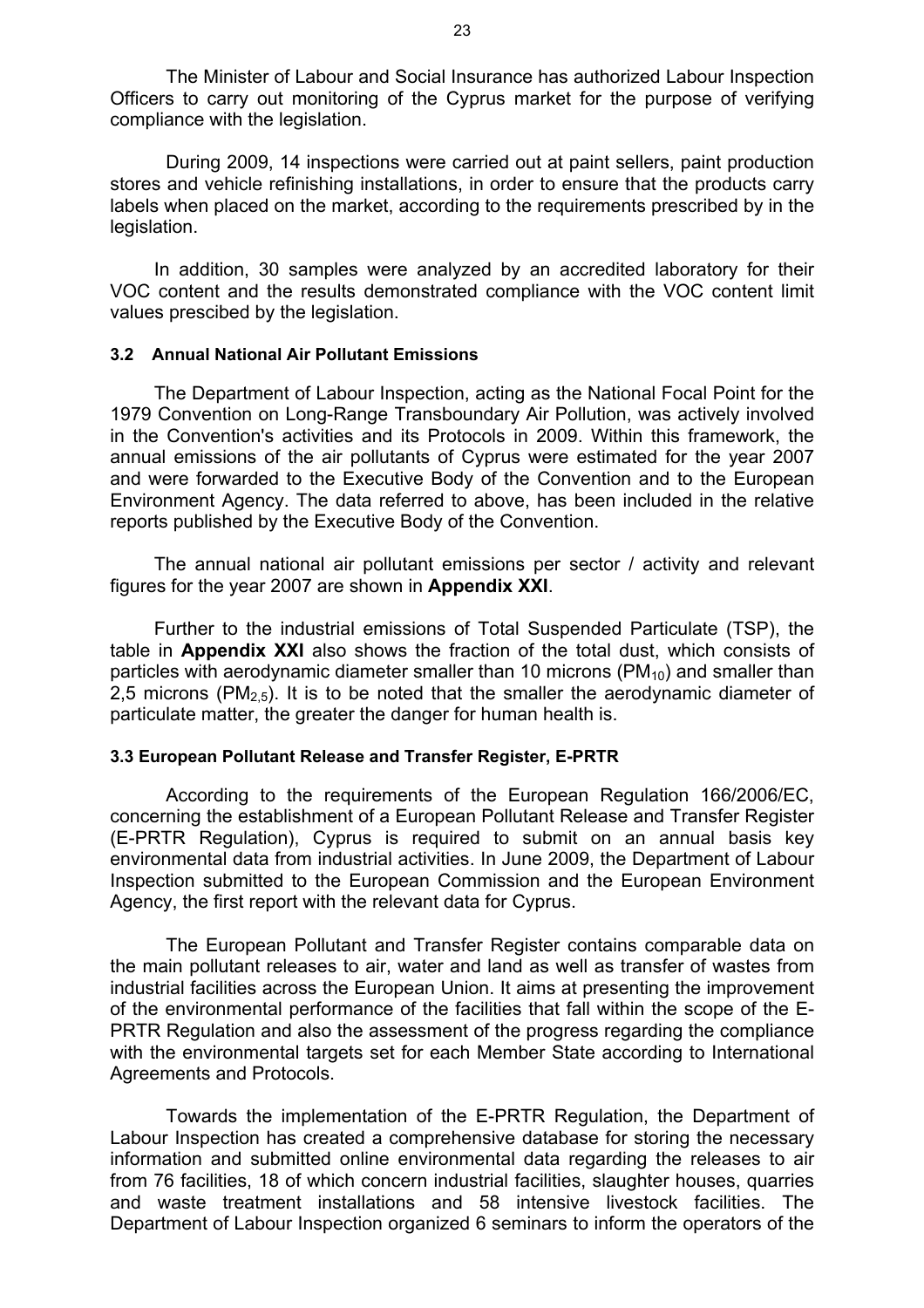The Minister of Labour and Social Insurance has authorized Labour Inspection Officers to carry out monitoring of the Cyprus market for the purpose of verifying compliance with the legislation.

During 2009, 14 inspections were carried out at paint sellers, paint production stores and vehicle refinishing installations, in order to ensure that the products carry labels when placed on the market, according to the requirements prescribed by in the legislation.

In addition, 30 samples were analyzed by an accredited laboratory for their VOC content and the results demonstrated compliance with the VOC content limit values prescibed by the legislation.

### 3.2 Annual National Air Pollutant Emissions

The Department of Labour Inspection, acting as the National Focal Point for the 1979 Convention on Long-Range Transboundary Air Pollution, was actively involved in the Convention's activities and its Protocols in 2009. Within this framework, the annual emissions of the air pollutants of Cyprus were estimated for the year 2007 and were forwarded to the Executive Body of the Convention and to the European Environment Agency. The data referred to above, has been included in the relative reports published by the Executive Body of the Convention.

The annual national air pollutant emissions per sector / activity and relevant figures for the year 2007 are shown in **Appendix XXI**.

Further to the industrial emissions of Total Suspended Particulate (TSP), the table in **Appendix XXI** also shows the fraction of the total dust, which consists of particles with aerodynamic diameter smaller than 10 microns ($PM_{10}$) and smaller than 2,5 microns ($PM_{2,5}$). It is to be noted that the smaller the aerodynamic diameter of particulate matter, the greater the danger for human health is.

### 3.3 European Pollutant Release and Transfer Register, E-PRTR

According to the requirements of the European Regulation 166/2006/EC, concerning the establishment of a European Pollutant Release and Transfer Register (E-PRTR Regulation), Cyprus is required to submit on an annual basis key environmental data from industrial activities. In June 2009, the Department of Labour Inspection submitted to the European Commission and the European Environment Agency, the first report with the relevant data for Cyprus.

The European Pollutant and Transfer Register contains comparable data on the main pollutant releases to air, water and land as well as transfer of wastes from industrial facilities across the European Union. It aims at presenting the improvement of the environmental performance of the facilities that fall within the scope of the E-PRTR Regulation and also the assessment of the progress regarding the compliance with the environmental targets set for each Member State according to International Agreements and Protocols.

Towards the implementation of the E-PRTR Regulation, the Department of Labour Inspection has created a comprehensive database for storing the necessary information and submitted online environmental data regarding the releases to air from 76 facilities, 18 of which concern industrial facilities, slaughter houses, quarries and waste treatment installations and 58 intensive livestock facilities. The Department of Labour Inspection organized 6 seminars to inform the operators of the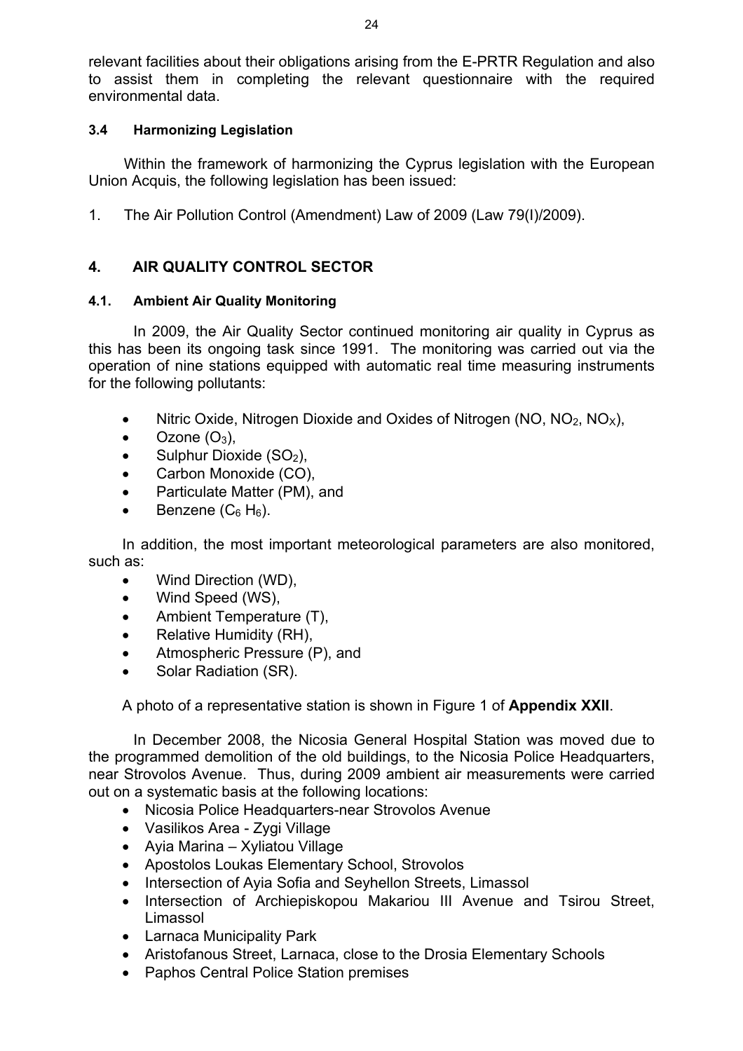relevant facilities about their obligations arising from the E-PRTR Regulation and also to assist them in completing the relevant questionnaire with the required environmental data.

### 3.4 Harmonizing Legislation

Within the framework of harmonizing the Cyprus legislation with the European Union Acquis, the following legislation has been issued:

1. The Air Pollution Control (Amendment) Law of 2009 (Law 79(I)/2009).

## 4. AIR QUALITY CONTROL SECTOR

### 4.1. Ambient Air Quality Monitoring

In 2009, the Air Quality Sector continued monitoring air quality in Cyprus as this has been its ongoing task since 1991. The monitoring was carried out via the operation of nine stations equipped with automatic real time measuring instruments for the following pollutants:

- Nitric Oxide, Nitrogen Dioxide and Oxides of Nitrogen ($NO$, $NO_2$, $NO_X$),
- Ozone ($O_3$),
- Sulphur Dioxide ($SO_2$),
- Carbon Monoxide ($CO$),
- Particulate Matter (PM), and
- Benzene ($C_6 H_6$).

In addition, the most important meteorological parameters are also monitored, such as:

- Wind Direction (WD),
- Wind Speed (WS),
- Ambient Temperature (T),
- Relative Humidity (RH),
- Atmospheric Pressure (P), and
- Solar Radiation (SR).

A photo of a representative station is shown in Figure 1 of **Appendix XXII**.

In December 2008, the Nicosia General Hospital Station was moved due to the programmed demolition of the old buildings, to the Nicosia Police Headquarters, near Strovolos Avenue. Thus, during 2009 ambient air measurements were carried out on a systematic basis at the following locations:

- Nicosia Police Headquarters-near Strovolos Avenue
- Vasilikos Area - Zygi Village
- Ayia Marina – Xyliatou Village
- Apostolos Loukas Elementary School, Strovolos
- Intersection of Ayia Sofia and Seyhellon Streets, Limassol
- Intersection of Archiepiskopou Makariou III Avenue and Tsirou Street, Limassol
- Larnaca Municipality Park
- Aristofanous Street, Larnaca, close to the Drosia Elementary Schools
- Paphos Central Police Station premises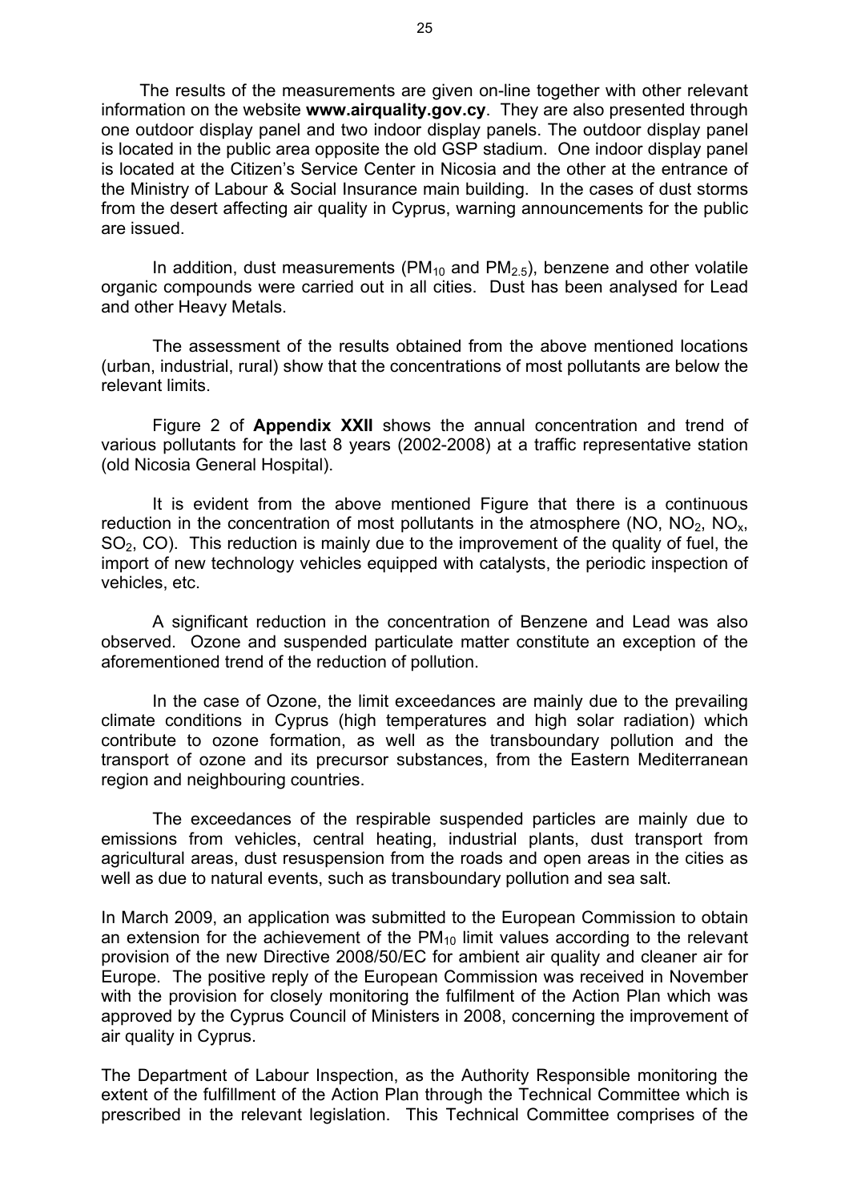The results of the measurements are given on-line together with other relevant information on the website **www.airquality.gov.cy**. They are also presented through one outdoor display panel and two indoor display panels. The outdoor display panel is located in the public area opposite the old GSP stadium. One indoor display panel is located at the Citizen's Service Center in Nicosia and the other at the entrance of the Ministry of Labour & Social Insurance main building. In the cases of dust storms from the desert affecting air quality in Cyprus, warning announcements for the public are issued.

In addition, dust measurements ($PM_{10}$ and $PM_{2.5}$), benzene and other volatile organic compounds were carried out in all cities. Dust has been analysed for Lead and other Heavy Metals.

The assessment of the results obtained from the above mentioned locations (urban, industrial, rural) show that the concentrations of most pollutants are below the relevant limits.

Figure 2 of **Appendix XXII** shows the annual concentration and trend of various pollutants for the last 8 years (2002-2008) at a traffic representative station (old Nicosia General Hospital).

It is evident from the above mentioned Figure that there is a continuous reduction in the concentration of most pollutants in the atmosphere (NO, $NO_2$, $NO_x$, $SO_2$, CO). This reduction is mainly due to the improvement of the quality of fuel, the import of new technology vehicles equipped with catalysts, the periodic inspection of vehicles, etc.

A significant reduction in the concentration of Benzene and Lead was also observed. Ozone and suspended particulate matter constitute an exception of the aforementioned trend of the reduction of pollution.

In the case of Ozone, the limit exceedances are mainly due to the prevailing climate conditions in Cyprus (high temperatures and high solar radiation) which contribute to ozone formation, as well as the transboundary pollution and the transport of ozone and its precursor substances, from the Eastern Mediterranean region and neighbouring countries.

The exceedances of the respirable suspended particles are mainly due to emissions from vehicles, central heating, industrial plants, dust transport from agricultural areas, dust resuspension from the roads and open areas in the cities as well as due to natural events, such as transboundary pollution and sea salt.

In March 2009, an application was submitted to the European Commission to obtain an extension for the achievement of the $PM_{10}$ limit values according to the relevant provision of the new Directive 2008/50/EC for ambient air quality and cleaner air for Europe. The positive reply of the European Commission was received in November with the provision for closely monitoring the fulfilment of the Action Plan which was approved by the Cyprus Council of Ministers in 2008, concerning the improvement of air quality in Cyprus.

The Department of Labour Inspection, as the Authority Responsible monitoring the extent of the fulfillment of the Action Plan through the Technical Committee which is prescribed in the relevant legislation. This Technical Committee comprises of the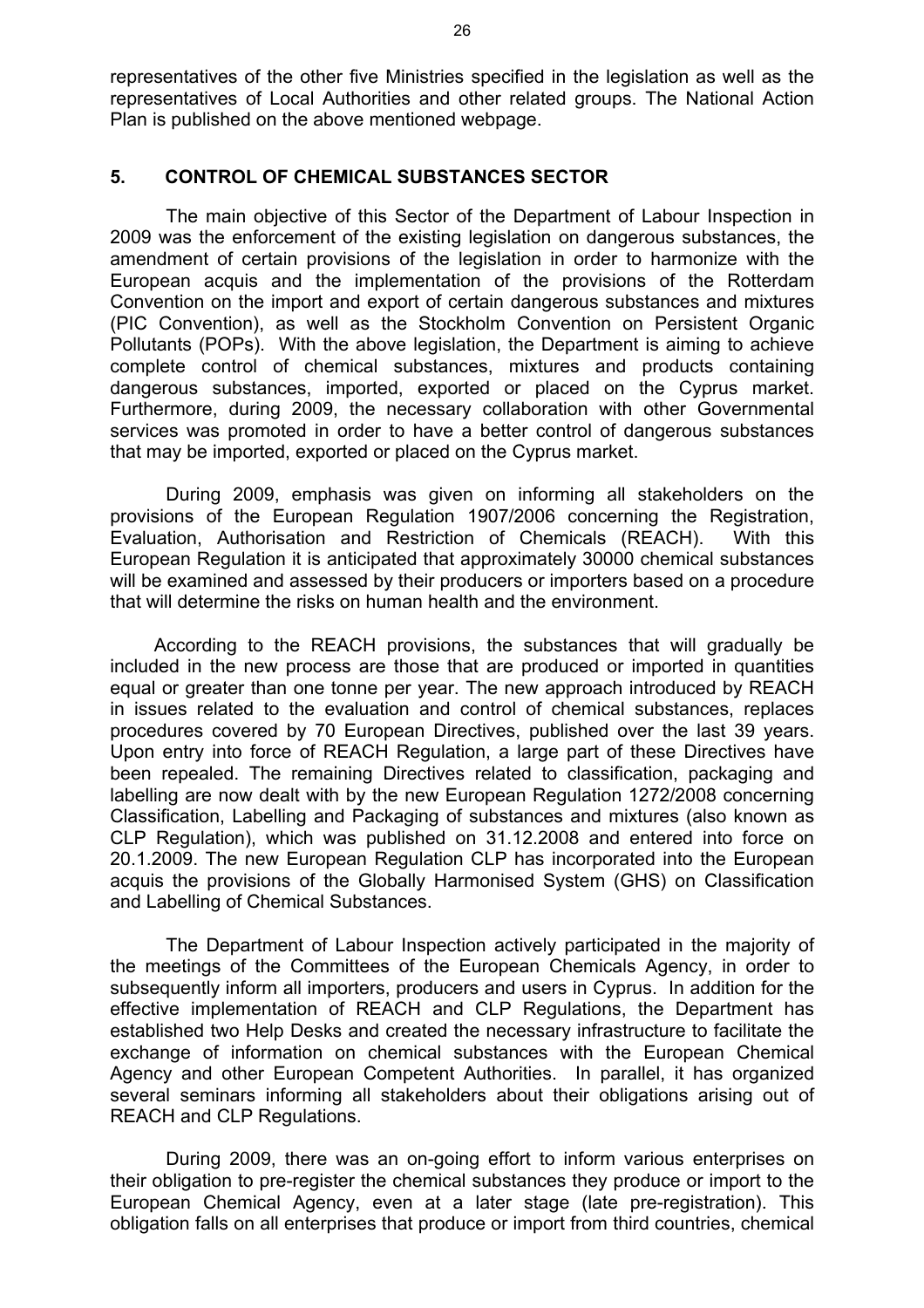representatives of the other five Ministries specified in the legislation as well as the representatives of Local Authorities and other related groups. The National Action Plan is published on the above mentioned webpage.

## 5. CONTROL OF CHEMICAL SUBSTANCES SECTOR

The main objective of this Sector of the Department of Labour Inspection in 2009 was the enforcement of the existing legislation on dangerous substances, the amendment of certain provisions of the legislation in order to harmonize with the European acquis and the implementation of the provisions of the Rotterdam Convention on the import and export of certain dangerous substances and mixtures (PIC Convention), as well as the Stockholm Convention on Persistent Organic Pollutants (POPs). With the above legislation, the Department is aiming to achieve complete control of chemical substances, mixtures and products containing dangerous substances, imported, exported or placed on the Cyprus market. Furthermore, during 2009, the necessary collaboration with other Governmental services was promoted in order to have a better control of dangerous substances that may be imported, exported or placed on the Cyprus market.

During 2009, emphasis was given on informing all stakeholders on the provisions of the European Regulation 1907/2006 concerning the Registration, Evaluation, Authorisation and Restriction of Chemicals (REACH). With this European Regulation it is anticipated that approximately 30000 chemical substances will be examined and assessed by their producers or importers based on a procedure that will determine the risks on human health and the environment.

According to the REACH provisions, the substances that will gradually be included in the new process are those that are produced or imported in quantities equal or greater than one tonne per year. The new approach introduced by REACH in issues related to the evaluation and control of chemical substances, replaces procedures covered by 70 European Directives, published over the last 39 years. Upon entry into force of REACH Regulation, a large part of these Directives have been repealed. The remaining Directives related to classification, packaging and labelling are now dealt with by the new European Regulation 1272/2008 concerning Classification, Labelling and Packaging of substances and mixtures (also known as CLP Regulation), which was published on 31.12.2008 and entered into force on 20.1.2009. The new European Regulation CLP has incorporated into the European acquis the provisions of the Globally Harmonised System (GHS) on Classification and Labelling of Chemical Substances.

The Department of Labour Inspection actively participated in the majority of the meetings of the Committees of the European Chemicals Agency, in order to subsequently inform all importers, producers and users in Cyprus. In addition for the effective implementation of REACH and CLP Regulations, the Department has established two Help Desks and created the necessary infrastructure to facilitate the exchange of information on chemical substances with the European Chemical Agency and other European Competent Authorities. In parallel, it has organized several seminars informing all stakeholders about their obligations arising out of REACH and CLP Regulations.

During 2009, there was an on-going effort to inform various enterprises on their obligation to pre-register the chemical substances they produce or import to the European Chemical Agency, even at a later stage (late pre-registration). This obligation falls on all enterprises that produce or import from third countries, chemical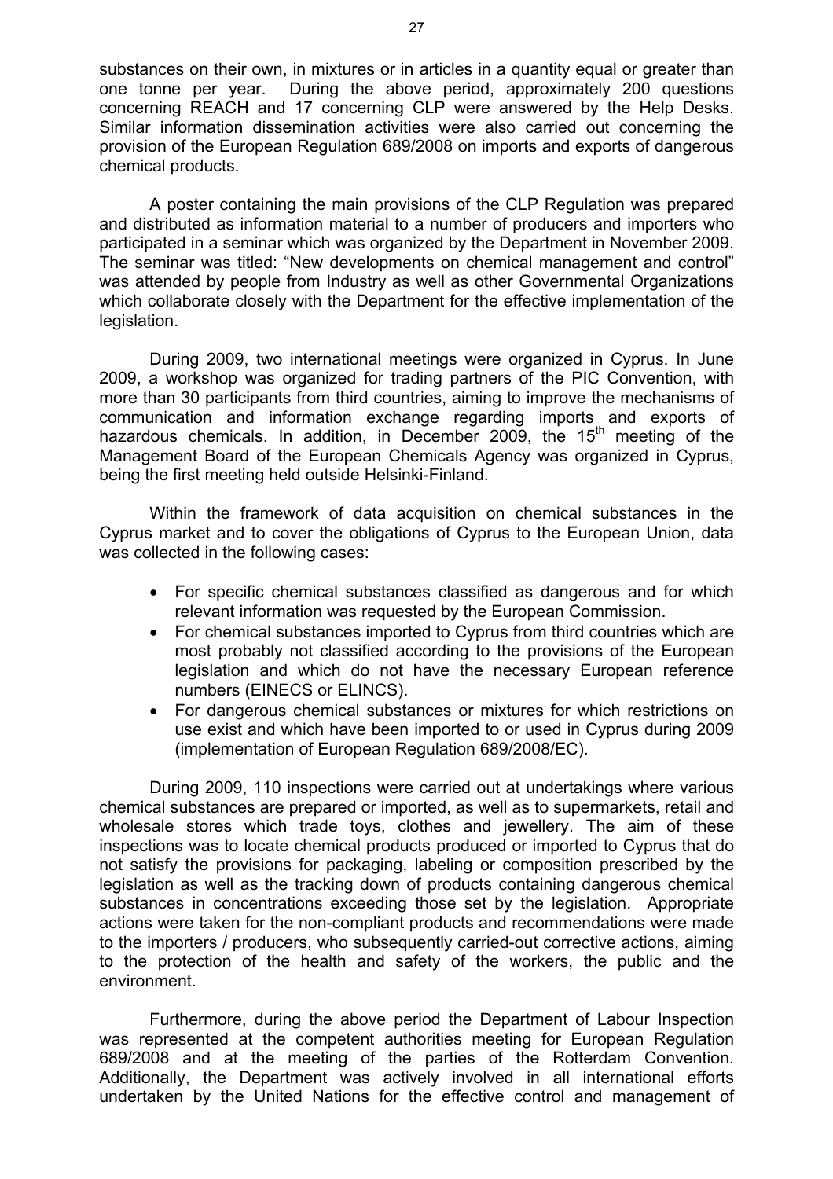substances on their own, in mixtures or in articles in a quantity equal or greater than one tonne per year. During the above period, approximately 200 questions concerning REACH and 17 concerning CLP were answered by the Help Desks. Similar information dissemination activities were also carried out concerning the provision of the European Regulation 689/2008 on imports and exports of dangerous chemical products.

A poster containing the main provisions of the CLP Regulation was prepared and distributed as information material to a number of producers and importers who participated in a seminar which was organized by the Department in November 2009. The seminar was titled: "New developments on chemical management and control" was attended by people from Industry as well as other Governmental Organizations which collaborate closely with the Department for the effective implementation of the legislation.

During 2009, two international meetings were organized in Cyprus. In June 2009, a workshop was organized for trading partners of the PIC Convention, with more than 30 participants from third countries, aiming to improve the mechanisms of communication and information exchange regarding imports and exports of hazardous chemicals. In addition, in December 2009, the 15th meeting of the Management Board of the European Chemicals Agency was organized in Cyprus, being the first meeting held outside Helsinki-Finland.

Within the framework of data acquisition on chemical substances in the Cyprus market and to cover the obligations of Cyprus to the European Union, data was collected in the following cases:

- For specific chemical substances classified as dangerous and for which relevant information was requested by the European Commission.
- For chemical substances imported to Cyprus from third countries which are most probably not classified according to the provisions of the European legislation and which do not have the necessary European reference numbers (EINECS or ELINCS).
- For dangerous chemical substances or mixtures for which restrictions on use exist and which have been imported to or used in Cyprus during 2009 (implementation of European Regulation 689/2008/EC).

During 2009, 110 inspections were carried out at undertakings where various chemical substances are prepared or imported, as well as to supermarkets, retail and wholesale stores which trade toys, clothes and jewellery. The aim of these inspections was to locate chemical products produced or imported to Cyprus that do not satisfy the provisions for packaging, labeling or composition prescribed by the legislation as well as the tracking down of products containing dangerous chemical substances in concentrations exceeding those set by the legislation. Appropriate actions were taken for the non-compliant products and recommendations were made to the importers / producers, who subsequently carried-out corrective actions, aiming to the protection of the health and safety of the workers, the public and the environment.

Furthermore, during the above period the Department of Labour Inspection was represented at the competent authorities meeting for European Regulation 689/2008 and at the meeting of the parties of the Rotterdam Convention. Additionally, the Department was actively involved in all international efforts undertaken by the United Nations for the effective control and management of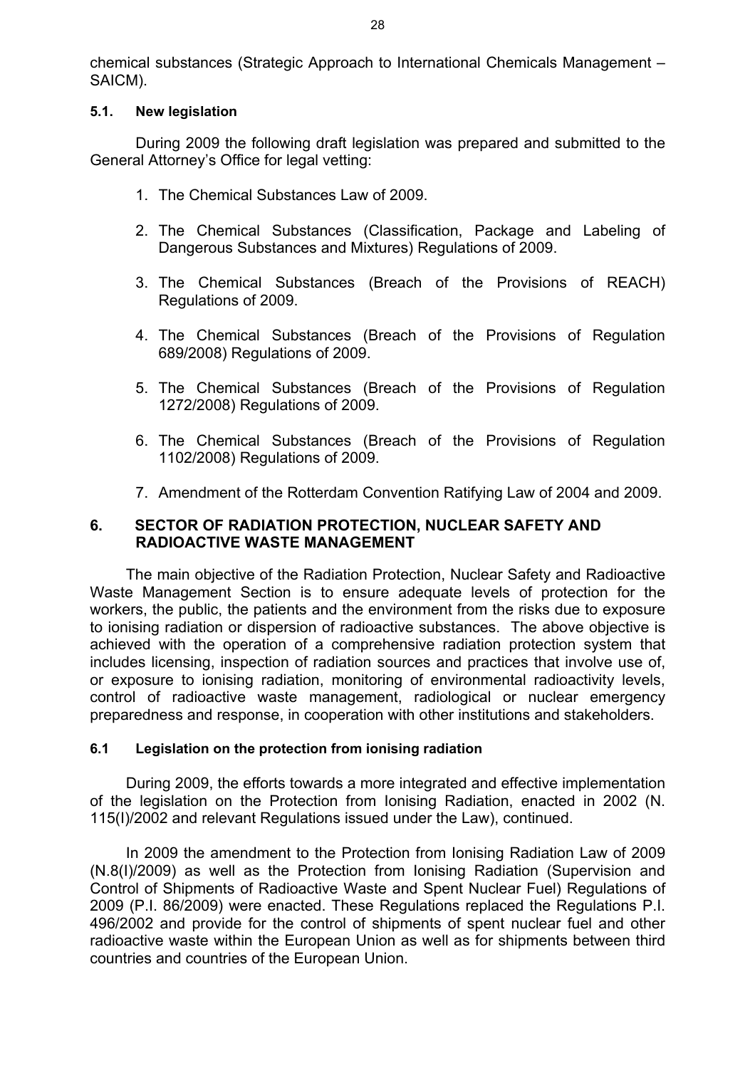chemical substances (Strategic Approach to International Chemicals Management – SAICM).

### 5.1. New legislation

During 2009 the following draft legislation was prepared and submitted to the General Attorney's Office for legal vetting:

1. The Chemical Substances Law of 2009.
2. The Chemical Substances (Classification, Package and Labeling of Dangerous Substances and Mixtures) Regulations of 2009.
3. The Chemical Substances (Breach of the Provisions of REACH) Regulations of 2009.
4. The Chemical Substances (Breach of the Provisions of Regulation 689/2008) Regulations of 2009.
5. The Chemical Substances (Breach of the Provisions of Regulation 1272/2008) Regulations of 2009.
6. The Chemical Substances (Breach of the Provisions of Regulation 1102/2008) Regulations of 2009.
7. Amendment of the Rotterdam Convention Ratifying Law of 2004 and 2009.

## 6. SECTOR OF RADIATION PROTECTION, NUCLEAR SAFETY AND RADIOACTIVE WASTE MANAGEMENT

The main objective of the Radiation Protection, Nuclear Safety and Radioactive Waste Management Section is to ensure adequate levels of protection for the workers, the public, the patients and the environment from the risks due to exposure to ionising radiation or dispersion of radioactive substances. The above objective is achieved with the operation of a comprehensive radiation protection system that includes licensing, inspection of radiation sources and practices that involve use of, or exposure to ionising radiation, monitoring of environmental radioactivity levels, control of radioactive waste management, radiological or nuclear emergency preparedness and response, in cooperation with other institutions and stakeholders.

### 6.1 Legislation on the protection from ionising radiation

During 2009, the efforts towards a more integrated and effective implementation of the legislation on the Protection from Ionising Radiation, enacted in 2002 (N. 115(I)/2002 and relevant Regulations issued under the Law), continued.

In 2009 the amendment to the Protection from Ionising Radiation Law of 2009 (N.8(I)/2009) as well as the Protection from Ionising Radiation (Supervision and Control of Shipments of Radioactive Waste and Spent Nuclear Fuel) Regulations of 2009 (P.I. 86/2009) were enacted. These Regulations replaced the Regulations P.I. 496/2002 and provide for the control of shipments of spent nuclear fuel and other radioactive waste within the European Union as well as for shipments between third countries and countries of the European Union.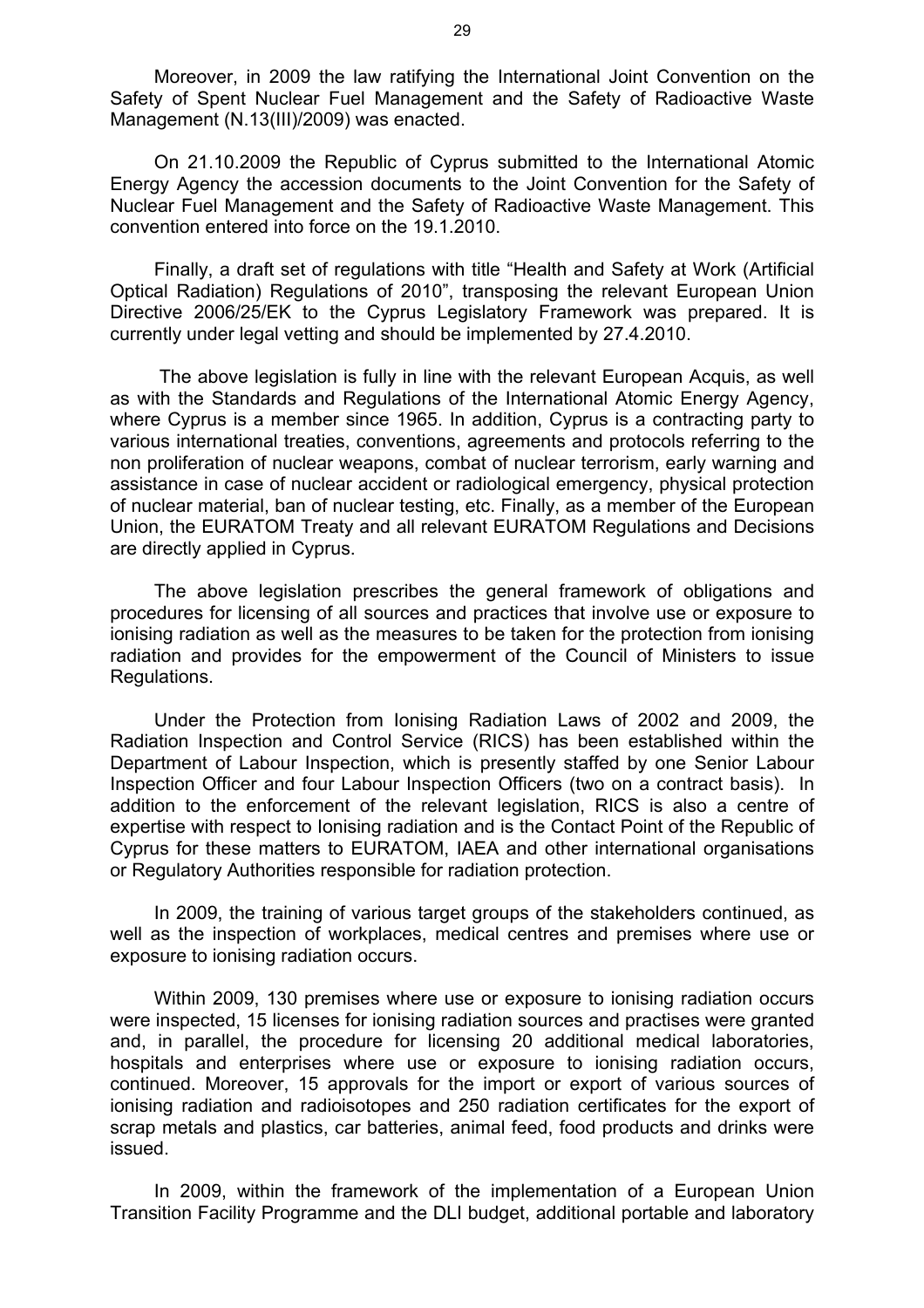Moreover, in 2009 the law ratifying the International Joint Convention on the Safety of Spent Nuclear Fuel Management and the Safety of Radioactive Waste Management (N.13(III)/2009) was enacted.

On 21.10.2009 the Republic of Cyprus submitted to the International Atomic Energy Agency the accession documents to the Joint Convention for the Safety of Nuclear Fuel Management and the Safety of Radioactive Waste Management. This convention entered into force on the 19.1.2010.

Finally, a draft set of regulations with title "Health and Safety at Work (Artificial Optical Radiation) Regulations of 2010", transposing the relevant European Union Directive 2006/25/EK to the Cyprus Legislatory Framework was prepared. It is currently under legal vetting and should be implemented by 27.4.2010.

The above legislation is fully in line with the relevant European Acquis, as well as with the Standards and Regulations of the International Atomic Energy Agency, where Cyprus is a member since 1965. In addition, Cyprus is a contracting party to various international treaties, conventions, agreements and protocols referring to the non proliferation of nuclear weapons, combat of nuclear terrorism, early warning and assistance in case of nuclear accident or radiological emergency, physical protection of nuclear material, ban of nuclear testing, etc. Finally, as a member of the European Union, the EURATOM Treaty and all relevant EURATOM Regulations and Decisions are directly applied in Cyprus.

The above legislation prescribes the general framework of obligations and procedures for licensing of all sources and practices that involve use or exposure to ionising radiation as well as the measures to be taken for the protection from ionising radiation and provides for the empowerment of the Council of Ministers to issue Regulations.

Under the Protection from Ionising Radiation Laws of 2002 and 2009, the Radiation Inspection and Control Service (RICS) has been established within the Department of Labour Inspection, which is presently staffed by one Senior Labour Inspection Officer and four Labour Inspection Officers (two on a contract basis). In addition to the enforcement of the relevant legislation, RICS is also a centre of expertise with respect to Ionising radiation and is the Contact Point of the Republic of Cyprus for these matters to EURATOM, IAEA and other international organisations or Regulatory Authorities responsible for radiation protection.

In 2009, the training of various target groups of the stakeholders continued, as well as the inspection of workplaces, medical centres and premises where use or exposure to ionising radiation occurs.

Within 2009, 130 premises where use or exposure to ionising radiation occurs were inspected, 15 licenses for ionising radiation sources and practises were granted and, in parallel, the procedure for licensing 20 additional medical laboratories, hospitals and enterprises where use or exposure to ionising radiation occurs, continued. Moreover, 15 approvals for the import or export of various sources of ionising radiation and radioisotopes and 250 radiation certificates for the export of scrap metals and plastics, car batteries, animal feed, food products and drinks were issued.

In 2009, within the framework of the implementation of a European Union Transition Facility Programme and the DLI budget, additional portable and laboratory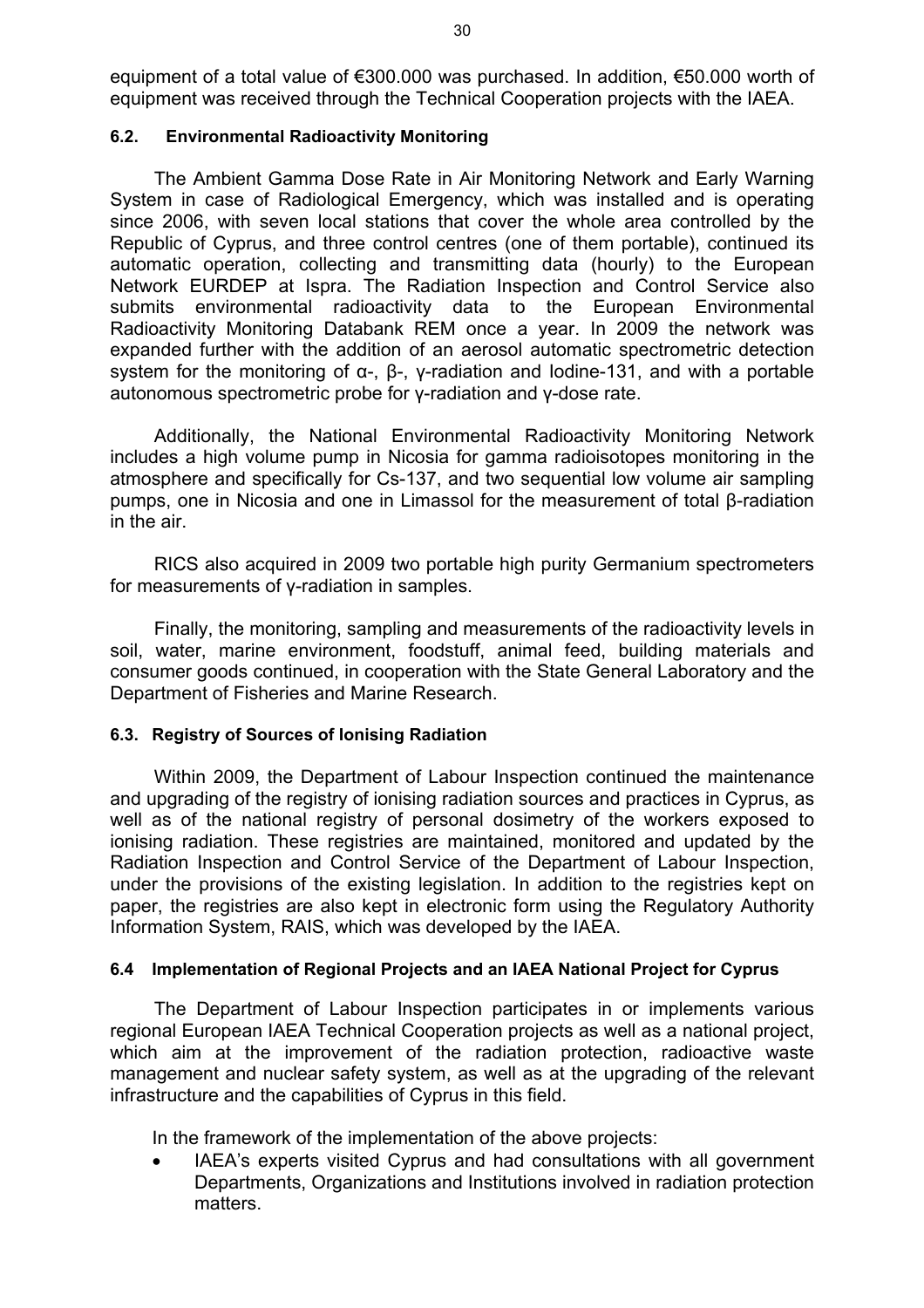equipment of a total value of €300.000 was purchased. In addition, €50.000 worth of equipment was received through the Technical Cooperation projects with the IAEA.

### 6.2. Environmental Radioactivity Monitoring

The Ambient Gamma Dose Rate in Air Monitoring Network and Early Warning System in case of Radiological Emergency, which was installed and is operating since 2006, with seven local stations that cover the whole area controlled by the Republic of Cyprus, and three control centres (one of them portable), continued its automatic operation, collecting and transmitting data (hourly) to the European Network EURDEP at Ispra. The Radiation Inspection and Control Service also submits environmental radioactivity data to the European Environmental Radioactivity Monitoring Databank REM once a year. In 2009 the network was expanded further with the addition of an aerosol automatic spectrometric detection system for the monitoring of α-, β-, γ-radiation and Iodine-131, and with a portable autonomous spectrometric probe for γ-radiation and γ-dose rate.

Additionally, the National Environmental Radioactivity Monitoring Network includes a high volume pump in Nicosia for gamma radioisotopes monitoring in the atmosphere and specifically for Cs-137, and two sequential low volume air sampling pumps, one in Nicosia and one in Limassol for the measurement of total β-radiation in the air.

RICS also acquired in 2009 two portable high purity Germanium spectrometers for measurements of γ-radiation in samples.

Finally, the monitoring, sampling and measurements of the radioactivity levels in soil, water, marine environment, foodstuff, animal feed, building materials and consumer goods continued, in cooperation with the State General Laboratory and the Department of Fisheries and Marine Research.

### 6.3. Registry of Sources of Ionising Radiation

Within 2009, the Department of Labour Inspection continued the maintenance and upgrading of the registry of ionising radiation sources and practices in Cyprus, as well as of the national registry of personal dosimetry of the workers exposed to ionising radiation. These registries are maintained, monitored and updated by the Radiation Inspection and Control Service of the Department of Labour Inspection, under the provisions of the existing legislation. In addition to the registries kept on paper, the registries are also kept in electronic form using the Regulatory Authority Information System, RAIS, which was developed by the IAEA.

### 6.4 Implementation of Regional Projects and an IAEA National Project for Cyprus

The Department of Labour Inspection participates in or implements various regional European IAEA Technical Cooperation projects as well as a national project, which aim at the improvement of the radiation protection, radioactive waste management and nuclear safety system, as well as at the upgrading of the relevant infrastructure and the capabilities of Cyprus in this field.

In the framework of the implementation of the above projects:

- IAEA's experts visited Cyprus and had consultations with all government Departments, Organizations and Institutions involved in radiation protection matters.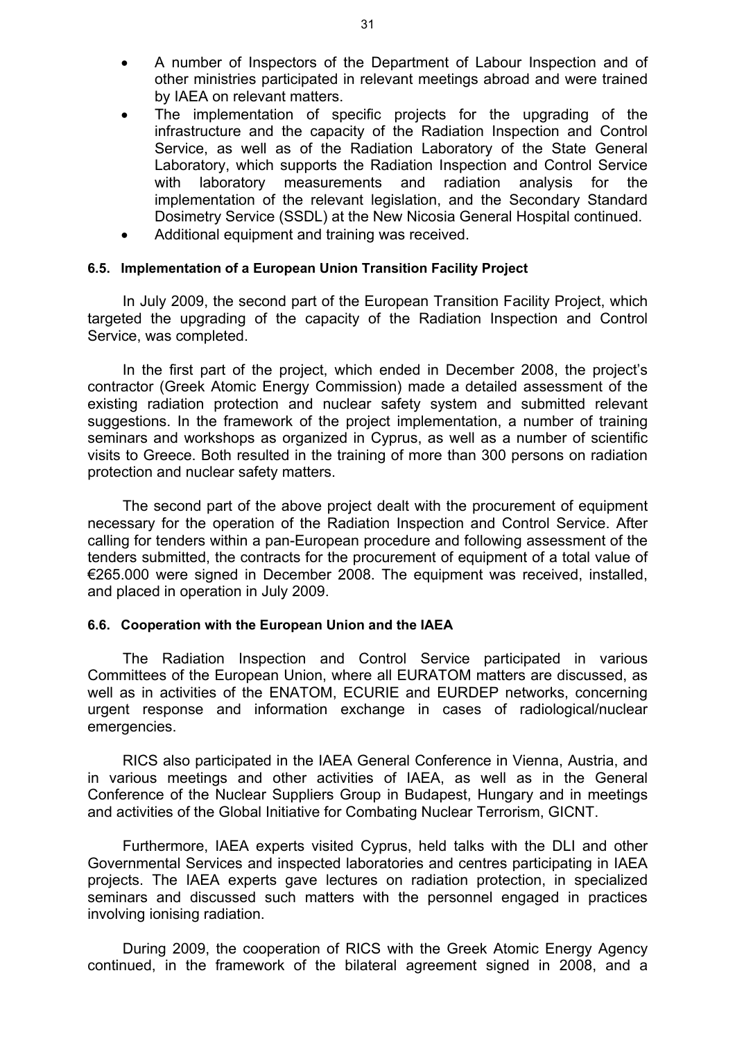- A number of Inspectors of the Department of Labour Inspection and of other ministries participated in relevant meetings abroad and were trained by IAEA on relevant matters.
- The implementation of specific projects for the upgrading of the infrastructure and the capacity of the Radiation Inspection and Control Service, as well as of the Radiation Laboratory of the State General Laboratory, which supports the Radiation Inspection and Control Service with laboratory measurements and radiation analysis for the implementation of the relevant legislation, and the Secondary Standard Dosimetry Service (SSDL) at the New Nicosia General Hospital continued.
- Additional equipment and training was received.

#### 6.5. Implementation of a European Union Transition Facility Project

In July 2009, the second part of the European Transition Facility Project, which targeted the upgrading of the capacity of the Radiation Inspection and Control Service, was completed.

In the first part of the project, which ended in December 2008, the project's contractor (Greek Atomic Energy Commission) made a detailed assessment of the existing radiation protection and nuclear safety system and submitted relevant suggestions. In the framework of the project implementation, a number of training seminars and workshops as organized in Cyprus, as well as a number of scientific visits to Greece. Both resulted in the training of more than 300 persons on radiation protection and nuclear safety matters.

The second part of the above project dealt with the procurement of equipment necessary for the operation of the Radiation Inspection and Control Service. After calling for tenders within a pan-European procedure and following assessment of the tenders submitted, the contracts for the procurement of equipment of a total value of €265.000 were signed in December 2008. The equipment was received, installed, and placed in operation in July 2009.

#### 6.6. Cooperation with the European Union and the IAEA

The Radiation Inspection and Control Service participated in various Committees of the European Union, where all EURATOM matters are discussed, as well as in activities of the ENATOM, ECURIE and EURDEP networks, concerning urgent response and information exchange in cases of radiological/nuclear emergencies.

RICS also participated in the IAEA General Conference in Vienna, Austria, and in various meetings and other activities of IAEA, as well as in the General Conference of the Nuclear Suppliers Group in Budapest, Hungary and in meetings and activities of the Global Initiative for Combating Nuclear Terrorism, GICNT.

Furthermore, IAEA experts visited Cyprus, held talks with the DLI and other Governmental Services and inspected laboratories and centres participating in IAEA projects. The IAEA experts gave lectures on radiation protection, in specialized seminars and discussed such matters with the personnel engaged in practices involving ionising radiation.

During 2009, the cooperation of RICS with the Greek Atomic Energy Agency continued, in the framework of the bilateral agreement signed in 2008, and a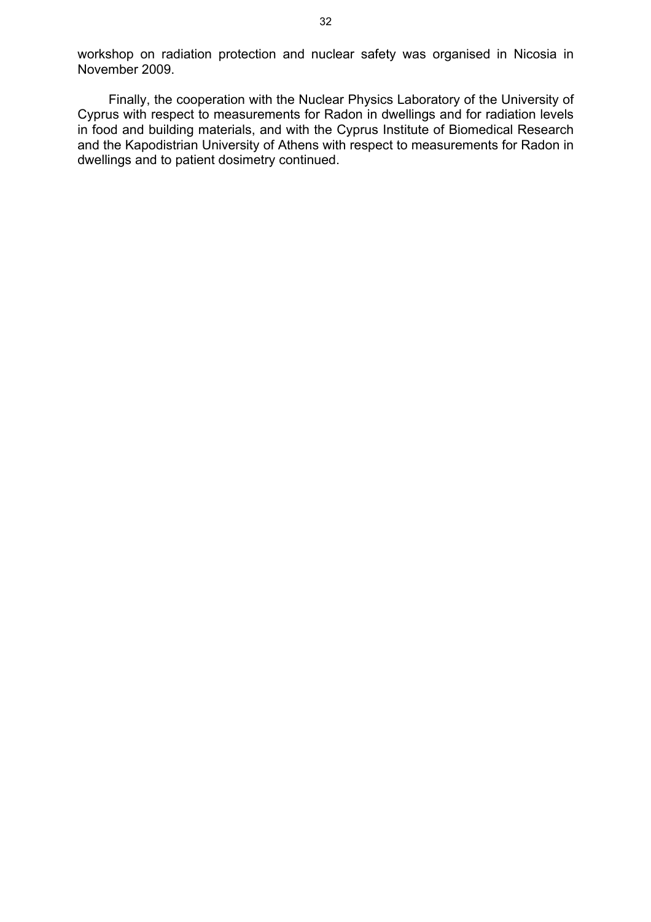workshop on radiation protection and nuclear safety was organised in Nicosia in November 2009.

Finally, the cooperation with the Nuclear Physics Laboratory of the University of Cyprus with respect to measurements for Radon in dwellings and for radiation levels in food and building materials, and with the Cyprus Institute of Biomedical Research and the Kapodistrian University of Athens with respect to measurements for Radon in dwellings and to patient dosimetry continued.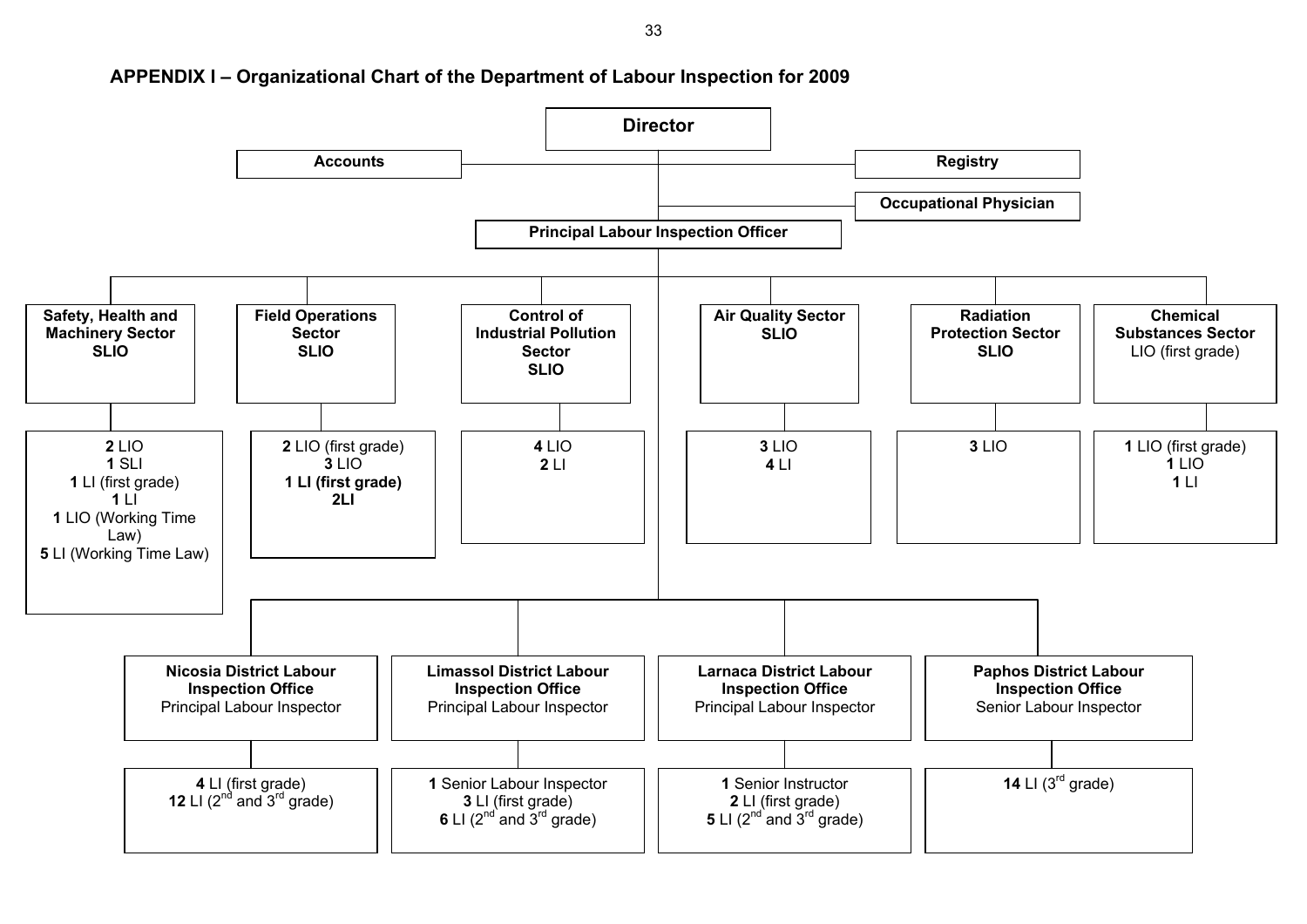## APPENDIX I – Organizational Chart of the Department of Labour Inspection for 2009

**Director**

- **Accounts**
- **Registry**
- **Occupational Physician**

**Principal Labour Inspection Officer**

### Sectors

| Sector | Staff |
|---|---|
| **Safety, Health and Machinery Sector** **SLIO** | **2** LIO<br>**1** SLI<br>**1** LI (first grade)<br>**1** LI<br>**1** LIO (Working Time Law)<br>**5** LI (Working Time Law) |
| **Field Operations Sector** **SLIO** | **2** LIO (first grade)<br>**3** LIO<br>**1 LI (first grade)**<br>**2LI** |
| **Control of Industrial Pollution Sector** **SLIO** | **4** LIO<br>**2** LI |
| **Air Quality Sector** **SLIO** | **3** LIO<br>**4** LI |
| **Radiation Protection Sector** **SLIO** | **3** LIO |
| **Chemical Substances Sector** LIO (first grade) | **1** LIO (first grade)<br>**1** LIO<br>**1** LI |

### District Offices

| District Office | Staff |
|---|---|
| **Nicosia District Labour Inspection Office** Principal Labour Inspector | **4** LI (first grade)<br>**12** LI (2nd and 3rd grade) |
| **Limassol District Labour Inspection Office** Principal Labour Inspector | **1** Senior Labour Inspector<br>**3** LI (first grade)<br>**6** LI (2nd and 3rd grade) |
| **Larnaca District Labour Inspection Office** Principal Labour Inspector | **1** Senior Instructor<br>**2** LI (first grade)<br>**5** LI (2nd and 3rd grade) |
| **Paphos District Labour Inspection Office** Senior Labour Inspector | **14** LI (3rd grade) |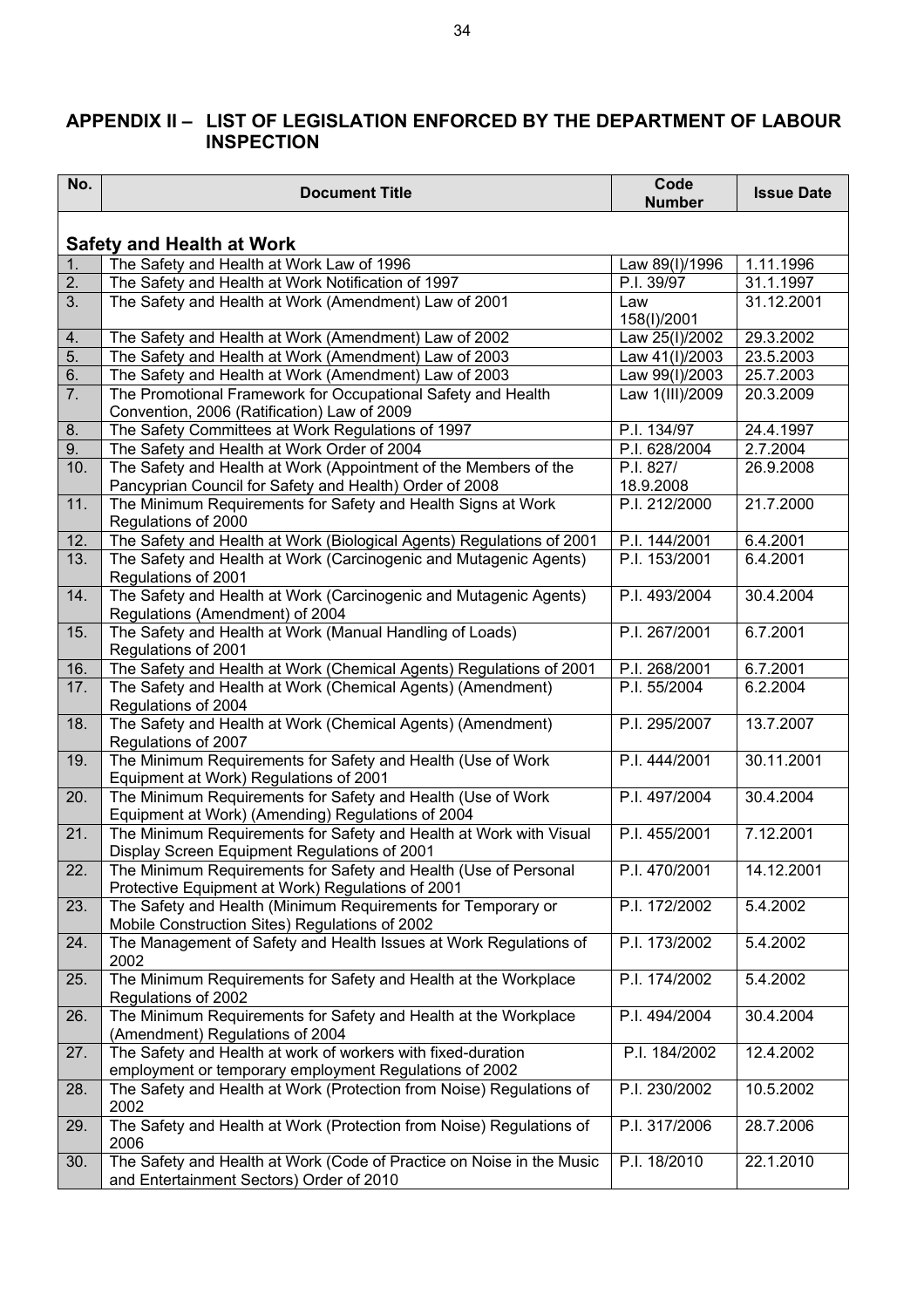## APPENDIX II – LIST OF LEGISLATION ENFORCED BY THE DEPARTMENT OF LABOUR INSPECTION

| No. | Document Title | Code Number | Issue Date |
|---|---|---|---|
| | **Safety and Health at Work** | | |
| 1. | The Safety and Health at Work Law of 1996 | Law 89(I)/1996 | 1.11.1996 |
| 2. | The Safety and Health at Work Notification of 1997 | P.I. 39/97 | 31.1.1997 |
| 3. | The Safety and Health at Work (Amendment) Law of 2001 | Law 158(I)/2001 | 31.12.2001 |
| 4. | The Safety and Health at Work (Amendment) Law of 2002 | Law 25(I)/2002 | 29.3.2002 |
| 5. | The Safety and Health at Work (Amendment) Law of 2003 | Law 41(I)/2003 | 23.5.2003 |
| 6. | The Safety and Health at Work (Amendment) Law of 2003 | Law 99(I)/2003 | 25.7.2003 |
| 7. | The Promotional Framework for Occupational Safety and Health Convention, 2006 (Ratification) Law of 2009 | Law 1(III)/2009 | 20.3.2009 |
| 8. | The Safety Committees at Work Regulations of 1997 | P.I. 134/97 | 24.4.1997 |
| 9. | The Safety and Health at Work Order of 2004 | P.I. 628/2004 | 2.7.2004 |
| 10. | The Safety and Health at Work (Appointment of the Members of the Pancyprian Council for Safety and Health) Order of 2008 | P.I. 827/ 18.9.2008 | 26.9.2008 |
| 11. | The Minimum Requirements for Safety and Health Signs at Work Regulations of 2000 | P.I. 212/2000 | 21.7.2000 |
| 12. | The Safety and Health at Work (Biological Agents) Regulations of 2001 | P.I. 144/2001 | 6.4.2001 |
| 13. | The Safety and Health at Work (Carcinogenic and Mutagenic Agents) Regulations of 2001 | P.I. 153/2001 | 6.4.2001 |
| 14. | The Safety and Health at Work (Carcinogenic and Mutagenic Agents) Regulations (Amendment) of 2004 | P.I. 493/2004 | 30.4.2004 |
| 15. | The Safety and Health at Work (Manual Handling of Loads) Regulations of 2001 | P.I. 267/2001 | 6.7.2001 |
| 16. | The Safety and Health at Work (Chemical Agents) Regulations of 2001 | P.I. 268/2001 | 6.7.2001 |
| 17. | The Safety and Health at Work (Chemical Agents) (Amendment) Regulations of 2004 | P.I. 55/2004 | 6.2.2004 |
| 18. | The Safety and Health at Work (Chemical Agents) (Amendment) Regulations of 2007 | P.I. 295/2007 | 13.7.2007 |
| 19. | The Minimum Requirements for Safety and Health (Use of Work Equipment at Work) Regulations of 2001 | P.I. 444/2001 | 30.11.2001 |
| 20. | The Minimum Requirements for Safety and Health (Use of Work Equipment at Work) (Amending) Regulations of 2004 | P.I. 497/2004 | 30.4.2004 |
| 21. | The Minimum Requirements for Safety and Health at Work with Visual Display Screen Equipment Regulations of 2001 | P.I. 455/2001 | 7.12.2001 |
| 22. | The Minimum Requirements for Safety and Health (Use of Personal Protective Equipment at Work) Regulations of 2001 | P.I. 470/2001 | 14.12.2001 |
| 23. | The Safety and Health (Minimum Requirements for Temporary or Mobile Construction Sites) Regulations of 2002 | P.I. 172/2002 | 5.4.2002 |
| 24. | The Management of Safety and Health Issues at Work Regulations of 2002 | P.I. 173/2002 | 5.4.2002 |
| 25. | The Minimum Requirements for Safety and Health at the Workplace Regulations of 2002 | P.I. 174/2002 | 5.4.2002 |
| 26. | The Minimum Requirements for Safety and Health at the Workplace (Amendment) Regulations of 2004 | P.I. 494/2004 | 30.4.2004 |
| 27. | The Safety and Health at work of workers with fixed-duration employment or temporary employment Regulations of 2002 | P.I. 184/2002 | 12.4.2002 |
| 28. | The Safety and Health at Work (Protection from Noise) Regulations of 2002 | P.I. 230/2002 | 10.5.2002 |
| 29. | The Safety and Health at Work (Protection from Noise) Regulations of 2006 | P.I. 317/2006 | 28.7.2006 |
| 30. | The Safety and Health at Work (Code of Practice on Noise in the Music and Entertainment Sectors) Order of 2010 | P.I. 18/2010 | 22.1.2010 |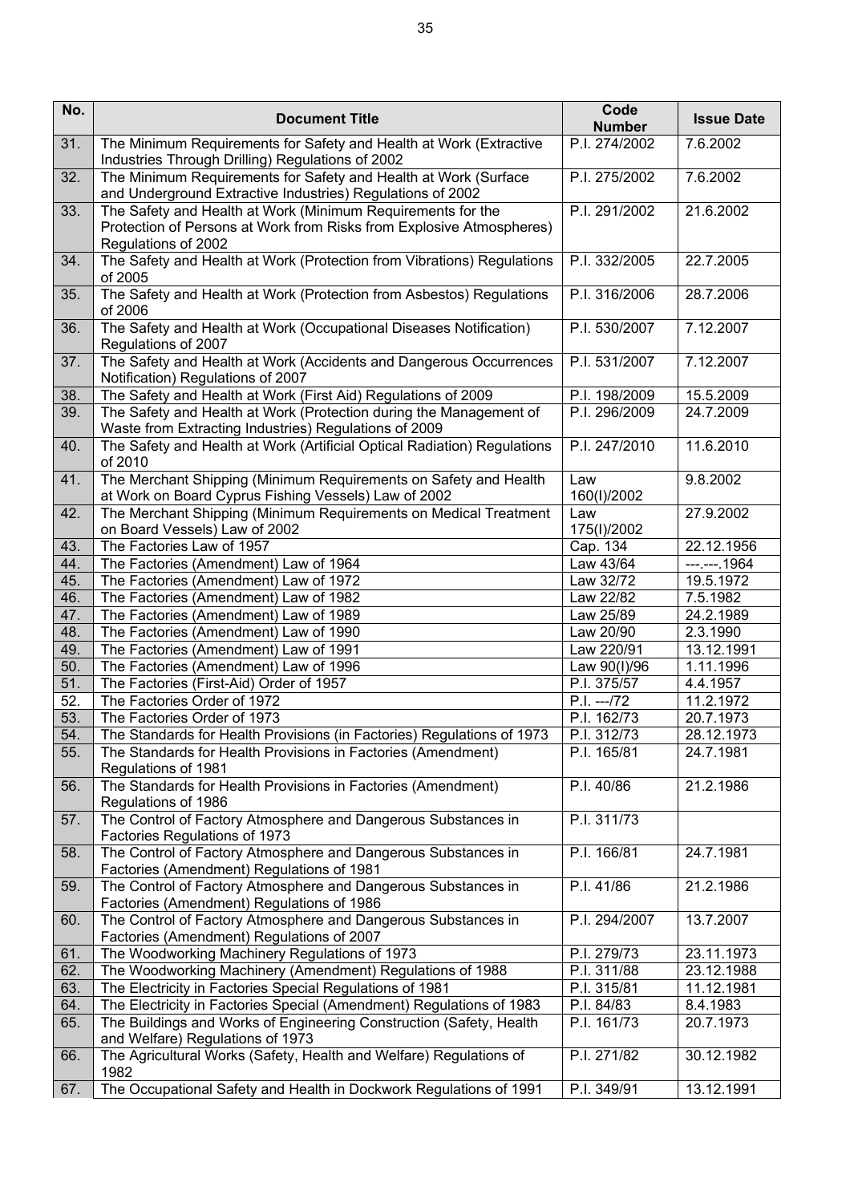| No. | Document Title | Code Number | Issue Date |
|---|---|---|---|
| 31. | The Minimum Requirements for Safety and Health at Work (Extractive Industries Through Drilling) Regulations of 2002 | P.I. 274/2002 | 7.6.2002 |
| 32. | The Minimum Requirements for Safety and Health at Work (Surface and Underground Extractive Industries) Regulations of 2002 | P.I. 275/2002 | 7.6.2002 |
| 33. | The Safety and Health at Work (Minimum Requirements for the Protection of Persons at Work from Risks from Explosive Atmospheres) Regulations of 2002 | P.I. 291/2002 | 21.6.2002 |
| 34. | The Safety and Health at Work (Protection from Vibrations) Regulations of 2005 | P.I. 332/2005 | 22.7.2005 |
| 35. | The Safety and Health at Work (Protection from Asbestos) Regulations of 2006 | P.I. 316/2006 | 28.7.2006 |
| 36. | The Safety and Health at Work (Occupational Diseases Notification) Regulations of 2007 | P.I. 530/2007 | 7.12.2007 |
| 37. | The Safety and Health at Work (Accidents and Dangerous Occurrences Notification) Regulations of 2007 | P.I. 531/2007 | 7.12.2007 |
| 38. | The Safety and Health at Work (First Aid) Regulations of 2009 | P.I. 198/2009 | 15.5.2009 |
| 39. | The Safety and Health at Work (Protection during the Management of Waste from Extracting Industries) Regulations of 2009 | P.I. 296/2009 | 24.7.2009 |
| 40. | The Safety and Health at Work (Artificial Optical Radiation) Regulations of 2010 | P.I. 247/2010 | 11.6.2010 |
| 41. | The Merchant Shipping (Minimum Requirements on Safety and Health at Work on Board Cyprus Fishing Vessels) Law of 2002 | Law 160(I)/2002 | 9.8.2002 |
| 42. | The Merchant Shipping (Minimum Requirements on Medical Treatment on Board Vessels) Law of 2002 | Law 175(I)/2002 | 27.9.2002 |
| 43. | The Factories Law of 1957 | Cap. 134 | 22.12.1956 |
| 44. | The Factories (Amendment) Law of 1964 | Law 43/64 | ---.---.1964 |
| 45. | The Factories (Amendment) Law of 1972 | Law 32/72 | 19.5.1972 |
| 46. | The Factories (Amendment) Law of 1982 | Law 22/82 | 7.5.1982 |
| 47. | The Factories (Amendment) Law of 1989 | Law 25/89 | 24.2.1989 |
| 48. | The Factories (Amendment) Law of 1990 | Law 20/90 | 2.3.1990 |
| 49. | The Factories (Amendment) Law of 1991 | Law 220/91 | 13.12.1991 |
| 50. | The Factories (Amendment) Law of 1996 | Law 90(I)/96 | 1.11.1996 |
| 51. | The Factories (First-Aid) Order of 1957 | P.I. 375/57 | 4.4.1957 |
| 52. | The Factories Order of 1972 | P.I. ---/72 | 11.2.1972 |
| 53. | The Factories Order of 1973 | P.I. 162/73 | 20.7.1973 |
| 54. | The Standards for Health Provisions (in Factories) Regulations of 1973 | P.I. 312/73 | 28.12.1973 |
| 55. | The Standards for Health Provisions in Factories (Amendment) Regulations of 1981 | P.I. 165/81 | 24.7.1981 |
| 56. | The Standards for Health Provisions in Factories (Amendment) Regulations of 1986 | P.I. 40/86 | 21.2.1986 |
| 57. | The Control of Factory Atmosphere and Dangerous Substances in Factories Regulations of 1973 | P.I. 311/73 | |
| 58. | The Control of Factory Atmosphere and Dangerous Substances in Factories (Amendment) Regulations of 1981 | P.I. 166/81 | 24.7.1981 |
| 59. | The Control of Factory Atmosphere and Dangerous Substances in Factories (Amendment) Regulations of 1986 | P.I. 41/86 | 21.2.1986 |
| 60. | The Control of Factory Atmosphere and Dangerous Substances in Factories (Amendment) Regulations of 2007 | P.I. 294/2007 | 13.7.2007 |
| 61. | The Woodworking Machinery Regulations of 1973 | P.I. 279/73 | 23.11.1973 |
| 62. | The Woodworking Machinery (Amendment) Regulations of 1988 | P.I. 311/88 | 23.12.1988 |
| 63. | The Electricity in Factories Special Regulations of 1981 | P.I. 315/81 | 11.12.1981 |
| 64. | The Electricity in Factories Special (Amendment) Regulations of 1983 | P.I. 84/83 | 8.4.1983 |
| 65. | The Buildings and Works of Engineering Construction (Safety, Health and Welfare) Regulations of 1973 | P.I. 161/73 | 20.7.1973 |
| 66. | The Agricultural Works (Safety, Health and Welfare) Regulations of 1982 | P.I. 271/82 | 30.12.1982 |
| 67. | The Occupational Safety and Health in Dockwork Regulations of 1991 | P.I. 349/91 | 13.12.1991 |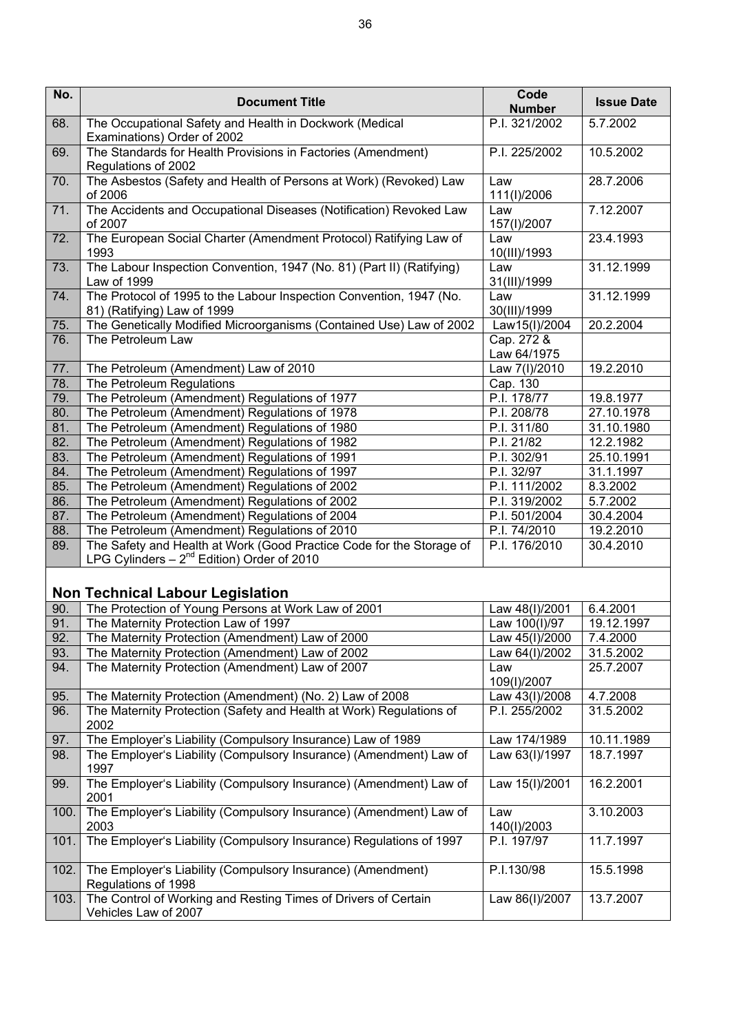| No. | Document Title | Code Number | Issue Date |
|---|---|---|---|
| 68. | The Occupational Safety and Health in Dockwork (Medical Examinations) Order of 2002 | P.I. 321/2002 | 5.7.2002 |
| 69. | The Standards for Health Provisions in Factories (Amendment) Regulations of 2002 | P.I. 225/2002 | 10.5.2002 |
| 70. | The Asbestos (Safety and Health of Persons at Work) (Revoked) Law of 2006 | Law 111(I)/2006 | 28.7.2006 |
| 71. | The Accidents and Occupational Diseases (Notification) Revoked Law of 2007 | Law 157(I)/2007 | 7.12.2007 |
| 72. | The European Social Charter (Amendment Protocol) Ratifying Law of 1993 | Law 10(III)/1993 | 23.4.1993 |
| 73. | The Labour Inspection Convention, 1947 (No. 81) (Part II) (Ratifying) Law of 1999 | Law 31(III)/1999 | 31.12.1999 |
| 74. | The Protocol of 1995 to the Labour Inspection Convention, 1947 (No. 81) (Ratifying) Law of 1999 | Law 30(III)/1999 | 31.12.1999 |
| 75. | The Genetically Modified Microorganisms (Contained Use) Law of 2002 | Law15(I)/2004 | 20.2.2004 |
| 76. | The Petroleum Law | Cap. 272 & Law 64/1975 | |
| 77. | The Petroleum (Amendment) Law of 2010 | Law 7(I)/2010 | 19.2.2010 |
| 78. | The Petroleum Regulations | Cap. 130 | |
| 79. | The Petroleum (Amendment) Regulations of 1977 | P.I. 178/77 | 19.8.1977 |
| 80. | The Petroleum (Amendment) Regulations of 1978 | P.I. 208/78 | 27.10.1978 |
| 81. | The Petroleum (Amendment) Regulations of 1980 | P.I. 311/80 | 31.10.1980 |
| 82. | The Petroleum (Amendment) Regulations of 1982 | P.I. 21/82 | 12.2.1982 |
| 83. | The Petroleum (Amendment) Regulations of 1991 | P.I. 302/91 | 25.10.1991 |
| 84. | The Petroleum (Amendment) Regulations of 1997 | P.I. 32/97 | 31.1.1997 |
| 85. | The Petroleum (Amendment) Regulations of 2002 | P.I. 111/2002 | 8.3.2002 |
| 86. | The Petroleum (Amendment) Regulations of 2002 | P.I. 319/2002 | 5.7.2002 |
| 87. | The Petroleum (Amendment) Regulations of 2004 | P.I. 501/2004 | 30.4.2004 |
| 88. | The Petroleum (Amendment) Regulations of 2010 | P.I. 74/2010 | 19.2.2010 |
| 89. | The Safety and Health at Work (Good Practice Code for the Storage of LPG Cylinders – 2nd Edition) Order of 2010 | P.I. 176/2010 | 30.4.2010 |

## Non Technical Labour Legislation

| No. | Document Title | Code Number | Issue Date |
|---|---|---|---|
| 90. | The Protection of Young Persons at Work Law of 2001 | Law 48(I)/2001 | 6.4.2001 |
| 91. | The Maternity Protection Law of 1997 | Law 100(I)/97 | 19.12.1997 |
| 92. | The Maternity Protection (Amendment) Law of 2000 | Law 45(I)/2000 | 7.4.2000 |
| 93. | The Maternity Protection (Amendment) Law of 2002 | Law 64(I)/2002 | 31.5.2002 |
| 94. | The Maternity Protection (Amendment) Law of 2007 | Law 109(I)/2007 | 25.7.2007 |
| 95. | The Maternity Protection (Amendment) (No. 2) Law of 2008 | Law 43(I)/2008 | 4.7.2008 |
| 96. | The Maternity Protection (Safety and Health at Work) Regulations of 2002 | P.I. 255/2002 | 31.5.2002 |
| 97. | The Employer's Liability (Compulsory Insurance) Law of 1989 | Law 174/1989 | 10.11.1989 |
| 98. | The Employer's Liability (Compulsory Insurance) (Amendment) Law of 1997 | Law 63(I)/1997 | 18.7.1997 |
| 99. | The Employer's Liability (Compulsory Insurance) (Amendment) Law of 2001 | Law 15(I)/2001 | 16.2.2001 |
| 100. | The Employer's Liability (Compulsory Insurance) (Amendment) Law of 2003 | Law 140(I)/2003 | 3.10.2003 |
| 101. | The Employer's Liability (Compulsory Insurance) Regulations of 1997 | P.I. 197/97 | 11.7.1997 |
| 102. | The Employer's Liability (Compulsory Insurance) (Amendment) Regulations of 1998 | P.I.130/98 | 15.5.1998 |
| 103. | The Control of Working and Resting Times of Drivers of Certain Vehicles Law of 2007 | Law 86(I)/2007 | 13.7.2007 |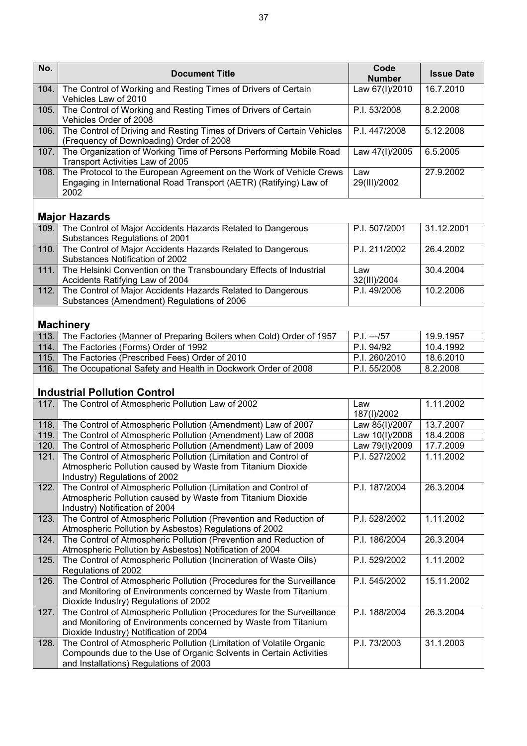| No. | Document Title | Code Number | Issue Date |
|---|---|---|---|
| 104. | The Control of Working and Resting Times of Drivers of Certain Vehicles Law of 2010 | Law 67(I)/2010 | 16.7.2010 |
| 105. | The Control of Working and Resting Times of Drivers of Certain Vehicles Order of 2008 | P.I. 53/2008 | 8.2.2008 |
| 106. | The Control of Driving and Resting Times of Drivers of Certain Vehicles (Frequency of Downloading) Order of 2008 | P.I. 447/2008 | 5.12.2008 |
| 107. | The Organization of Working Time of Persons Performing Mobile Road Transport Activities Law of 2005 | Law 47(I)/2005 | 6.5.2005 |
| 108. | The Protocol to the European Agreement on the Work of Vehicle Crews Engaging in International Road Transport (AETR) (Ratifying) Law of 2002 | Law 29(III)/2002 | 27.9.2002 |
| | **Major Hazards** | | |
| 109. | The Control of Major Accidents Hazards Related to Dangerous Substances Regulations of 2001 | P.I. 507/2001 | 31.12.2001 |
| 110. | The Control of Major Accidents Hazards Related to Dangerous Substances Notification of 2002 | P.I. 211/2002 | 26.4.2002 |
| 111. | The Helsinki Convention on the Transboundary Effects of Industrial Accidents Ratifying Law of 2004 | Law 32(III)/2004 | 30.4.2004 |
| 112. | The Control of Major Accidents Hazards Related to Dangerous Substances (Amendment) Regulations of 2006 | P.I. 49/2006 | 10.2.2006 |
| | **Machinery** | | |
| 113. | The Factories (Manner of Preparing Boilers when Cold) Order of 1957 | P.I. ---/57 | 19.9.1957 |
| 114. | The Factories (Forms) Order of 1992 | P.I. 94/92 | 10.4.1992 |
| 115. | The Factories (Prescribed Fees) Order of 2010 | P.I. 260/2010 | 18.6.2010 |
| 116. | The Occupational Safety and Health in Dockwork Order of 2008 | P.I. 55/2008 | 8.2.2008 |
| | **Industrial Pollution Control** | | |
| 117. | The Control of Atmospheric Pollution Law of 2002 | Law 187(I)/2002 | 1.11.2002 |
| 118. | The Control of Atmospheric Pollution (Amendment) Law of 2007 | Law 85(I)/2007 | 13.7.2007 |
| 119. | The Control of Atmospheric Pollution (Amendment) Law of 2008 | Law 10(I)/2008 | 18.4.2008 |
| 120. | The Control of Atmospheric Pollution (Amendment) Law of 2009 | Law 79(I)/2009 | 17.7.2009 |
| 121. | The Control of Atmospheric Pollution (Limitation and Control of Atmospheric Pollution caused by Waste from Titanium Dioxide Industry) Regulations of 2002 | P.I. 527/2002 | 1.11.2002 |
| 122. | The Control of Atmospheric Pollution (Limitation and Control of Atmospheric Pollution caused by Waste from Titanium Dioxide Industry) Notification of 2004 | P.I. 187/2004 | 26.3.2004 |
| 123. | The Control of Atmospheric Pollution (Prevention and Reduction of Atmospheric Pollution by Asbestos) Regulations of 2002 | P.I. 528/2002 | 1.11.2002 |
| 124. | The Control of Atmospheric Pollution (Prevention and Reduction of Atmospheric Pollution by Asbestos) Notification of 2004 | P.I. 186/2004 | 26.3.2004 |
| 125. | The Control of Atmospheric Pollution (Incineration of Waste Oils) Regulations of 2002 | P.I. 529/2002 | 1.11.2002 |
| 126. | The Control of Atmospheric Pollution (Procedures for the Surveillance and Monitoring of Environments concerned by Waste from Titanium Dioxide Industry) Regulations of 2002 | P.I. 545/2002 | 15.11.2002 |
| 127. | The Control of Atmospheric Pollution (Procedures for the Surveillance and Monitoring of Environments concerned by Waste from Titanium Dioxide Industry) Notification of 2004 | P.I. 188/2004 | 26.3.2004 |
| 128. | The Control of Atmospheric Pollution (Limitation of Volatile Organic Compounds due to the Use of Organic Solvents in Certain Activities and Installations) Regulations of 2003 | P.I. 73/2003 | 31.1.2003 |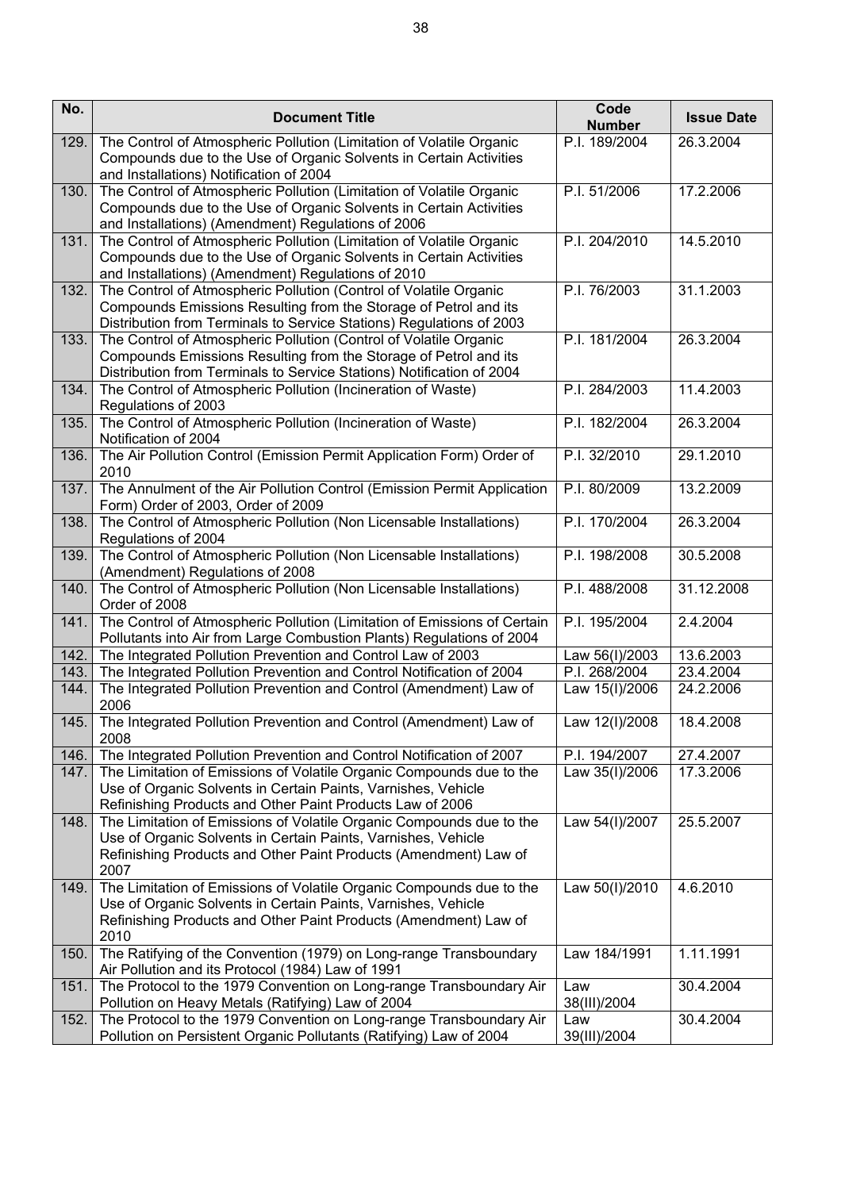| No. | Document Title | Code Number | Issue Date |
|---|---|---|---|
| 129. | The Control of Atmospheric Pollution (Limitation of Volatile Organic Compounds due to the Use of Organic Solvents in Certain Activities and Installations) Notification of 2004 | P.I. 189/2004 | 26.3.2004 |
| 130. | The Control of Atmospheric Pollution (Limitation of Volatile Organic Compounds due to the Use of Organic Solvents in Certain Activities and Installations) (Amendment) Regulations of 2006 | P.I. 51/2006 | 17.2.2006 |
| 131. | The Control of Atmospheric Pollution (Limitation of Volatile Organic Compounds due to the Use of Organic Solvents in Certain Activities and Installations) (Amendment) Regulations of 2010 | P.I. 204/2010 | 14.5.2010 |
| 132. | The Control of Atmospheric Pollution (Control of Volatile Organic Compounds Emissions Resulting from the Storage of Petrol and its Distribution from Terminals to Service Stations) Regulations of 2003 | P.I. 76/2003 | 31.1.2003 |
| 133. | The Control of Atmospheric Pollution (Control of Volatile Organic Compounds Emissions Resulting from the Storage of Petrol and its Distribution from Terminals to Service Stations) Notification of 2004 | P.I. 181/2004 | 26.3.2004 |
| 134. | The Control of Atmospheric Pollution (Incineration of Waste) Regulations of 2003 | P.I. 284/2003 | 11.4.2003 |
| 135. | The Control of Atmospheric Pollution (Incineration of Waste) Notification of 2004 | P.I. 182/2004 | 26.3.2004 |
| 136. | The Air Pollution Control (Emission Permit Application Form) Order of 2010 | P.I. 32/2010 | 29.1.2010 |
| 137. | The Annulment of the Air Pollution Control (Emission Permit Application Form) Order of 2003, Order of 2009 | P.I. 80/2009 | 13.2.2009 |
| 138. | The Control of Atmospheric Pollution (Non Licensable Installations) Regulations of 2004 | P.I. 170/2004 | 26.3.2004 |
| 139. | The Control of Atmospheric Pollution (Non Licensable Installations) (Amendment) Regulations of 2008 | P.I. 198/2008 | 30.5.2008 |
| 140. | The Control of Atmospheric Pollution (Non Licensable Installations) Order of 2008 | P.I. 488/2008 | 31.12.2008 |
| 141. | The Control of Atmospheric Pollution (Limitation of Emissions of Certain Pollutants into Air from Large Combustion Plants) Regulations of 2004 | P.I. 195/2004 | 2.4.2004 |
| 142. | The Integrated Pollution Prevention and Control Law of 2003 | Law 56(I)/2003 | 13.6.2003 |
| 143. | The Integrated Pollution Prevention and Control Notification of 2004 | P.I. 268/2004 | 23.4.2004 |
| 144. | The Integrated Pollution Prevention and Control (Amendment) Law of 2006 | Law 15(I)/2006 | 24.2.2006 |
| 145. | The Integrated Pollution Prevention and Control (Amendment) Law of 2008 | Law 12(I)/2008 | 18.4.2008 |
| 146. | The Integrated Pollution Prevention and Control Notification of 2007 | P.I. 194/2007 | 27.4.2007 |
| 147. | The Limitation of Emissions of Volatile Organic Compounds due to the Use of Organic Solvents in Certain Paints, Varnishes, Vehicle Refinishing Products and Other Paint Products Law of 2006 | Law 35(I)/2006 | 17.3.2006 |
| 148. | The Limitation of Emissions of Volatile Organic Compounds due to the Use of Organic Solvents in Certain Paints, Varnishes, Vehicle Refinishing Products and Other Paint Products (Amendment) Law of 2007 | Law 54(I)/2007 | 25.5.2007 |
| 149. | The Limitation of Emissions of Volatile Organic Compounds due to the Use of Organic Solvents in Certain Paints, Varnishes, Vehicle Refinishing Products and Other Paint Products (Amendment) Law of 2010 | Law 50(I)/2010 | 4.6.2010 |
| 150. | The Ratifying of the Convention (1979) on Long-range Transboundary Air Pollution and its Protocol (1984) Law of 1991 | Law 184/1991 | 1.11.1991 |
| 151. | The Protocol to the 1979 Convention on Long-range Transboundary Air Pollution on Heavy Metals (Ratifying) Law of 2004 | Law 38(III)/2004 | 30.4.2004 |
| 152. | The Protocol to the 1979 Convention on Long-range Transboundary Air Pollution on Persistent Organic Pollutants (Ratifying) Law of 2004 | Law 39(III)/2004 | 30.4.2004 |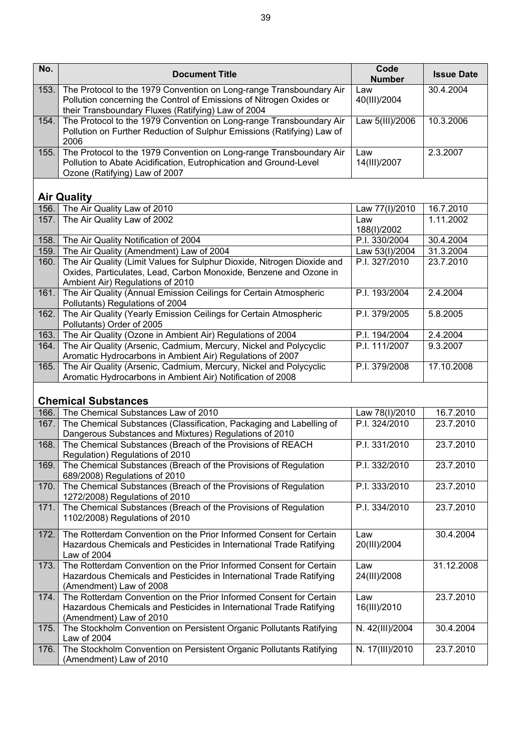| No. | Document Title | Code Number | Issue Date |
|---|---|---|---|
| 153. | The Protocol to the 1979 Convention on Long-range Transboundary Air Pollution concerning the Control of Emissions of Nitrogen Oxides or their Transboundary Fluxes (Ratifying) Law of 2004 | Law 40(III)/2004 | 30.4.2004 |
| 154. | The Protocol to the 1979 Convention on Long-range Transboundary Air Pollution on Further Reduction of Sulphur Emissions (Ratifying) Law of 2006 | Law 5(III)/2006 | 10.3.2006 |
| 155. | The Protocol to the 1979 Convention on Long-range Transboundary Air Pollution to Abate Acidification, Eutrophication and Ground-Level Ozone (Ratifying) Law of 2007 | Law 14(III)/2007 | 2.3.2007 |
| | **Air Quality** | | |
| 156. | The Air Quality Law of 2010 | Law 77(I)/2010 | 16.7.2010 |
| 157. | The Air Quality Law of 2002 | Law 188(I)/2002 | 1.11.2002 |
| 158. | The Air Quality Notification of 2004 | P.I. 330/2004 | 30.4.2004 |
| 159. | The Air Quality (Amendment) Law of 2004 | Law 53(I)/2004 | 31.3.2004 |
| 160. | The Air Quality (Limit Values for Sulphur Dioxide, Nitrogen Dioxide and Oxides, Particulates, Lead, Carbon Monoxide, Benzene and Ozone in Ambient Air) Regulations of 2010 | P.I. 327/2010 | 23.7.2010 |
| 161. | The Air Quality (Annual Emission Ceilings for Certain Atmospheric Pollutants) Regulations of 2004 | P.I. 193/2004 | 2.4.2004 |
| 162. | The Air Quality (Yearly Emission Ceilings for Certain Atmospheric Pollutants) Order of 2005 | P.I. 379/2005 | 5.8.2005 |
| 163. | The Air Quality (Ozone in Ambient Air) Regulations of 2004 | P.I. 194/2004 | 2.4.2004 |
| 164. | The Air Quality (Arsenic, Cadmium, Mercury, Nickel and Polycyclic Aromatic Hydrocarbons in Ambient Air) Regulations of 2007 | P.I. 111/2007 | 9.3.2007 |
| 165. | The Air Quality (Arsenic, Cadmium, Mercury, Nickel and Polycyclic Aromatic Hydrocarbons in Ambient Air) Notification of 2008 | P.I. 379/2008 | 17.10.2008 |
| | **Chemical Substances** | | |
| 166. | The Chemical Substances Law of 2010 | Law 78(I)/2010 | 16.7.2010 |
| 167. | The Chemical Substances (Classification, Packaging and Labelling of Dangerous Substances and Mixtures) Regulations of 2010 | P.I. 324/2010 | 23.7.2010 |
| 168. | The Chemical Substances (Breach of the Provisions of REACH Regulation) Regulations of 2010 | P.I. 331/2010 | 23.7.2010 |
| 169. | The Chemical Substances (Breach of the Provisions of Regulation 689/2008) Regulations of 2010 | P.I. 332/2010 | 23.7.2010 |
| 170. | The Chemical Substances (Breach of the Provisions of Regulation 1272/2008) Regulations of 2010 | P.I. 333/2010 | 23.7.2010 |
| 171. | The Chemical Substances (Breach of the Provisions of Regulation 1102/2008) Regulations of 2010 | P.I. 334/2010 | 23.7.2010 |
| 172. | The Rotterdam Convention on the Prior Informed Consent for Certain Hazardous Chemicals and Pesticides in International Trade Ratifying Law of 2004 | Law 20(III)/2004 | 30.4.2004 |
| 173. | The Rotterdam Convention on the Prior Informed Consent for Certain Hazardous Chemicals and Pesticides in International Trade Ratifying (Amendment) Law of 2008 | Law 24(III)/2008 | 31.12.2008 |
| 174. | The Rotterdam Convention on the Prior Informed Consent for Certain Hazardous Chemicals and Pesticides in International Trade Ratifying (Amendment) Law of 2010 | Law 16(III)/2010 | 23.7.2010 |
| 175. | The Stockholm Convention on Persistent Organic Pollutants Ratifying Law of 2004 | N. 42(III)/2004 | 30.4.2004 |
| 176. | The Stockholm Convention on Persistent Organic Pollutants Ratifying (Amendment) Law of 2010 | N. 17(III)/2010 | 23.7.2010 |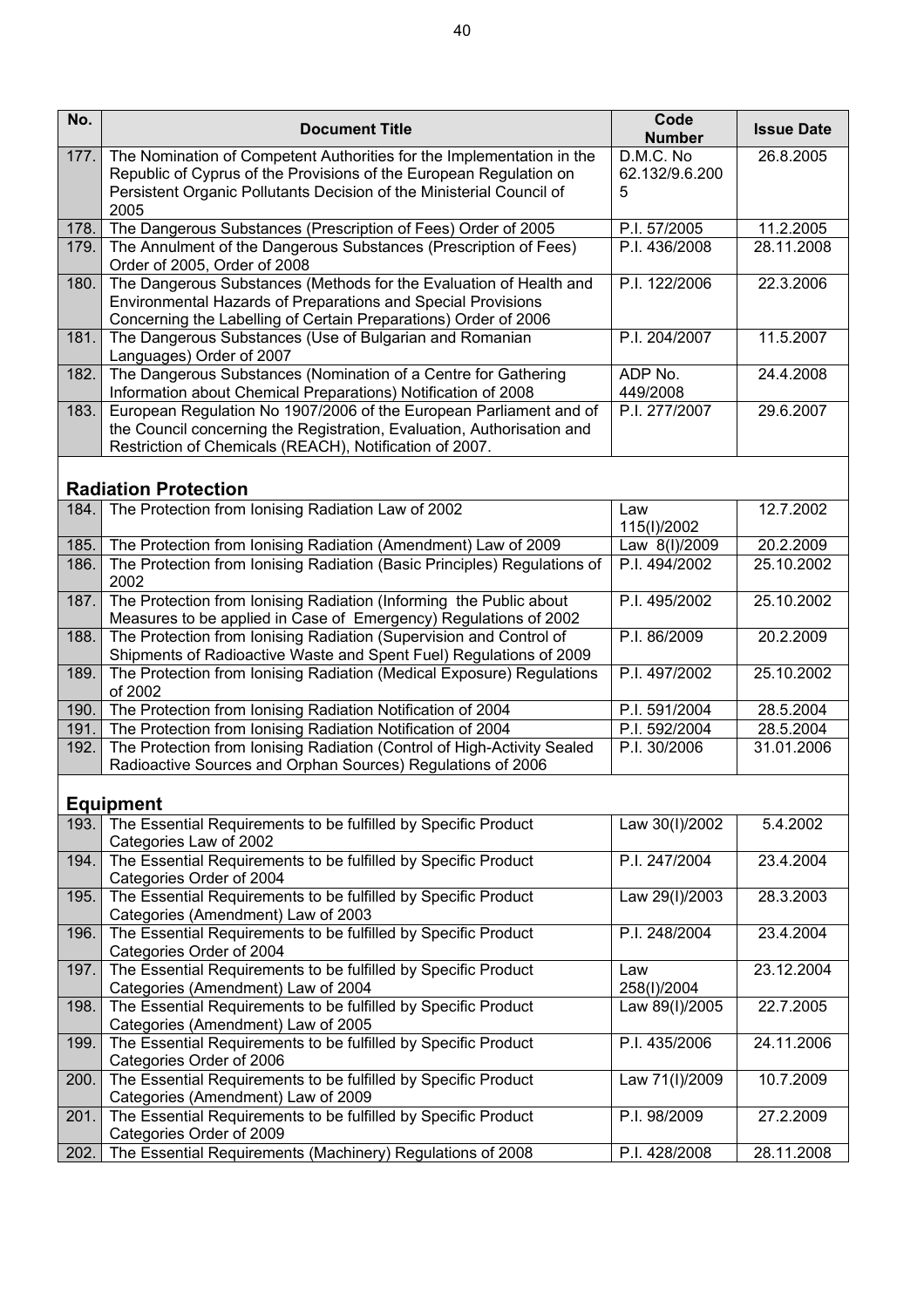| No. | Document Title | Code Number | Issue Date |
|---|---|---|---|
| 177. | The Nomination of Competent Authorities for the Implementation in the Republic of Cyprus of the Provisions of the European Regulation on Persistent Organic Pollutants Decision of the Ministerial Council of 2005 | D.M.C. No 62.132/9.6.2005 | 26.8.2005 |
| 178. | The Dangerous Substances (Prescription of Fees) Order of 2005 | P.I. 57/2005 | 11.2.2005 |
| 179. | The Annulment of the Dangerous Substances (Prescription of Fees) Order of 2005, Order of 2008 | P.I. 436/2008 | 28.11.2008 |
| 180. | The Dangerous Substances (Methods for the Evaluation of Health and Environmental Hazards of Preparations and Special Provisions Concerning the Labelling of Certain Preparations) Order of 2006 | P.I. 122/2006 | 22.3.2006 |
| 181. | The Dangerous Substances (Use of Bulgarian and Romanian Languages) Order of 2007 | P.I. 204/2007 | 11.5.2007 |
| 182. | The Dangerous Substances (Nomination of a Centre for Gathering Information about Chemical Preparations) Notification of 2008 | ADP No. 449/2008 | 24.4.2008 |
| 183. | European Regulation No 1907/2006 of the European Parliament and of the Council concerning the Registration, Evaluation, Authorisation and Restriction of Chemicals (REACH), Notification of 2007. | P.I. 277/2007 | 29.6.2007 |
| | **Radiation Protection** | | |
| 184. | The Protection from Ionising Radiation Law of 2002 | Law 115(I)/2002 | 12.7.2002 |
| 185. | The Protection from Ionising Radiation (Amendment) Law of 2009 | Law 8(I)/2009 | 20.2.2009 |
| 186. | The Protection from Ionising Radiation (Basic Principles) Regulations of 2002 | P.I. 494/2002 | 25.10.2002 |
| 187. | The Protection from Ionising Radiation (Informing the Public about Measures to be applied in Case of Emergency) Regulations of 2002 | P.I. 495/2002 | 25.10.2002 |
| 188. | The Protection from Ionising Radiation (Supervision and Control of Shipments of Radioactive Waste and Spent Fuel) Regulations of 2009 | P.I. 86/2009 | 20.2.2009 |
| 189. | The Protection from Ionising Radiation (Medical Exposure) Regulations of 2002 | P.I. 497/2002 | 25.10.2002 |
| 190. | The Protection from Ionising Radiation Notification of 2004 | P.I. 591/2004 | 28.5.2004 |
| 191. | The Protection from Ionising Radiation Notification of 2004 | P.I. 592/2004 | 28.5.2004 |
| 192. | The Protection from Ionising Radiation (Control of High-Activity Sealed Radioactive Sources and Orphan Sources) Regulations of 2006 | P.I. 30/2006 | 31.01.2006 |
| | **Equipment** | | |
| 193. | The Essential Requirements to be fulfilled by Specific Product Categories Law of 2002 | Law 30(I)/2002 | 5.4.2002 |
| 194. | The Essential Requirements to be fulfilled by Specific Product Categories Order of 2004 | P.I. 247/2004 | 23.4.2004 |
| 195. | The Essential Requirements to be fulfilled by Specific Product Categories (Amendment) Law of 2003 | Law 29(I)/2003 | 28.3.2003 |
| 196. | The Essential Requirements to be fulfilled by Specific Product Categories Order of 2004 | P.I. 248/2004 | 23.4.2004 |
| 197. | The Essential Requirements to be fulfilled by Specific Product Categories (Amendment) Law of 2004 | Law 258(I)/2004 | 23.12.2004 |
| 198. | The Essential Requirements to be fulfilled by Specific Product Categories (Amendment) Law of 2005 | Law 89(I)/2005 | 22.7.2005 |
| 199. | The Essential Requirements to be fulfilled by Specific Product Categories Order of 2006 | P.I. 435/2006 | 24.11.2006 |
| 200. | The Essential Requirements to be fulfilled by Specific Product Categories (Amendment) Law of 2009 | Law 71(I)/2009 | 10.7.2009 |
| 201. | The Essential Requirements to be fulfilled by Specific Product Categories Order of 2009 | P.I. 98/2009 | 27.2.2009 |
| 202. | The Essential Requirements (Machinery) Regulations of 2008 | P.I. 428/2008 | 28.11.2008 |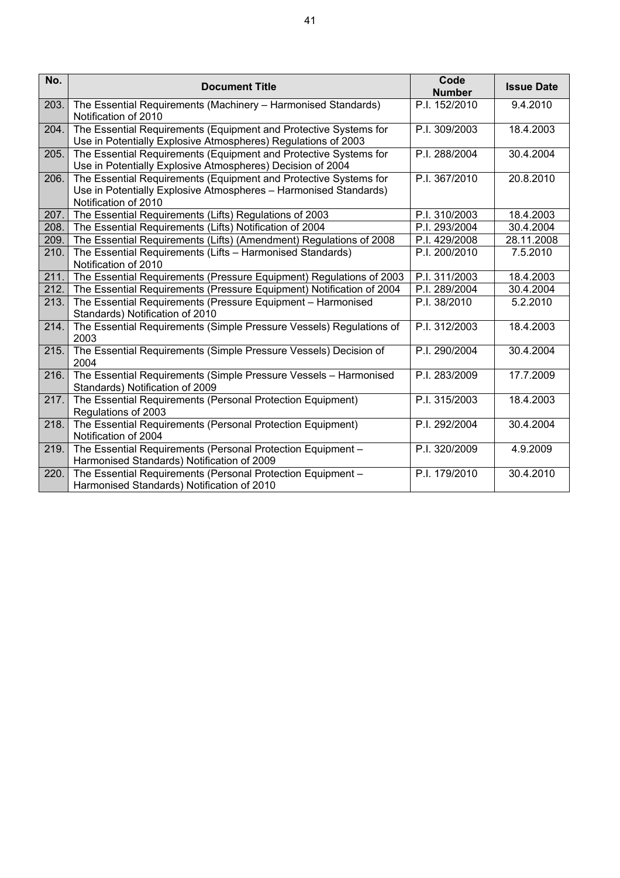| No. | Document Title | Code Number | Issue Date |
|---|---|---|---|
| 203. | The Essential Requirements (Machinery – Harmonised Standards) Notification of 2010 | P.I. 152/2010 | 9.4.2010 |
| 204. | The Essential Requirements (Equipment and Protective Systems for Use in Potentially Explosive Atmospheres) Regulations of 2003 | P.I. 309/2003 | 18.4.2003 |
| 205. | The Essential Requirements (Equipment and Protective Systems for Use in Potentially Explosive Atmospheres) Decision of 2004 | P.I. 288/2004 | 30.4.2004 |
| 206. | The Essential Requirements (Equipment and Protective Systems for Use in Potentially Explosive Atmospheres – Harmonised Standards) Notification of 2010 | P.I. 367/2010 | 20.8.2010 |
| 207. | The Essential Requirements (Lifts) Regulations of 2003 | P.I. 310/2003 | 18.4.2003 |
| 208. | The Essential Requirements (Lifts) Notification of 2004 | P.I. 293/2004 | 30.4.2004 |
| 209. | The Essential Requirements (Lifts) (Amendment) Regulations of 2008 | P.I. 429/2008 | 28.11.2008 |
| 210. | The Essential Requirements (Lifts – Harmonised Standards) Notification of 2010 | P.I. 200/2010 | 7.5.2010 |
| 211. | The Essential Requirements (Pressure Equipment) Regulations of 2003 | P.I. 311/2003 | 18.4.2003 |
| 212. | The Essential Requirements (Pressure Equipment) Notification of 2004 | P.I. 289/2004 | 30.4.2004 |
| 213. | The Essential Requirements (Pressure Equipment – Harmonised Standards) Notification of 2010 | P.I. 38/2010 | 5.2.2010 |
| 214. | The Essential Requirements (Simple Pressure Vessels) Regulations of 2003 | P.I. 312/2003 | 18.4.2003 |
| 215. | The Essential Requirements (Simple Pressure Vessels) Decision of 2004 | P.I. 290/2004 | 30.4.2004 |
| 216. | The Essential Requirements (Simple Pressure Vessels – Harmonised Standards) Notification of 2009 | P.I. 283/2009 | 17.7.2009 |
| 217. | The Essential Requirements (Personal Protection Equipment) Regulations of 2003 | P.I. 315/2003 | 18.4.2003 |
| 218. | The Essential Requirements (Personal Protection Equipment) Notification of 2004 | P.I. 292/2004 | 30.4.2004 |
| 219. | The Essential Requirements (Personal Protection Equipment – Harmonised Standards) Notification of 2009 | P.I. 320/2009 | 4.9.2009 |
| 220. | The Essential Requirements (Personal Protection Equipment – Harmonised Standards) Notification of 2010 | P.I. 179/2010 | 30.4.2010 |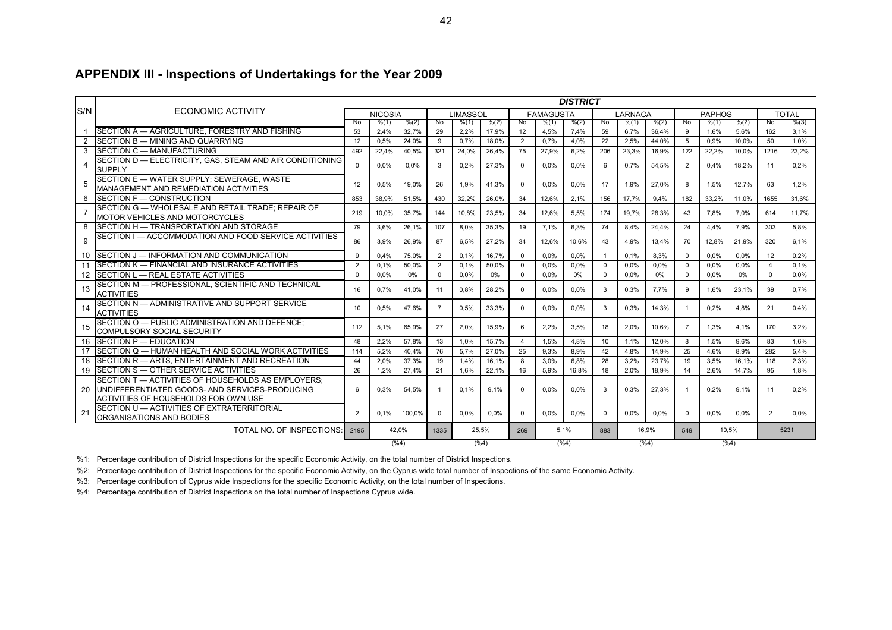## APPENDIX III - Inspections of Undertakings for the Year 2009

| S/N | ECONOMIC ACTIVITY | DISTRICT | | | | | | | | | | | | | | | | |
|---|---|---|---|---|---|---|---|---|---|---|---|---|---|---|---|---|---|---|
| | | NICOSIA | | | LIMASSOL | | | FAMAGUSTA | | | LARNACA | | | PAPHOS | | | TOTAL | |
| | | No | %(1) | %(2) | No | %(1) | %(2) | No | %(1) | %(2) | No | %(1) | %(2) | No | %(1) | %(2) | No | %(3) |
| 1 | SECTION A — AGRICULTURE, FORESTRY AND FISHING | 53 | 2,4% | 32,7% | 29 | 2,2% | 17,9% | 12 | 4,5% | 7,4% | 59 | 6,7% | 36,4% | 9 | 1,6% | 5,6% | 162 | 3,1% |
| 2 | SECTION B — MINING AND QUARRYING | 12 | 0,5% | 24,0% | 9 | 0,7% | 18,0% | 2 | 0,7% | 4,0% | 22 | 2,5% | 44,0% | 5 | 0,9% | 10,0% | 50 | 1,0% |
| 3 | SECTION C — MANUFACTURING | 492 | 22,4% | 40,5% | 321 | 24,0% | 26,4% | 75 | 27,9% | 6,2% | 206 | 23,3% | 16,9% | 122 | 22,2% | 10,0% | 1216 | 23,2% |
| 4 | SECTION D — ELECTRICITY, GAS, STEAM AND AIR CONDITIONING SUPPLY | 0 | 0,0% | 0,0% | 3 | 0,2% | 27,3% | 0 | 0,0% | 0,0% | 6 | 0,7% | 54,5% | 2 | 0,4% | 18,2% | 11 | 0,2% |
| 5 | SECTION E — WATER SUPPLY; SEWERAGE, WASTE MANAGEMENT AND REMEDIATION ACTIVITIES | 12 | 0,5% | 19,0% | 26 | 1,9% | 41,3% | 0 | 0,0% | 0,0% | 17 | 1,9% | 27,0% | 8 | 1,5% | 12,7% | 63 | 1,2% |
| 6 | SECTION F — CONSTRUCTION | 853 | 38,9% | 51,5% | 430 | 32,2% | 26,0% | 34 | 12,6% | 2,1% | 156 | 17,7% | 9,4% | 182 | 33,2% | 11,0% | 1655 | 31,6% |
| 7 | SECTION G — WHOLESALE AND RETAIL TRADE; REPAIR OF MOTOR VEHICLES AND MOTORCYCLES | 219 | 10,0% | 35,7% | 144 | 10,8% | 23,5% | 34 | 12,6% | 5,5% | 174 | 19,7% | 28,3% | 43 | 7,8% | 7,0% | 614 | 11,7% |
| 8 | SECTION H — TRANSPORTATION AND STORAGE | 79 | 3,6% | 26,1% | 107 | 8,0% | 35,3% | 19 | 7,1% | 6,3% | 74 | 8,4% | 24,4% | 24 | 4,4% | 7,9% | 303 | 5,8% |
| 9 | SECTION I — ACCOMMODATION AND FOOD SERVICE ACTIVITIES | 86 | 3,9% | 26,9% | 87 | 6,5% | 27,2% | 34 | 12,6% | 10,6% | 43 | 4,9% | 13,4% | 70 | 12,8% | 21,9% | 320 | 6,1% |
| 10 | SECTION J — INFORMATION AND COMMUNICATION | 9 | 0,4% | 75,0% | 2 | 0,1% | 16,7% | 0 | 0,0% | 0,0% | 1 | 0,1% | 8,3% | 0 | 0,0% | 0,0% | 12 | 0,2% |
| 11 | SECTION K — FINANCIAL AND INSURANCE ACTIVITIES | 2 | 0,1% | 50,0% | 2 | 0,1% | 50,0% | 0 | 0,0% | 0,0% | 0 | 0,0% | 0,0% | 0 | 0,0% | 0,0% | 4 | 0,1% |
| 12 | SECTION L — REAL ESTATE ACTIVITIES | 0 | 0,0% | 0% | 0 | 0,0% | 0% | 0 | 0,0% | 0% | 0 | 0,0% | 0% | 0 | 0,0% | 0% | 0 | 0,0% |
| 13 | SECTION M — PROFESSIONAL, SCIENTIFIC AND TECHNICAL ACTIVITIES | 16 | 0,7% | 41,0% | 11 | 0,8% | 28,2% | 0 | 0,0% | 0,0% | 3 | 0,3% | 7,7% | 9 | 1,6% | 23,1% | 39 | 0,7% |
| 14 | SECTION N — ADMINISTRATIVE AND SUPPORT SERVICE ACTIVITIES | 10 | 0,5% | 47,6% | 7 | 0,5% | 33,3% | 0 | 0,0% | 0,0% | 3 | 0,3% | 14,3% | 1 | 0,2% | 4,8% | 21 | 0,4% |
| 15 | SECTION O — PUBLIC ADMINISTRATION AND DEFENCE; COMPULSORY SOCIAL SECURITY | 112 | 5,1% | 65,9% | 27 | 2,0% | 15,9% | 6 | 2,2% | 3,5% | 18 | 2,0% | 10,6% | 7 | 1,3% | 4,1% | 170 | 3,2% |
| 16 | SECTION P — EDUCATION | 48 | 2,2% | 57,8% | 13 | 1,0% | 15,7% | 4 | 1,5% | 4,8% | 10 | 1,1% | 12,0% | 8 | 1,5% | 9,6% | 83 | 1,6% |
| 17 | SECTION Q — HUMAN HEALTH AND SOCIAL WORK ACTIVITIES | 114 | 5,2% | 40,4% | 76 | 5,7% | 27,0% | 25 | 9,3% | 8,9% | 42 | 4,8% | 14,9% | 25 | 4,6% | 8,9% | 282 | 5,4% |
| 18 | SECTION R — ARTS, ENTERTAINMENT AND RECREATION | 44 | 2,0% | 37,3% | 19 | 1,4% | 16,1% | 8 | 3,0% | 6,8% | 28 | 3,2% | 23,7% | 19 | 3,5% | 16,1% | 118 | 2,3% |
| 19 | SECTION S — OTHER SERVICE ACTIVITIES | 26 | 1,2% | 27,4% | 21 | 1,6% | 22,1% | 16 | 5,9% | 16,8% | 18 | 2,0% | 18,9% | 14 | 2,6% | 14,7% | 95 | 1,8% |
| 20 | SECTION T — ACTIVITIES OF HOUSEHOLDS AS EMPLOYERS; UNDIFFERENTIATED GOODS- AND SERVICES-PRODUCING ACTIVITIES OF HOUSEHOLDS FOR OWN USE | 6 | 0,3% | 54,5% | 1 | 0,1% | 9,1% | 0 | 0,0% | 0,0% | 3 | 0,3% | 27,3% | 1 | 0,2% | 9,1% | 11 | 0,2% |
| 21 | SECTION U — ACTIVITIES OF EXTRATERRITORIAL ORGANISATIONS AND BODIES | 2 | 0,1% | 100,0% | 0 | 0,0% | 0,0% | 0 | 0,0% | 0,0% | 0 | 0,0% | 0,0% | 0 | 0,0% | 0,0% | 2 | 0,0% |
| | TOTAL NO. OF INSPECTIONS: | 2195 | 42,0% (%4) | | 1335 | 25,5% (%4) | | 269 | 5,1% (%4) | | 883 | 16,9% (%4) | | 549 | 10,5% (%4) | | 5231 | |

%1: Percentage contribution of District Inspections for the specific Economic Activity, on the total number of District Inspections.

%2: Percentage contribution of District Inspections for the specific Economic Activity, on the Cyprus wide total number of Inspections of the same Economic Activity.

%3: Percentage contribution of Cyprus wide Inspections for the specific Economic Activity, on the total number of Inspections.

%4: Percentage contribution of District Inspections on the total number of Inspections Cyprus wide.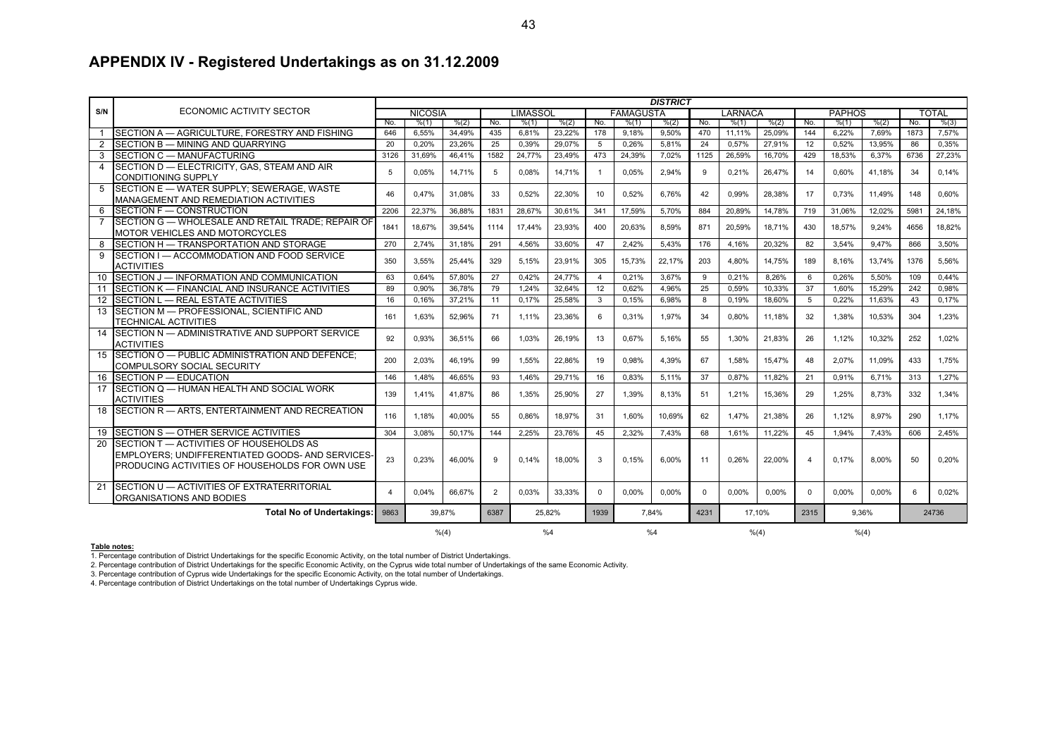## APPENDIX IV - Registered Undertakings as on 31.12.2009

| S/N | ECONOMIC ACTIVITY SECTOR | DISTRICT | | | | | | | | | | | | | | | | |
|---|---|---|---|---|---|---|---|---|---|---|---|---|---|---|---|---|---|---|
| | | NICOSIA | | | LIMASSOL | | | FAMAGUSTA | | | LARNACA | | | PAPHOS | | | TOTAL | |
| | | No. | %(1) | %(2) | No. | %(1) | %(2) | No. | %(1) | %(2) | No. | %(1) | %(2) | No. | %(1) | %(2) | No. | %(3) |
| 1 | SECTION A — AGRICULTURE, FORESTRY AND FISHING | 646 | 6,55% | 34,49% | 435 | 6,81% | 23,22% | 178 | 9,18% | 9,50% | 470 | 11,11% | 25,09% | 144 | 6,22% | 7,69% | 1873 | 7,57% |
| 2 | SECTION B — MINING AND QUARRYING | 20 | 0,20% | 23,26% | 25 | 0,39% | 29,07% | 5 | 0,26% | 5,81% | 24 | 0,57% | 27,91% | 12 | 0,52% | 13,95% | 86 | 0,35% |
| 3 | SECTION C — MANUFACTURING | 3126 | 31,69% | 46,41% | 1582 | 24,77% | 23,49% | 473 | 24,39% | 7,02% | 1125 | 26,59% | 16,70% | 429 | 18,53% | 6,37% | 6736 | 27,23% |
| 4 | SECTION D — ELECTRICITY, GAS, STEAM AND AIR CONDITIONING SUPPLY | 5 | 0,05% | 14,71% | 5 | 0,08% | 14,71% | 1 | 0,05% | 2,94% | 9 | 0,21% | 26,47% | 14 | 0,60% | 41,18% | 34 | 0,14% |
| 5 | SECTION E — WATER SUPPLY; SEWERAGE, WASTE MANAGEMENT AND REMEDIATION ACTIVITIES | 46 | 0,47% | 31,08% | 33 | 0,52% | 22,30% | 10 | 0,52% | 6,76% | 42 | 0,99% | 28,38% | 17 | 0,73% | 11,49% | 148 | 0,60% |
| 6 | SECTION F — CONSTRUCTION | 2206 | 22,37% | 36,88% | 1831 | 28,67% | 30,61% | 341 | 17,59% | 5,70% | 884 | 20,89% | 14,78% | 719 | 31,06% | 12,02% | 5981 | 24,18% |
| 7 | SECTION G — WHOLESALE AND RETAIL TRADE; REPAIR OF MOTOR VEHICLES AND MOTORCYCLES | 1841 | 18,67% | 39,54% | 1114 | 17,44% | 23,93% | 400 | 20,63% | 8,59% | 871 | 20,59% | 18,71% | 430 | 18,57% | 9,24% | 4656 | 18,82% |
| 8 | SECTION H — TRANSPORTATION AND STORAGE | 270 | 2,74% | 31,18% | 291 | 4,56% | 33,60% | 47 | 2,42% | 5,43% | 176 | 4,16% | 20,32% | 82 | 3,54% | 9,47% | 866 | 3,50% |
| 9 | SECTION I — ACCOMMODATION AND FOOD SERVICE ACTIVITIES | 350 | 3,55% | 25,44% | 329 | 5,15% | 23,91% | 305 | 15,73% | 22,17% | 203 | 4,80% | 14,75% | 189 | 8,16% | 13,74% | 1376 | 5,56% |
| 10 | SECTION J — INFORMATION AND COMMUNICATION | 63 | 0,64% | 57,80% | 27 | 0,42% | 24,77% | 4 | 0,21% | 3,67% | 9 | 0,21% | 8,26% | 6 | 0,26% | 5,50% | 109 | 0,44% |
| 11 | SECTION K — FINANCIAL AND INSURANCE ACTIVITIES | 89 | 0,90% | 36,78% | 79 | 1,24% | 32,64% | 12 | 0,62% | 4,96% | 25 | 0,59% | 10,33% | 37 | 1,60% | 15,29% | 242 | 0,98% |
| 12 | SECTION L — REAL ESTATE ACTIVITIES | 16 | 0,16% | 37,21% | 11 | 0,17% | 25,58% | 3 | 0,15% | 6,98% | 8 | 0,19% | 18,60% | 5 | 0,22% | 11,63% | 43 | 0,17% |
| 13 | SECTION M — PROFESSIONAL, SCIENTIFIC AND TECHNICAL ACTIVITIES | 161 | 1,63% | 52,96% | 71 | 1,11% | 23,36% | 6 | 0,31% | 1,97% | 34 | 0,80% | 11,18% | 32 | 1,38% | 10,53% | 304 | 1,23% |
| 14 | SECTION N — ADMINISTRATIVE AND SUPPORT SERVICE ACTIVITIES | 92 | 0,93% | 36,51% | 66 | 1,03% | 26,19% | 13 | 0,67% | 5,16% | 55 | 1,30% | 21,83% | 26 | 1,12% | 10,32% | 252 | 1,02% |
| 15 | SECTION O — PUBLIC ADMINISTRATION AND DEFENCE; COMPULSORY SOCIAL SECURITY | 200 | 2,03% | 46,19% | 99 | 1,55% | 22,86% | 19 | 0,98% | 4,39% | 67 | 1,58% | 15,47% | 48 | 2,07% | 11,09% | 433 | 1,75% |
| 16 | SECTION P — EDUCATION | 146 | 1,48% | 46,65% | 93 | 1,46% | 29,71% | 16 | 0,83% | 5,11% | 37 | 0,87% | 11,82% | 21 | 0,91% | 6,71% | 313 | 1,27% |
| 17 | SECTION Q — HUMAN HEALTH AND SOCIAL WORK ACTIVITIES | 139 | 1,41% | 41,87% | 86 | 1,35% | 25,90% | 27 | 1,39% | 8,13% | 51 | 1,21% | 15,36% | 29 | 1,25% | 8,73% | 332 | 1,34% |
| 18 | SECTION R — ARTS, ENTERTAINMENT AND RECREATION | 116 | 1,18% | 40,00% | 55 | 0,86% | 18,97% | 31 | 1,60% | 10,69% | 62 | 1,47% | 21,38% | 26 | 1,12% | 8,97% | 290 | 1,17% |
| 19 | SECTION S — OTHER SERVICE ACTIVITIES | 304 | 3,08% | 50,17% | 144 | 2,25% | 23,76% | 45 | 2,32% | 7,43% | 68 | 1,61% | 11,22% | 45 | 1,94% | 7,43% | 606 | 2,45% |
| 20 | SECTION T — ACTIVITIES OF HOUSEHOLDS AS EMPLOYERS; UNDIFFERENTIATED GOODS- AND SERVICES-PRODUCING ACTIVITIES OF HOUSEHOLDS FOR OWN USE | 23 | 0,23% | 46,00% | 9 | 0,14% | 18,00% | 3 | 0,15% | 6,00% | 11 | 0,26% | 22,00% | 4 | 0,17% | 8,00% | 50 | 0,20% |
| 21 | SECTION U — ACTIVITIES OF EXTRATERRITORIAL ORGANISATIONS AND BODIES | 4 | 0,04% | 66,67% | 2 | 0,03% | 33,33% | 0 | 0,00% | 0,00% | 0 | 0,00% | 0,00% | 0 | 0,00% | 0,00% | 6 | 0,02% |
| | **Total No of Undertakings:** | 9863 | 39,87% | | 6387 | 25,82% | | 1939 | 7,84% | | 4231 | 17,10% | | 2315 | 9,36% | | 24736 | |
| | | | %(4) | | | %4 | | | %4 | | | %(4) | | | %(4) | | | |

**Table notes:**

1. Percentage contribution of District Undertakings for the specific Economic Activity, on the total number of District Undertakings.
2. Percentage contribution of District Undertakings for the specific Economic Activity, on the Cyprus wide total number of Undertakings of the same Economic Activity.
3. Percentage contribution of Cyprus wide Undertakings for the specific Economic Activity, on the total number of Undertakings.
4. Percentage contribution of District Undertakings on the total number of Undertakings Cyprus wide.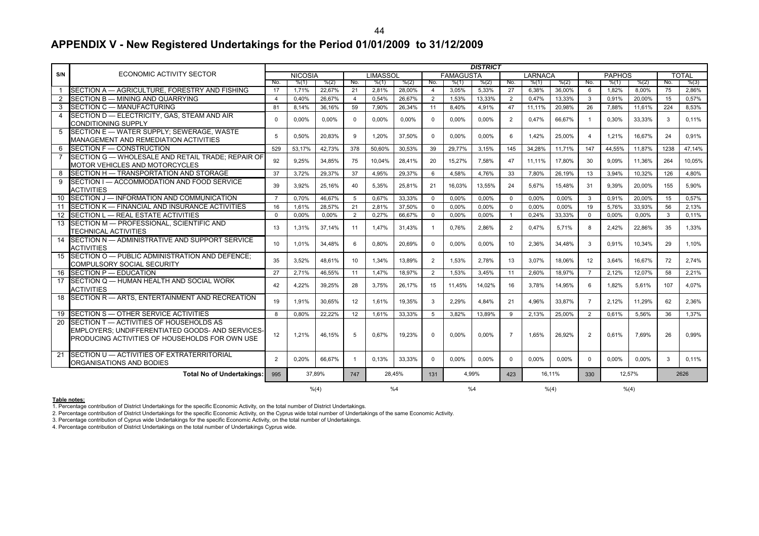# APPENDIX V - New Registered Undertakings for the Period 01/01/2009 to 31/12/2009

| S/N | ECONOMIC ACTIVITY SECTOR | DISTRICT | | | | | | | | | | | | | | | | |
|---|---|---|---|---|---|---|---|---|---|---|---|---|---|---|---|---|---|---|
| | | NICOSIA | | | LIMASSOL | | | FAMAGUSTA | | | LARNACA | | | PAPHOS | | | TOTAL | |
| | | No. | %(1) | %(2) | No. | %(1) | %(2) | No. | %(1) | %(2) | No. | %(1) | %(2) | No. | %(1) | %(2) | No. | %(3) |
| 1 | SECTION A — AGRICULTURE, FORESTRY AND FISHING | 17 | 1,71% | 22,67% | 21 | 2,81% | 28,00% | 4 | 3,05% | 5,33% | 27 | 6,38% | 36,00% | 6 | 1,82% | 8,00% | 75 | 2,86% |
| 2 | SECTION B — MINING AND QUARRYING | 4 | 0,40% | 26,67% | 4 | 0,54% | 26,67% | 2 | 1,53% | 13,33% | 2 | 0,47% | 13,33% | 3 | 0,91% | 20,00% | 15 | 0,57% |
| 3 | SECTION C — MANUFACTURING | 81 | 8,14% | 36,16% | 59 | 7,90% | 26,34% | 11 | 8,40% | 4,91% | 47 | 11,11% | 20,98% | 26 | 7,88% | 11,61% | 224 | 8,53% |
| 4 | SECTION D — ELECTRICITY, GAS, STEAM AND AIR CONDITIONING SUPPLY | 0 | 0,00% | 0,00% | 0 | 0,00% | 0,00% | 0 | 0,00% | 0,00% | 2 | 0,47% | 66,67% | 1 | 0,30% | 33,33% | 3 | 0,11% |
| 5 | SECTION E — WATER SUPPLY; SEWERAGE, WASTE MANAGEMENT AND REMEDIATION ACTIVITIES | 5 | 0,50% | 20,83% | 9 | 1,20% | 37,50% | 0 | 0,00% | 0,00% | 6 | 1,42% | 25,00% | 4 | 1,21% | 16,67% | 24 | 0,91% |
| 6 | SECTION F — CONSTRUCTION | 529 | 53,17% | 42,73% | 378 | 50,60% | 30,53% | 39 | 29,77% | 3,15% | 145 | 34,28% | 11,71% | 147 | 44,55% | 11,87% | 1238 | 47,14% |
| 7 | SECTION G — WHOLESALE AND RETAIL TRADE; REPAIR OF MOTOR VEHICLES AND MOTORCYCLES | 92 | 9,25% | 34,85% | 75 | 10,04% | 28,41% | 20 | 15,27% | 7,58% | 47 | 11,11% | 17,80% | 30 | 9,09% | 11,36% | 264 | 10,05% |
| 8 | SECTION H — TRANSPORTATION AND STORAGE | 37 | 3,72% | 29,37% | 37 | 4,95% | 29,37% | 6 | 4,58% | 4,76% | 33 | 7,80% | 26,19% | 13 | 3,94% | 10,32% | 126 | 4,80% |
| 9 | SECTION I — ACCOMMODATION AND FOOD SERVICE ACTIVITIES | 39 | 3,92% | 25,16% | 40 | 5,35% | 25,81% | 21 | 16,03% | 13,55% | 24 | 5,67% | 15,48% | 31 | 9,39% | 20,00% | 155 | 5,90% |
| 10 | SECTION J — INFORMATION AND COMMUNICATION | 7 | 0,70% | 46,67% | 5 | 0,67% | 33,33% | 0 | 0,00% | 0,00% | 0 | 0,00% | 0,00% | 3 | 0,91% | 20,00% | 15 | 0,57% |
| 11 | SECTION K — FINANCIAL AND INSURANCE ACTIVITIES | 16 | 1,61% | 28,57% | 21 | 2,81% | 37,50% | 0 | 0,00% | 0,00% | 0 | 0,00% | 0,00% | 19 | 5,76% | 33,93% | 56 | 2,13% |
| 12 | SECTION L — REAL ESTATE ACTIVITIES | 0 | 0,00% | 0,00% | 2 | 0,27% | 66,67% | 0 | 0,00% | 0,00% | 1 | 0,24% | 33,33% | 0 | 0,00% | 0,00% | 3 | 0,11% |
| 13 | SECTION M — PROFESSIONAL, SCIENTIFIC AND TECHNICAL ACTIVITIES | 13 | 1,31% | 37,14% | 11 | 1,47% | 31,43% | 1 | 0,76% | 2,86% | 2 | 0,47% | 5,71% | 8 | 2,42% | 22,86% | 35 | 1,33% |
| 14 | SECTION N — ADMINISTRATIVE AND SUPPORT SERVICE ACTIVITIES | 10 | 1,01% | 34,48% | 6 | 0,80% | 20,69% | 0 | 0,00% | 0,00% | 10 | 2,36% | 34,48% | 3 | 0,91% | 10,34% | 29 | 1,10% |
| 15 | SECTION O — PUBLIC ADMINISTRATION AND DEFENCE; COMPULSORY SOCIAL SECURITY | 35 | 3,52% | 48,61% | 10 | 1,34% | 13,89% | 2 | 1,53% | 2,78% | 13 | 3,07% | 18,06% | 12 | 3,64% | 16,67% | 72 | 2,74% |
| 16 | SECTION P — EDUCATION | 27 | 2,71% | 46,55% | 11 | 1,47% | 18,97% | 2 | 1,53% | 3,45% | 11 | 2,60% | 18,97% | 7 | 2,12% | 12,07% | 58 | 2,21% |
| 17 | SECTION Q — HUMAN HEALTH AND SOCIAL WORK ACTIVITIES | 42 | 4,22% | 39,25% | 28 | 3,75% | 26,17% | 15 | 11,45% | 14,02% | 16 | 3,78% | 14,95% | 6 | 1,82% | 5,61% | 107 | 4,07% |
| 18 | SECTION R — ARTS, ENTERTAINMENT AND RECREATION | 19 | 1,91% | 30,65% | 12 | 1,61% | 19,35% | 3 | 2,29% | 4,84% | 21 | 4,96% | 33,87% | 7 | 2,12% | 11,29% | 62 | 2,36% |
| 19 | SECTION S — OTHER SERVICE ACTIVITIES | 8 | 0,80% | 22,22% | 12 | 1,61% | 33,33% | 5 | 3,82% | 13,89% | 9 | 2,13% | 25,00% | 2 | 0,61% | 5,56% | 36 | 1,37% |
| 20 | SECTION T — ACTIVITIES OF HOUSEHOLDS AS EMPLOYERS; UNDIFFERENTIATED GOODS- AND SERVICES-PRODUCING ACTIVITIES OF HOUSEHOLDS FOR OWN USE | 12 | 1,21% | 46,15% | 5 | 0,67% | 19,23% | 0 | 0,00% | 0,00% | 7 | 1,65% | 26,92% | 2 | 0,61% | 7,69% | 26 | 0,99% |
| 21 | SECTION U — ACTIVITIES OF EXTRATERRITORIAL ORGANISATIONS AND BODIES | 2 | 0,20% | 66,67% | 1 | 0,13% | 33,33% | 0 | 0,00% | 0,00% | 0 | 0,00% | 0,00% | 0 | 0,00% | 0,00% | 3 | 0,11% |
| | **Total No of Undertakings:** | 995 | 37,89% | | 747 | 28,45% | | 131 | 4,99% | | 423 | 16,11% | | 330 | 12,57% | | 2626 | |
| | | | %(4) | | | %4 | | | %4 | | | %(4) | | | %(4) | | | |

**Table notes:**

1. Percentage contribution of District Undertakings for the specific Economic Activity, on the total number of District Undertakings.
2. Percentage contribution of District Undertakings for the specific Economic Activity, on the Cyprus wide total number of Undertakings of the same Economic Activity.
3. Percentage contribution of Cyprus wide Undertakings for the specific Economic Activity, on the total number of Undertakings.
4. Percentage contribution of District Undertakings on the total number of Undertakings Cyprus wide.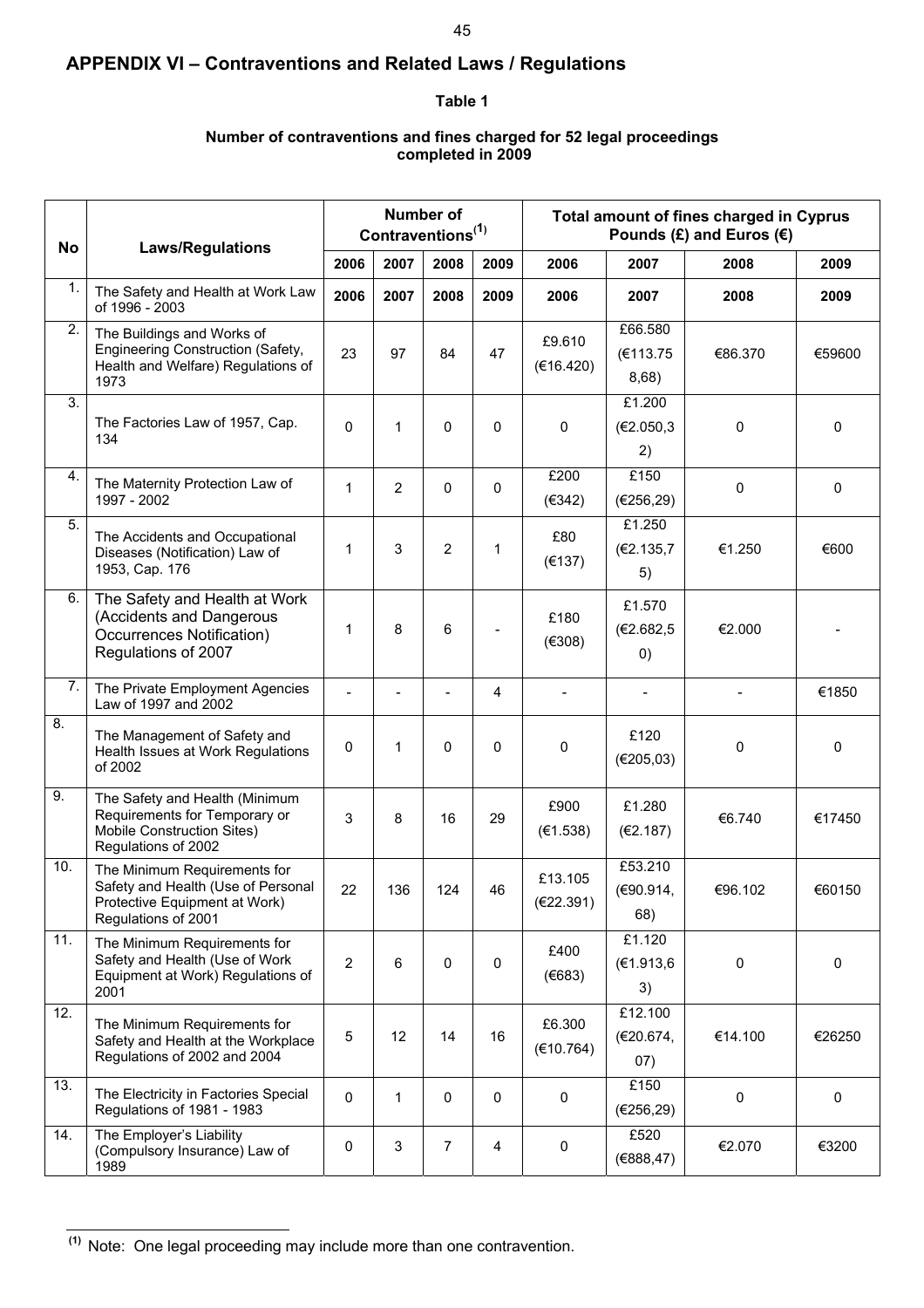## APPENDIX VI – Contraventions and Related Laws / Regulations

**Table 1**

**Number of contraventions and fines charged for 52 legal proceedings completed in 2009**

| No | Laws/Regulations | Number of Contraventions[1] | | | | Total amount of fines charged in Cyprus Pounds (£) and Euros (€) | | | |
|---|---|---|---|---|---|---|---|---|---|
| | | 2006 | 2007 | 2008 | 2009 | 2006 | 2007 | 2008 | 2009 |
| 1. | The Safety and Health at Work Law of 1996 - 2003 | 2006 | 2007 | 2008 | 2009 | 2006 | 2007 | 2008 | 2009 |
| 2. | The Buildings and Works of Engineering Construction (Safety, Health and Welfare) Regulations of 1973 | 23 | 97 | 84 | 47 | £9.610 (€16.420) | £66.580 (€113.758,68) | €86.370 | €59600 |
| 3. | The Factories Law of 1957, Cap. 134 | 0 | 1 | 0 | 0 | 0 | £1.200 (€2.050,32) | 0 | 0 |
| 4. | The Maternity Protection Law of 1997 - 2002 | 1 | 2 | 0 | 0 | £200 (€342) | £150 (€256,29) | 0 | 0 |
| 5. | The Accidents and Occupational Diseases (Notification) Law of 1953, Cap. 176 | 1 | 3 | 2 | 1 | £80 (€137) | £1.250 (€2.135,75) | €1.250 | €600 |
| 6. | The Safety and Health at Work (Accidents and Dangerous Occurrences Notification) Regulations of 2007 | 1 | 8 | 6 | - | £180 (€308) | £1.570 (€2.682,50) | €2.000 | - |
| 7. | The Private Employment Agencies Law of 1997 and 2002 | - | - | - | 4 | - | - | - | €1850 |
| 8. | The Management of Safety and Health Issues at Work Regulations of 2002 | 0 | 1 | 0 | 0 | 0 | £120 (€205,03) | 0 | 0 |
| 9. | The Safety and Health (Minimum Requirements for Temporary or Mobile Construction Sites) Regulations of 2002 | 3 | 8 | 16 | 29 | £900 (€1.538) | £1.280 (€2.187) | €6.740 | €17450 |
| 10. | The Minimum Requirements for Safety and Health (Use of Personal Protective Equipment at Work) Regulations of 2001 | 22 | 136 | 124 | 46 | £13.105 (€22.391) | £53.210 (€90.914,68) | €96.102 | €60150 |
| 11. | The Minimum Requirements for Safety and Health (Use of Work Equipment at Work) Regulations of 2001 | 2 | 6 | 0 | 0 | £400 (€683) | £1.120 (€1.913,63) | 0 | 0 |
| 12. | The Minimum Requirements for Safety and Health at the Workplace Regulations of 2002 and 2004 | 5 | 12 | 14 | 16 | £6.300 (€10.764) | £12.100 (€20.674,07) | €14.100 | €26250 |
| 13. | The Electricity in Factories Special Regulations of 1981 - 1983 | 0 | 1 | 0 | 0 | 0 | £150 (€256,29) | 0 | 0 |
| 14. | The Employer's Liability (Compulsory Insurance) Law of 1989 | 0 | 3 | 7 | 4 | 0 | £520 (€888,47) | €2.070 | €3200 |

[1] Note: One legal proceeding may include more than one contravention.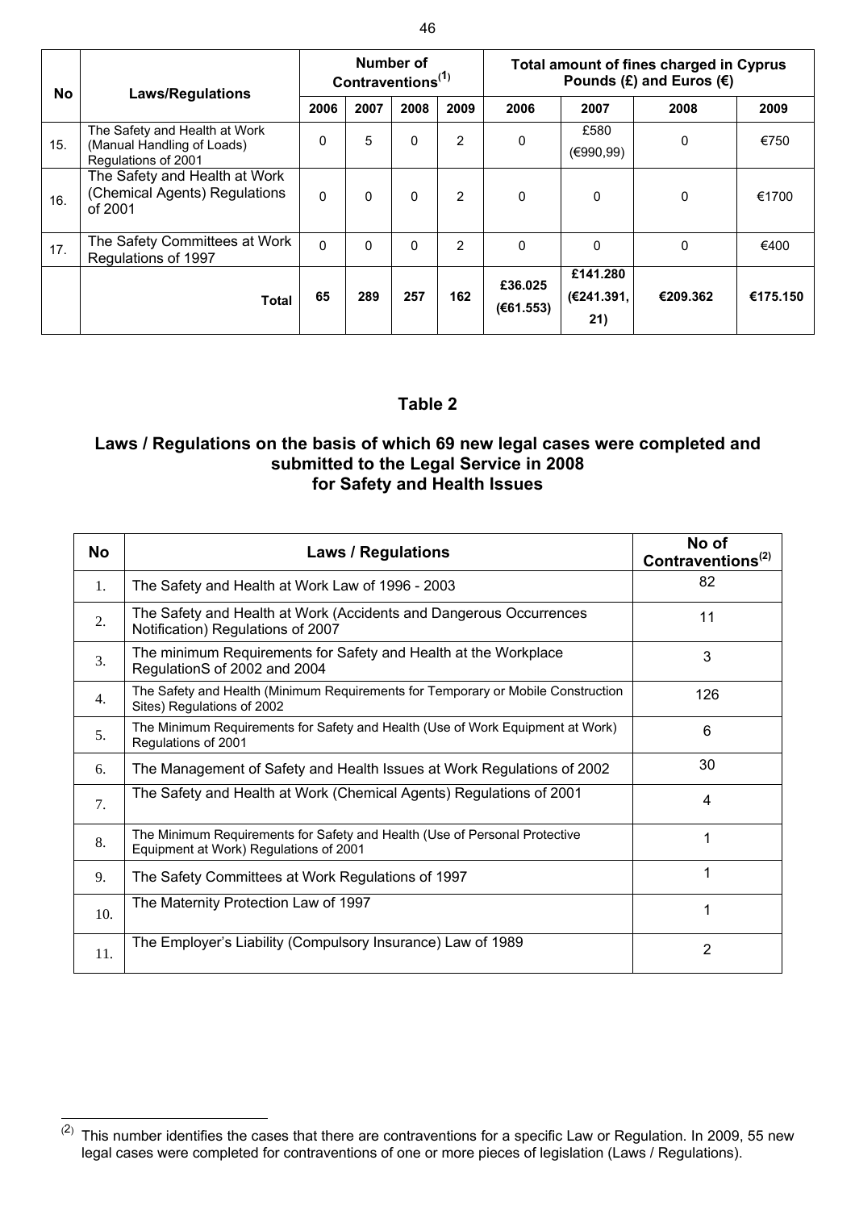| No | Laws/Regulations | Number of Contraventions[1] | | | | Total amount of fines charged in Cyprus Pounds (£) and Euros (€) | | | |
|---|---|---|---|---|---|---|---|---|---|
| | | 2006 | 2007 | 2008 | 2009 | 2006 | 2007 | 2008 | 2009 |
| 15. | The Safety and Health at Work (Manual Handling of Loads) Regulations of 2001 | 0 | 5 | 0 | 2 | 0 | £580 (€990,99) | 0 | €750 |
| 16. | The Safety and Health at Work (Chemical Agents) Regulations of 2001 | 0 | 0 | 0 | 2 | 0 | 0 | 0 | €1700 |
| 17. | The Safety Committees at Work Regulations of 1997 | 0 | 0 | 0 | 2 | 0 | 0 | 0 | €400 |
| | **Total** | **65** | **289** | **257** | **162** | **£36.025 (€61.553)** | **£141.280 (€241.391,21)** | **€209.362** | **€175.150** |

## Table 2

### Laws / Regulations on the basis of which 69 new legal cases were completed and submitted to the Legal Service in 2008 for Safety and Health Issues

| No | Laws / Regulations | No of Contraventions[2] |
|---|---|---|
| 1. | The Safety and Health at Work Law of 1996 - 2003 | 82 |
| 2. | The Safety and Health at Work (Accidents and Dangerous Occurrences Notification) Regulations of 2007 | 11 |
| 3. | The minimum Requirements for Safety and Health at the Workplace RegulationS of 2002 and 2004 | 3 |
| 4. | The Safety and Health (Minimum Requirements for Temporary or Mobile Construction Sites) Regulations of 2002 | 126 |
| 5. | The Minimum Requirements for Safety and Health (Use of Work Equipment at Work) Regulations of 2001 | 6 |
| 6. | The Management of Safety and Health Issues at Work Regulations of 2002 | 30 |
| 7. | The Safety and Health at Work (Chemical Agents) Regulations of 2001 | 4 |
| 8. | The Minimum Requirements for Safety and Health (Use of Personal Protective Equipment at Work) Regulations of 2001 | 1 |
| 9. | The Safety Committees at Work Regulations of 1997 | 1 |
| 10. | The Maternity Protection Law of 1997 | 1 |
| 11. | The Employer's Liability (Compulsory Insurance) Law of 1989 | 2 |

[2] This number identifies the cases that there are contraventions for a specific Law or Regulation. In 2009, 55 new legal cases were completed for contraventions of one or more pieces of legislation (Laws / Regulations).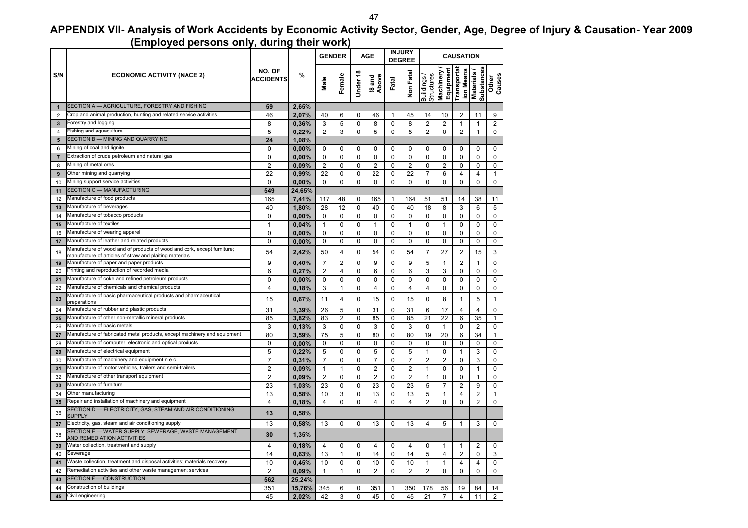# APPENDIX VII- Analysis of Work Accidents by Economic Activity Sector, Gender, Age, Degree of Injury & Causation- Year 2009 (Employed persons only, during their work)

| S/N | ECONOMIC ACTIVITY (NACE 2) | NO. OF ACCIDENTS | % | GENDER | | AGE | | INJURY DEGREE | | CAUSATION | | | | |
|---|---|---|---|---|---|---|---|---|---|---|---|---|---|---|
| | | | | Male | Female | Under 18 | !8 and Above | Fatal | Non Fatal | Buildings / Structures | Machinery / Equipment | Transportation Means | Materials / Substances | Other Causes |
| 1 | SECTION A — AGRICULTURE, FORESTRY AND FISHING | 59 | 2,65% | | | | | | | | | | | |
| 2 | Crop and animal production, hunting and related service activities | 46 | 2,07% | 40 | 6 | 0 | 46 | 1 | 45 | 14 | 10 | 2 | 11 | 9 |
| 3 | Forestry and logging | 8 | 0,36% | 3 | 5 | 0 | 8 | 0 | 8 | 2 | 2 | 1 | 1 | 2 |
| 4 | Fishing and aquaculture | 5 | 0,22% | 2 | 3 | 0 | 5 | 0 | 5 | 2 | 0 | 2 | 1 | 0 |
| 5 | SECTION B — MINING AND QUARRYING | 24 | 1,08% | | | | | | | | | | | |
| 6 | Mining of coal and lignite | 0 | 0,00% | 0 | 0 | 0 | 0 | 0 | 0 | 0 | 0 | 0 | 0 | 0 |
| 7 | Extraction of crude petroleum and natural gas | 0 | 0,00% | 0 | 0 | 0 | 0 | 0 | 0 | 0 | 0 | 0 | 0 | 0 |
| 8 | Mining of metal ores | 2 | 0,09% | 2 | 0 | 0 | 2 | 0 | 2 | 0 | 2 | 0 | 0 | 0 |
| 9 | Other mining and quarrying | 22 | 0,99% | 22 | 0 | 0 | 22 | 0 | 22 | 7 | 6 | 4 | 4 | 1 |
| 10 | Mining support service activities | 0 | 0,00% | 0 | 0 | 0 | 0 | 0 | 0 | 0 | 0 | 0 | 0 | 0 |
| 11 | SECTION C — MANUFACTURING | 549 | 24,65% | | | | | | | | | | | |
| 12 | Manufacture of food products | 165 | 7,41% | 117 | 48 | 0 | 165 | 1 | 164 | 51 | 51 | 14 | 38 | 11 |
| 13 | Manufacture of beverages | 40 | 1,80% | 28 | 12 | 0 | 40 | 0 | 40 | 18 | 8 | 3 | 6 | 5 |
| 14 | Manufacture of tobacco products | 0 | 0,00% | 0 | 0 | 0 | 0 | 0 | 0 | 0 | 0 | 0 | 0 | 0 |
| 15 | Manufacture of textiles | 1 | 0,04% | 1 | 0 | 0 | 1 | 0 | 1 | 0 | 1 | 0 | 0 | 0 |
| 16 | Manufacture of wearing apparel | 0 | 0,00% | 0 | 0 | 0 | 0 | 0 | 0 | 0 | 0 | 0 | 0 | 0 |
| 17 | Manufacture of leather and related products | 0 | 0,00% | 0 | 0 | 0 | 0 | 0 | 0 | 0 | 0 | 0 | 0 | 0 |
| 18 | Manufacture of wood and of products of wood and cork, except furniture; manufacture of articles of straw and plaiting materials | 54 | 2,42% | 50 | 4 | 0 | 54 | 0 | 54 | 7 | 27 | 2 | 15 | 3 |
| 19 | Manufacture of paper and paper products | 9 | 0,40% | 7 | 2 | 0 | 9 | 0 | 9 | 5 | 1 | 2 | 1 | 0 |
| 20 | Printing and reproduction of recorded media | 6 | 0,27% | 2 | 4 | 0 | 6 | 0 | 6 | 3 | 3 | 0 | 0 | 0 |
| 21 | Manufacture of coke and refined petroleum products | 0 | 0,00% | 0 | 0 | 0 | 0 | 0 | 0 | 0 | 0 | 0 | 0 | 0 |
| 22 | Manufacture of chemicals and chemical products | 4 | 0,18% | 3 | 1 | 0 | 4 | 0 | 4 | 4 | 0 | 0 | 0 | 0 |
| 23 | Manufacture of basic pharmaceutical products and pharmaceutical preparations | 15 | 0,67% | 11 | 4 | 0 | 15 | 0 | 15 | 0 | 8 | 1 | 5 | 1 |
| 24 | Manufacture of rubber and plastic products | 31 | 1,39% | 26 | 5 | 0 | 31 | 0 | 31 | 6 | 17 | 4 | 4 | 0 |
| 25 | Manufacture of other non-metallic mineral products | 85 | 3,82% | 83 | 2 | 0 | 85 | 0 | 85 | 21 | 22 | 6 | 35 | 1 |
| 26 | Manufacture of basic metals | 3 | 0,13% | 3 | 0 | 0 | 3 | 0 | 3 | 0 | 1 | 0 | 2 | 0 |
| 27 | Manufacture of fabricated metal products, except machinery and equipment | 80 | 3,59% | 75 | 5 | 0 | 80 | 0 | 80 | 19 | 20 | 6 | 34 | 1 |
| 28 | Manufacture of computer, electronic and optical products | 0 | 0,00% | 0 | 0 | 0 | 0 | 0 | 0 | 0 | 0 | 0 | 0 | 0 |
| 29 | Manufacture of electrical equipment | 5 | 0,22% | 5 | 0 | 0 | 5 | 0 | 5 | 1 | 0 | 1 | 3 | 0 |
| 30 | Manufacture of machinery and equipment n.e.c. | 7 | 0,31% | 7 | 0 | 0 | 7 | 0 | 7 | 2 | 2 | 0 | 3 | 0 |
| 31 | Manufacture of motor vehicles, trailers and semi-trailers | 2 | 0,09% | 1 | 1 | 0 | 2 | 0 | 2 | 1 | 0 | 0 | 1 | 0 |
| 32 | Manufacture of other transport equipment | 2 | 0,09% | 2 | 0 | 0 | 2 | 0 | 2 | 1 | 0 | 0 | 1 | 0 |
| 33 | Manufacture of furniture | 23 | 1,03% | 23 | 0 | 0 | 23 | 0 | 23 | 5 | 7 | 2 | 9 | 0 |
| 34 | Other manufacturing | 13 | 0,58% | 10 | 3 | 0 | 13 | 0 | 13 | 5 | 1 | 4 | 2 | 1 |
| 35 | Repair and installation of machinery and equipment | 4 | 0,18% | 4 | 0 | 0 | 4 | 0 | 4 | 2 | 0 | 0 | 2 | 0 |
| 36 | SECTION D — ELECTRICITY, GAS, STEAM AND AIR CONDITIONING SUPPLY | 13 | 0,58% | | | | | | | | | | | |
| 37 | Electricity, gas, steam and air conditioning supply | 13 | 0,58% | 13 | 0 | 0 | 13 | 0 | 13 | 4 | 5 | 1 | 3 | 0 |
| 38 | SECTION E — WATER SUPPLY; SEWERAGE, WASTE MANAGEMENT AND REMEDIATION ACTIVITIES | 30 | 1,35% | | | | | | | | | | | |
| 39 | Water collection, treatment and supply | 4 | 0,18% | 4 | 0 | 0 | 4 | 0 | 4 | 0 | 1 | 1 | 2 | 0 |
| 40 | Sewerage | 14 | 0,63% | 13 | 1 | 0 | 14 | 0 | 14 | 5 | 4 | 2 | 0 | 3 |
| 41 | Waste collection, treatment and disposal activities; materials recovery | 10 | 0,45% | 10 | 0 | 0 | 10 | 0 | 10 | 1 | 1 | 4 | 4 | 0 |
| 42 | Remediation activities and other waste management services | 2 | 0,09% | 1 | 1 | 0 | 2 | 0 | 2 | 2 | 0 | 0 | 0 | 0 |
| 43 | SECTION F — CONSTRUCTION | 562 | 25,24% | | | | | | | | | | | |
| 44 | Construction of buildings | 351 | 15,76% | 345 | 6 | 0 | 351 | 1 | 350 | 178 | 56 | 19 | 84 | 14 |
| 45 | Civil engineering | 45 | 2,02% | 42 | 3 | 0 | 45 | 0 | 45 | 21 | 7 | 4 | 11 | 2 |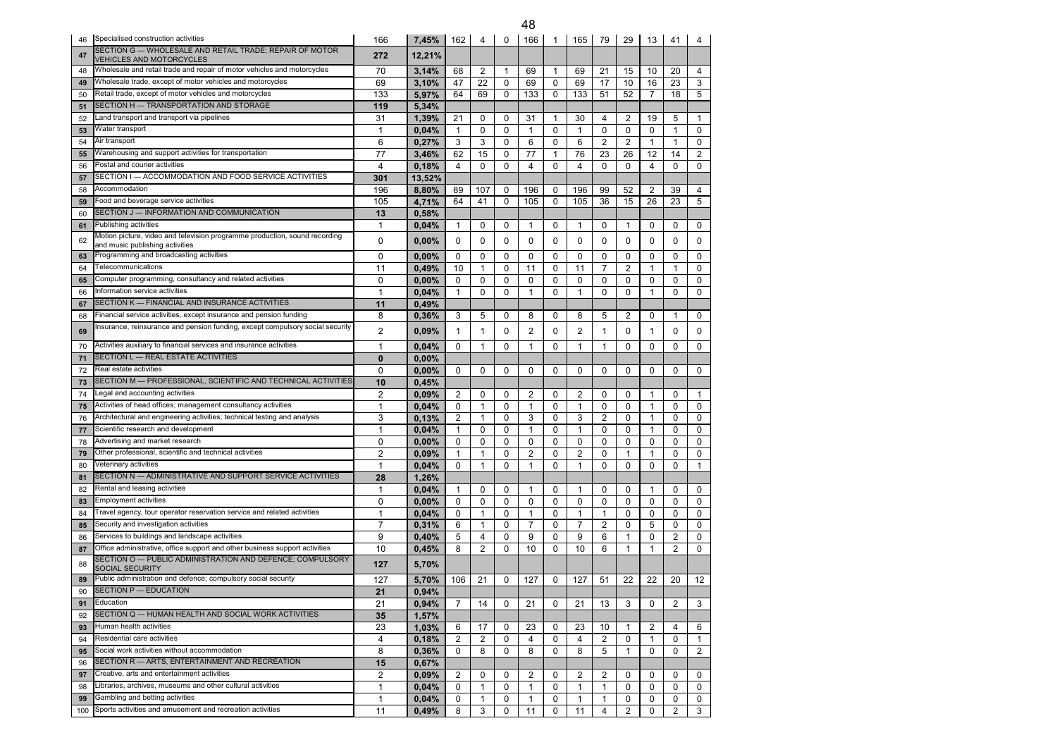| | | | | | | | | | | | | | | |
|---|---|---|---|---|---|---|---|---|---|---|---|---|---|---|
| 46 | Specialised construction activities | 166 | 7,45% | 162 | 4 | 0 | 166 | 1 | 165 | 79 | 29 | 13 | 41 | 4 |
| 47 | SECTION G — WHOLESALE AND RETAIL TRADE; REPAIR OF MOTOR VEHICLES AND MOTORCYCLES | 272 | 12,21% | | | | | | | | | | | |
| 48 | Wholesale and retail trade and repair of motor vehicles and motorcycles | 70 | 3,14% | 68 | 2 | 1 | 69 | 1 | 69 | 21 | 15 | 10 | 20 | 4 |
| 49 | Wholesale trade, except of motor vehicles and motorcycles | 69 | 3,10% | 47 | 22 | 0 | 69 | 0 | 69 | 17 | 10 | 16 | 23 | 3 |
| 50 | Retail trade, except of motor vehicles and motorcycles | 133 | 5,97% | 64 | 69 | 0 | 133 | 0 | 133 | 51 | 52 | 7 | 18 | 5 |
| 51 | SECTION H — TRANSPORTATION AND STORAGE | 119 | 5,34% | | | | | | | | | | | |
| 52 | Land transport and transport via pipelines | 31 | 1,39% | 21 | 0 | 0 | 31 | 1 | 30 | 4 | 2 | 19 | 5 | 1 |
| 53 | Water transport | 1 | 0,04% | 1 | 0 | 0 | 1 | 0 | 1 | 0 | 0 | 0 | 1 | 0 |
| 54 | Air transport | 6 | 0,27% | 3 | 3 | 0 | 6 | 0 | 6 | 2 | 2 | 1 | 1 | 0 |
| 55 | Warehousing and support activities for transportation | 77 | 3,46% | 62 | 15 | 0 | 77 | 1 | 76 | 23 | 26 | 12 | 14 | 2 |
| 56 | Postal and courier activities | 4 | 0,18% | 4 | 0 | 0 | 4 | 0 | 4 | 0 | 0 | 4 | 0 | 0 |
| 57 | SECTION I — ACCOMMODATION AND FOOD SERVICE ACTIVITIES | 301 | 13,52% | | | | | | | | | | | |
| 58 | Accommodation | 196 | 8,80% | 89 | 107 | 0 | 196 | 0 | 196 | 99 | 52 | 2 | 39 | 4 |
| 59 | Food and beverage service activities | 105 | 4,71% | 64 | 41 | 0 | 105 | 0 | 105 | 36 | 15 | 26 | 23 | 5 |
| 60 | SECTION J — INFORMATION AND COMMUNICATION | 13 | 0,58% | | | | | | | | | | | |
| 61 | Publishing activities | 1 | 0,04% | 1 | 0 | 0 | 1 | 0 | 1 | 0 | 1 | 0 | 0 | 0 |
| 62 | Motion picture, video and television programme production, sound recording and music publishing activities | 0 | 0,00% | 0 | 0 | 0 | 0 | 0 | 0 | 0 | 0 | 0 | 0 | 0 |
| 63 | Programming and broadcasting activities | 0 | 0,00% | 0 | 0 | 0 | 0 | 0 | 0 | 0 | 0 | 0 | 0 | 0 |
| 64 | Telecommunications | 11 | 0,49% | 10 | 1 | 0 | 11 | 0 | 11 | 7 | 2 | 1 | 1 | 0 |
| 65 | Computer programming, consultancy and related activities | 0 | 0,00% | 0 | 0 | 0 | 0 | 0 | 0 | 0 | 0 | 0 | 0 | 0 |
| 66 | Information service activities | 1 | 0,04% | 1 | 0 | 0 | 1 | 0 | 1 | 0 | 0 | 1 | 0 | 0 |
| 67 | SECTION K — FINANCIAL AND INSURANCE ACTIVITIES | 11 | 0,49% | | | | | | | | | | | |
| 68 | Financial service activities, except insurance and pension funding | 8 | 0,36% | 3 | 5 | 0 | 8 | 0 | 8 | 5 | 2 | 0 | 1 | 0 |
| 69 | Insurance, reinsurance and pension funding, except compulsory social security | 2 | 0,09% | 1 | 1 | 0 | 2 | 0 | 2 | 1 | 0 | 1 | 0 | 0 |
| 70 | Activities auxiliary to financial services and insurance activities | 1 | 0,04% | 0 | 1 | 0 | 1 | 0 | 1 | 1 | 0 | 0 | 0 | 0 |
| 71 | SECTION L — REAL ESTATE ACTIVITIES | 0 | 0,00% | | | | | | | | | | | |
| 72 | Real estate activities | 0 | 0,00% | 0 | 0 | 0 | 0 | 0 | 0 | 0 | 0 | 0 | 0 | 0 |
| 73 | SECTION M — PROFESSIONAL, SCIENTIFIC AND TECHNICAL ACTIVITIES | 10 | 0,45% | | | | | | | | | | | |
| 74 | Legal and accounting activities | 2 | 0,09% | 2 | 0 | 0 | 2 | 0 | 2 | 0 | 0 | 1 | 0 | 1 |
| 75 | Activities of head offices; management consultancy activities | 1 | 0,04% | 0 | 1 | 0 | 1 | 0 | 1 | 0 | 0 | 1 | 0 | 0 |
| 76 | Architectural and engineering activities; technical testing and analysis | 3 | 0,13% | 2 | 1 | 0 | 3 | 0 | 3 | 2 | 0 | 1 | 0 | 0 |
| 77 | Scientific research and development | 1 | 0,04% | 1 | 0 | 0 | 1 | 0 | 1 | 0 | 0 | 1 | 0 | 0 |
| 78 | Advertising and market research | 0 | 0,00% | 0 | 0 | 0 | 0 | 0 | 0 | 0 | 0 | 0 | 0 | 0 |
| 79 | Other professional, scientific and technical activities | 2 | 0,09% | 1 | 1 | 0 | 2 | 0 | 2 | 0 | 1 | 1 | 0 | 0 |
| 80 | Veterinary activities | 1 | 0,04% | 0 | 1 | 0 | 1 | 0 | 1 | 0 | 0 | 0 | 0 | 1 |
| 81 | SECTION N — ADMINISTRATIVE AND SUPPORT SERVICE ACTIVITIES | 28 | 1,26% | | | | | | | | | | | |
| 82 | Rental and leasing activities | 1 | 0,04% | 1 | 0 | 0 | 1 | 0 | 1 | 0 | 0 | 1 | 0 | 0 |
| 83 | Employment activities | 0 | 0,00% | 0 | 0 | 0 | 0 | 0 | 0 | 0 | 0 | 0 | 0 | 0 |
| 84 | Travel agency, tour operator reservation service and related activities | 1 | 0,04% | 0 | 1 | 0 | 1 | 0 | 1 | 1 | 0 | 0 | 0 | 0 |
| 85 | Security and investigation activities | 7 | 0,31% | 6 | 1 | 0 | 7 | 0 | 7 | 2 | 0 | 5 | 0 | 0 |
| 86 | Services to buildings and landscape activities | 9 | 0,40% | 5 | 4 | 0 | 9 | 0 | 9 | 6 | 1 | 0 | 2 | 0 |
| 87 | Office administrative, office support and other business support activities | 10 | 0,45% | 8 | 2 | 0 | 10 | 0 | 10 | 6 | 1 | 1 | 2 | 0 |
| 88 | SECTION O — PUBLIC ADMINISTRATION AND DEFENCE; COMPULSORY SOCIAL SECURITY | 127 | 5,70% | | | | | | | | | | | |
| 89 | Public administration and defence; compulsory social security | 127 | 5,70% | 106 | 21 | 0 | 127 | 0 | 127 | 51 | 22 | 22 | 20 | 12 |
| 90 | SECTION P — EDUCATION | 21 | 0,94% | | | | | | | | | | | |
| 91 | Education | 21 | 0,94% | 7 | 14 | 0 | 21 | 0 | 21 | 13 | 3 | 0 | 2 | 3 |
| 92 | SECTION Q — HUMAN HEALTH AND SOCIAL WORK ACTIVITIES | 35 | 1,57% | | | | | | | | | | | |
| 93 | Human health activities | 23 | 1,03% | 6 | 17 | 0 | 23 | 0 | 23 | 10 | 1 | 2 | 4 | 6 |
| 94 | Residential care activities | 4 | 0,18% | 2 | 2 | 0 | 4 | 0 | 4 | 2 | 0 | 1 | 0 | 1 |
| 95 | Social work activities without accommodation | 8 | 0,36% | 0 | 8 | 0 | 8 | 0 | 8 | 5 | 1 | 0 | 0 | 2 |
| 96 | SECTION R — ARTS, ENTERTAINMENT AND RECREATION | 15 | 0,67% | | | | | | | | | | | |
| 97 | Creative, arts and entertainment activities | 2 | 0,09% | 2 | 0 | 0 | 2 | 0 | 2 | 2 | 0 | 0 | 0 | 0 |
| 98 | Libraries, archives, museums and other cultural activities | 1 | 0,04% | 0 | 1 | 0 | 1 | 0 | 1 | 1 | 0 | 0 | 0 | 0 |
| 99 | Gambling and betting activities | 1 | 0,04% | 0 | 1 | 0 | 1 | 0 | 1 | 1 | 0 | 0 | 0 | 0 |
| 100 | Sports activities and amusement and recreation activities | 11 | 0,49% | 8 | 3 | 0 | 11 | 0 | 11 | 4 | 2 | 0 | 2 | 3 |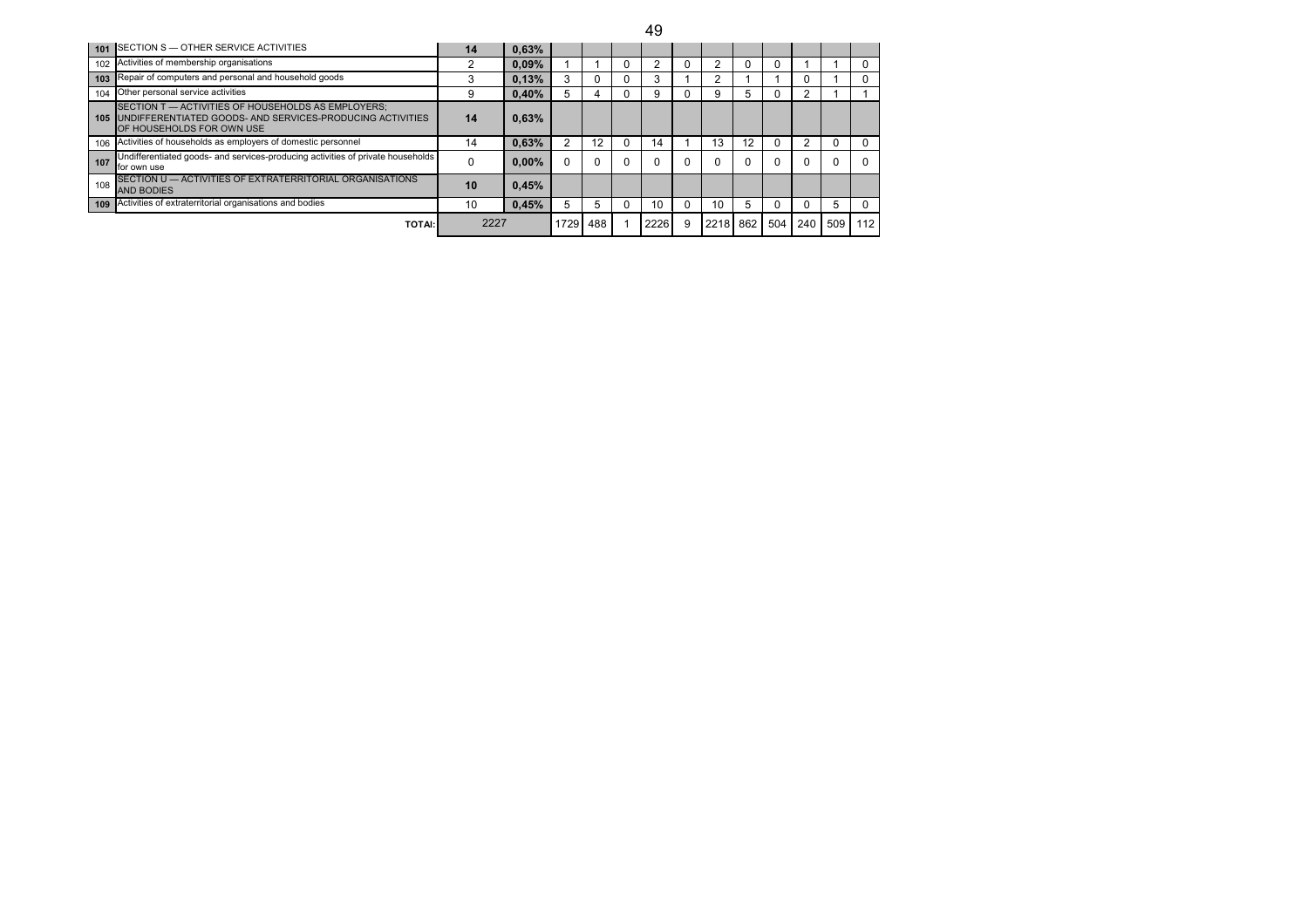| | | | | | | | | | | | | | | | |
|---|---|---|---|---|---|---|---|---|---|---|---|---|---|---|---|
| 101 | SECTION S — OTHER SERVICE ACTIVITIES | 14 | 0,63% | | | | | | | | | | | | |
| 102 | Activities of membership organisations | 2 | 0,09% | 1 | 1 | 0 | 2 | 0 | 2 | 0 | 0 | 1 | 1 | 0 |
| 103 | Repair of computers and personal and household goods | 3 | 0,13% | 3 | 0 | 0 | 3 | 1 | 2 | 1 | 1 | 0 | 1 | 0 |
| 104 | Other personal service activities | 9 | 0,40% | 5 | 4 | 0 | 9 | 0 | 9 | 5 | 0 | 2 | 1 | 1 |
| 105 | SECTION T — ACTIVITIES OF HOUSEHOLDS AS EMPLOYERS; UNDIFFERENTIATED GOODS- AND SERVICES-PRODUCING ACTIVITIES OF HOUSEHOLDS FOR OWN USE | 14 | 0,63% | | | | | | | | | | | |
| 106 | Activities of households as employers of domestic personnel | 14 | 0,63% | 2 | 12 | 0 | 14 | 1 | 13 | 12 | 0 | 2 | 0 | 0 |
| 107 | Undifferentiated goods- and services-producing activities of private households for own use | 0 | 0,00% | 0 | 0 | 0 | 0 | 0 | 0 | 0 | 0 | 0 | 0 | 0 |
| 108 | SECTION U — ACTIVITIES OF EXTRATERRITORIAL ORGANISATIONS AND BODIES | 10 | 0,45% | | | | | | | | | | | |
| 109 | Activities of extraterritorial organisations and bodies | 10 | 0,45% | 5 | 5 | 0 | 10 | 0 | 10 | 5 | 0 | 0 | 5 | 0 |
| | TOTAl: | 2227 | | 1729 | 488 | 1 | 2226 | 9 | 2218 | 862 | 504 | 240 | 509 | 112 |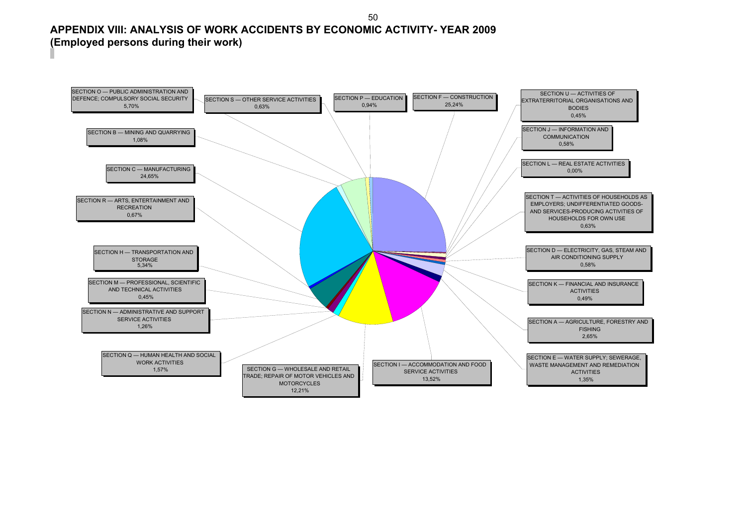# APPENDIX VIII: ANALYSIS OF WORK ACCIDENTS BY ECONOMIC ACTIVITY- YEAR 2009 (Employed persons during their work)

SECTION O — PUBLIC ADMINISTRATION AND DEFENCE; COMPULSORY SOCIAL SECURITY
5,70%

SECTION S — OTHER SERVICE ACTIVITIES
0,63%

SECTION P — EDUCATION
0,94%

SECTION F — CONSTRUCTION
25,24%

SECTION U — ACTIVITIES OF EXTRATERRITORIAL ORGANISATIONS AND BODIES
0,45%

SECTION B — MINING AND QUARRYING
1,08%

SECTION J — INFORMATION AND COMMUNICATION
0,58%

SECTION C — MANUFACTURING
24,65%

SECTION L — REAL ESTATE ACTIVITIES
0,00%

SECTION R — ARTS, ENTERTAINMENT AND RECREATION
0,67%

SECTION T — ACTIVITIES OF HOUSEHOLDS AS EMPLOYERS; UNDIFFERENTIATED GOODS- AND SERVICES-PRODUCING ACTIVITIES OF HOUSEHOLDS FOR OWN USE
0,63%

SECTION H — TRANSPORTATION AND STORAGE
5,34%

SECTION D — ELECTRICITY, GAS, STEAM AND AIR CONDITIONING SUPPLY
0,58%

SECTION M — PROFESSIONAL, SCIENTIFIC AND TECHNICAL ACTIVITIES
0,45%

SECTION K — FINANCIAL AND INSURANCE ACTIVITIES
0,49%

SECTION N — ADMINISTRATIVE AND SUPPORT SERVICE ACTIVITIES
1,26%

SECTION A — AGRICULTURE, FORESTRY AND FISHING
2,65%

SECTION Q — HUMAN HEALTH AND SOCIAL WORK ACTIVITIES
1,57%

SECTION E — WATER SUPPLY; SEWERAGE, WASTE MANAGEMENT AND REMEDIATION ACTIVITIES
1,35%

SECTION I — ACCOMMODATION AND FOOD SERVICE ACTIVITIES
13,52%

SECTION G — WHOLESALE AND RETAIL TRADE; REPAIR OF MOTOR VEHICLES AND MOTORCYCLES
12,21%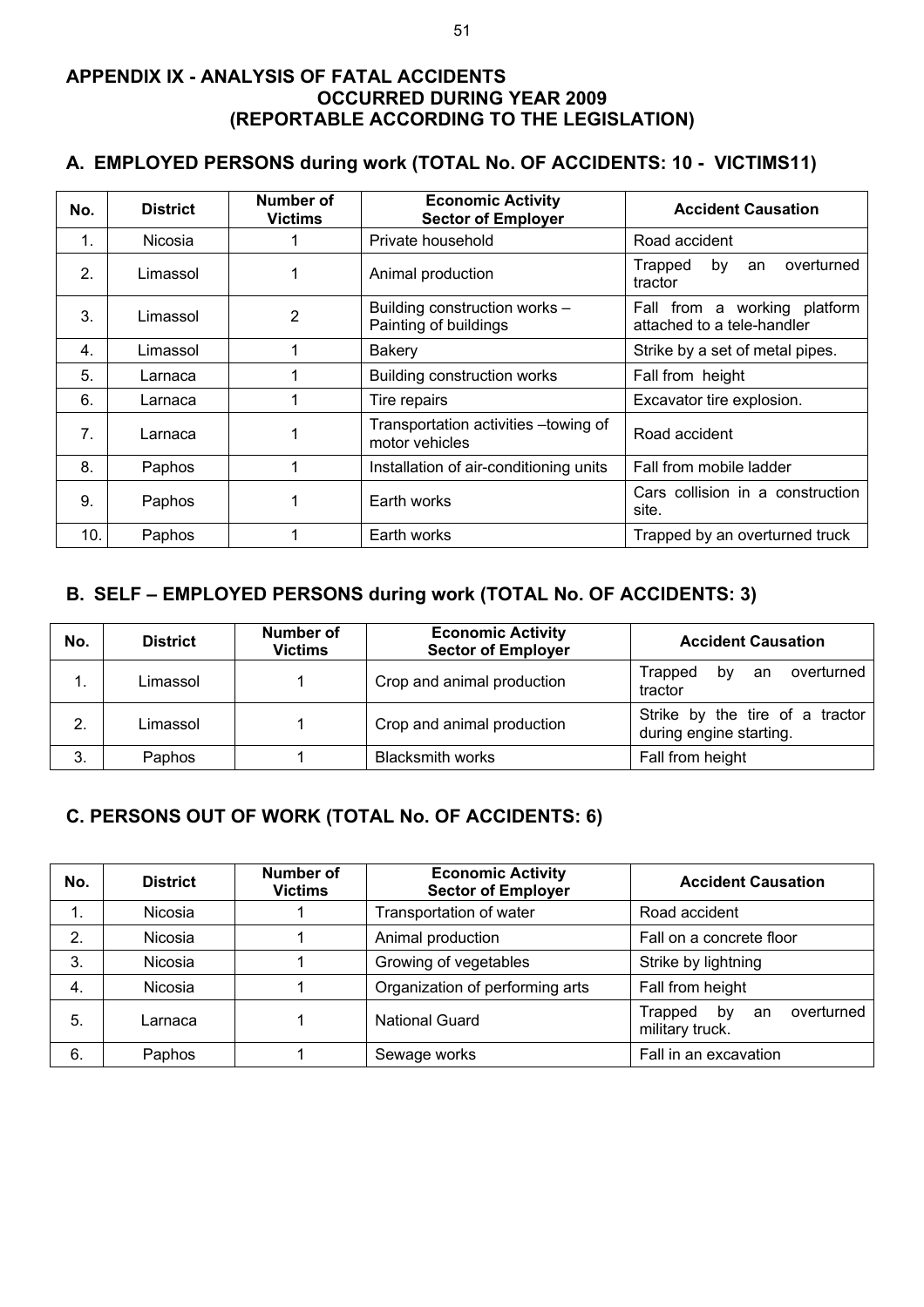## APPENDIX IX - ANALYSIS OF FATAL ACCIDENTS OCCURRED DURING YEAR 2009 (REPORTABLE ACCORDING TO THE LEGISLATION)

### A. EMPLOYED PERSONS during work (TOTAL No. OF ACCIDENTS: 10 - VICTIMS11)

| No. | District | Number of Victims | Economic Activity Sector of Employer | Accident Causation |
|---|---|---|---|---|
| 1. | Nicosia | 1 | Private household | Road accident |
| 2. | Limassol | 1 | Animal production | Trapped by an overturned tractor |
| 3. | Limassol | 2 | Building construction works – Painting of buildings | Fall from a working platform attached to a tele-handler |
| 4. | Limassol | 1 | Bakery | Strike by a set of metal pipes. |
| 5. | Larnaca | 1 | Building construction works | Fall from height |
| 6. | Larnaca | 1 | Tire repairs | Excavator tire explosion. |
| 7. | Larnaca | 1 | Transportation activities –towing of motor vehicles | Road accident |
| 8. | Paphos | 1 | Installation of air-conditioning units | Fall from mobile ladder |
| 9. | Paphos | 1 | Earth works | Cars collision in a construction site. |
| 10. | Paphos | 1 | Earth works | Trapped by an overturned truck |

### B. SELF – EMPLOYED PERSONS during work (TOTAL No. OF ACCIDENTS: 3)

| No. | District | Number of Victims | Economic Activity Sector of Employer | Accident Causation |
|---|---|---|---|---|
| 1. | Limassol | 1 | Crop and animal production | Trapped by an overturned tractor |
| 2. | Limassol | 1 | Crop and animal production | Strike by the tire of a tractor during engine starting. |
| 3. | Paphos | 1 | Blacksmith works | Fall from height |

### C. PERSONS OUT OF WORK (TOTAL No. OF ACCIDENTS: 6)

| No. | District | Number of Victims | Economic Activity Sector of Employer | Accident Causation |
|---|---|---|---|---|
| 1. | Nicosia | 1 | Transportation of water | Road accident |
| 2. | Nicosia | 1 | Animal production | Fall on a concrete floor |
| 3. | Nicosia | 1 | Growing of vegetables | Strike by lightning |
| 4. | Nicosia | 1 | Organization of performing arts | Fall from height |
| 5. | Larnaca | 1 | National Guard | Trapped by an overturned military truck. |
| 6. | Paphos | 1 | Sewage works | Fall in an excavation |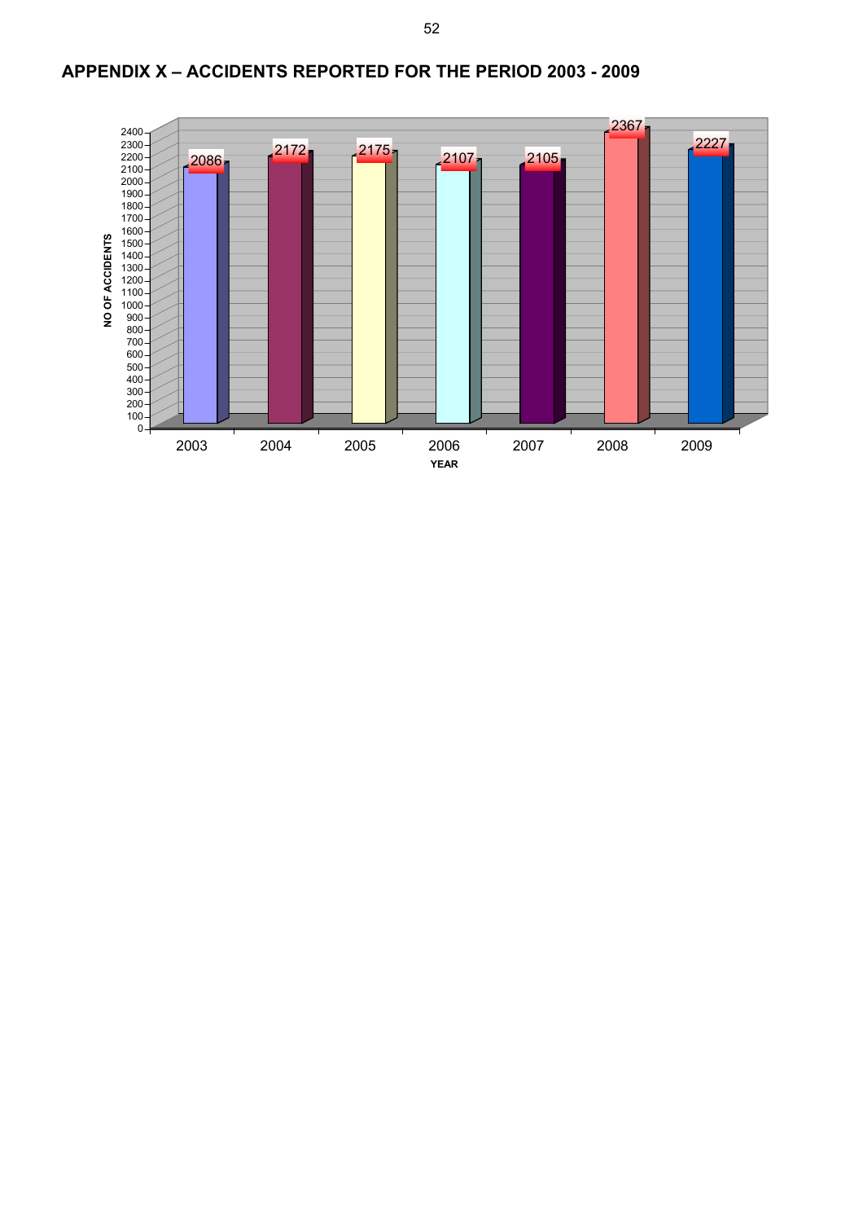## APPENDIX X – ACCIDENTS REPORTED FOR THE PERIOD 2003 - 2009

| YEAR | NO OF ACCIDENTS |
|---|---|
| 2003 | 2086 |
| 2004 | 2172 |
| 2005 | 2175 |
| 2006 | 2107 |
| 2007 | 2105 |
| 2008 | 2367 |
| 2009 | 2227 |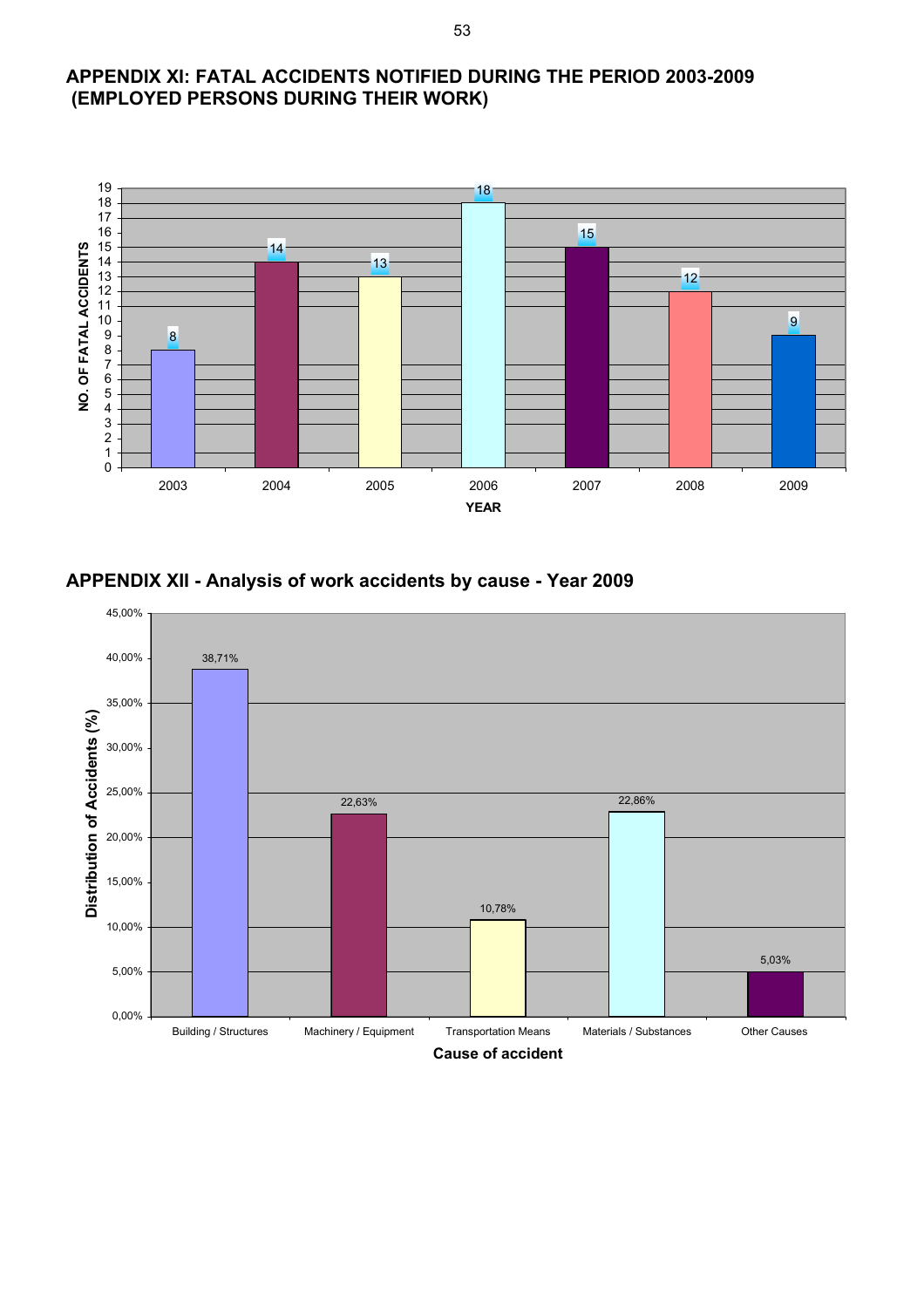## APPENDIX XI: FATAL ACCIDENTS NOTIFIED DURING THE PERIOD 2003-2009 (EMPLOYED PERSONS DURING THEIR WORK)

| YEAR | NO. OF FATAL ACCIDENTS |
|---|---|
| 2003 | 8 |
| 2004 | 14 |
| 2005 | 13 |
| 2006 | 18 |
| 2007 | 15 |
| 2008 | 12 |
| 2009 | 9 |

## APPENDIX XII - Analysis of work accidents by cause - Year 2009

| Cause of accident | Distribution of Accidents (%) |
|---|---|
| Building / Structures | 38,71% |
| Machinery / Equipment | 22,63% |
| Transportation Means | 10,78% |
| Materials / Substances | 22,86% |
| Other Causes | 5,03% |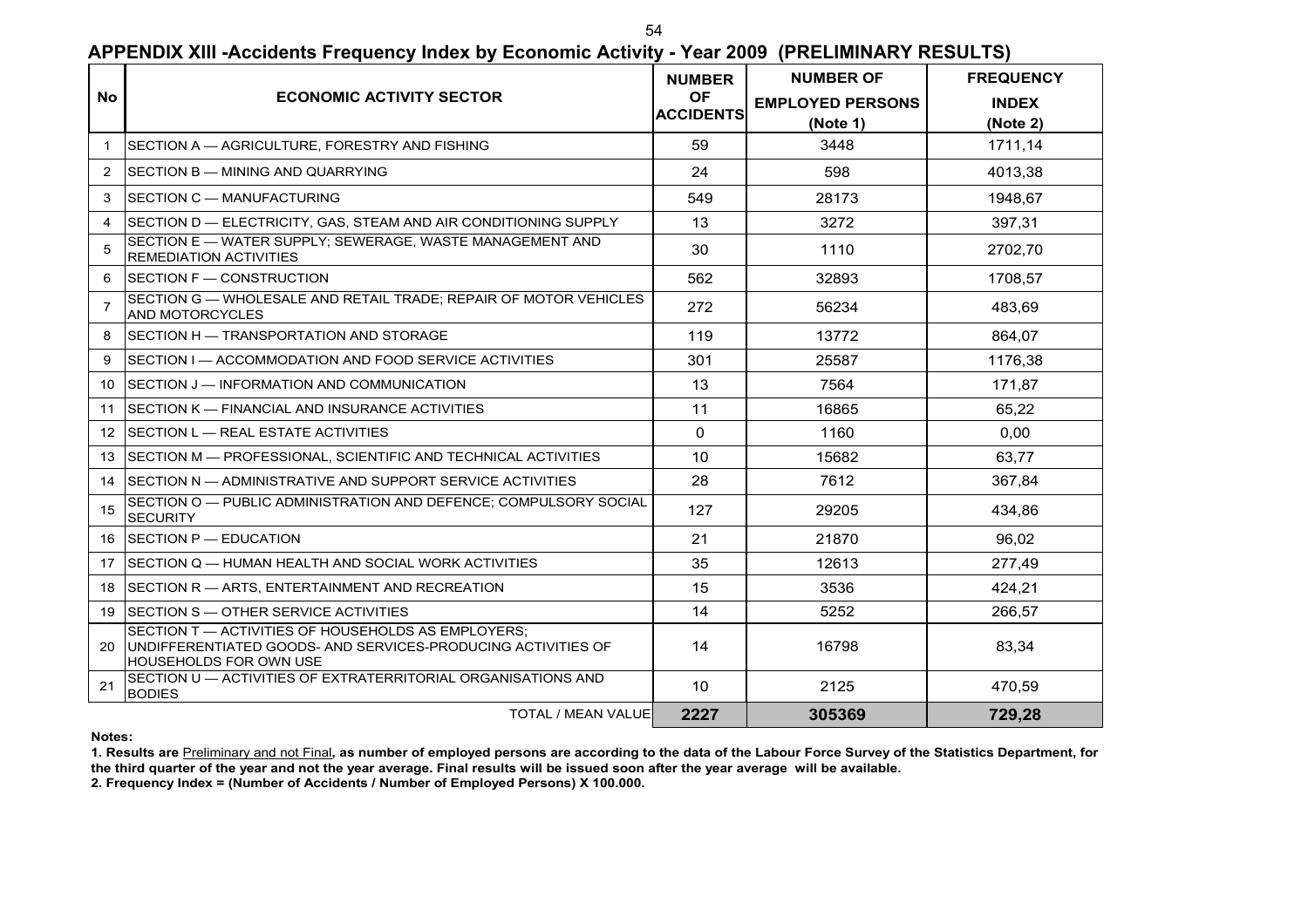# APPENDIX XIII -Accidents Frequency Index by Economic Activity - Year 2009 (PRELIMINARY RESULTS)

| No | ECONOMIC ACTIVITY SECTOR | NUMBER OF ACCIDENTS | NUMBER OF EMPLOYED PERSONS (Note 1) | FREQUENCY INDEX (Note 2) |
|---|---|---|---|---|
| 1 | SECTION A — AGRICULTURE, FORESTRY AND FISHING | 59 | 3448 | 1711,14 |
| 2 | SECTION B — MINING AND QUARRYING | 24 | 598 | 4013,38 |
| 3 | SECTION C — MANUFACTURING | 549 | 28173 | 1948,67 |
| 4 | SECTION D — ELECTRICITY, GAS, STEAM AND AIR CONDITIONING SUPPLY | 13 | 3272 | 397,31 |
| 5 | SECTION E — WATER SUPPLY; SEWERAGE, WASTE MANAGEMENT AND REMEDIATION ACTIVITIES | 30 | 1110 | 2702,70 |
| 6 | SECTION F — CONSTRUCTION | 562 | 32893 | 1708,57 |
| 7 | SECTION G — WHOLESALE AND RETAIL TRADE; REPAIR OF MOTOR VEHICLES AND MOTORCYCLES | 272 | 56234 | 483,69 |
| 8 | SECTION H — TRANSPORTATION AND STORAGE | 119 | 13772 | 864,07 |
| 9 | SECTION I — ACCOMMODATION AND FOOD SERVICE ACTIVITIES | 301 | 25587 | 1176,38 |
| 10 | SECTION J — INFORMATION AND COMMUNICATION | 13 | 7564 | 171,87 |
| 11 | SECTION K — FINANCIAL AND INSURANCE ACTIVITIES | 11 | 16865 | 65,22 |
| 12 | SECTION L — REAL ESTATE ACTIVITIES | 0 | 1160 | 0,00 |
| 13 | SECTION M — PROFESSIONAL, SCIENTIFIC AND TECHNICAL ACTIVITIES | 10 | 15682 | 63,77 |
| 14 | SECTION N — ADMINISTRATIVE AND SUPPORT SERVICE ACTIVITIES | 28 | 7612 | 367,84 |
| 15 | SECTION O — PUBLIC ADMINISTRATION AND DEFENCE; COMPULSORY SOCIAL SECURITY | 127 | 29205 | 434,86 |
| 16 | SECTION P — EDUCATION | 21 | 21870 | 96,02 |
| 17 | SECTION Q — HUMAN HEALTH AND SOCIAL WORK ACTIVITIES | 35 | 12613 | 277,49 |
| 18 | SECTION R — ARTS, ENTERTAINMENT AND RECREATION | 15 | 3536 | 424,21 |
| 19 | SECTION S — OTHER SERVICE ACTIVITIES | 14 | 5252 | 266,57 |
| 20 | SECTION T — ACTIVITIES OF HOUSEHOLDS AS EMPLOYERS; UNDIFFERENTIATED GOODS- AND SERVICES-PRODUCING ACTIVITIES OF HOUSEHOLDS FOR OWN USE | 14 | 16798 | 83,34 |
| 21 | SECTION U — ACTIVITIES OF EXTRATERRITORIAL ORGANISATIONS AND BODIES | 10 | 2125 | 470,59 |
| | TOTAL / MEAN VALUE | **2227** | **305369** | **729,28** |

**Notes:**

**1. Results are** Preliminary and not Final**, as number of employed persons are according to the data of the Labour Force Survey of the Statistics Department, for the third quarter of the year and not the year average. Final results will be issued soon after the year average will be available.**

**2. Frequency Index = (Number of Accidents / Number of Employed Persons) X 100.000.**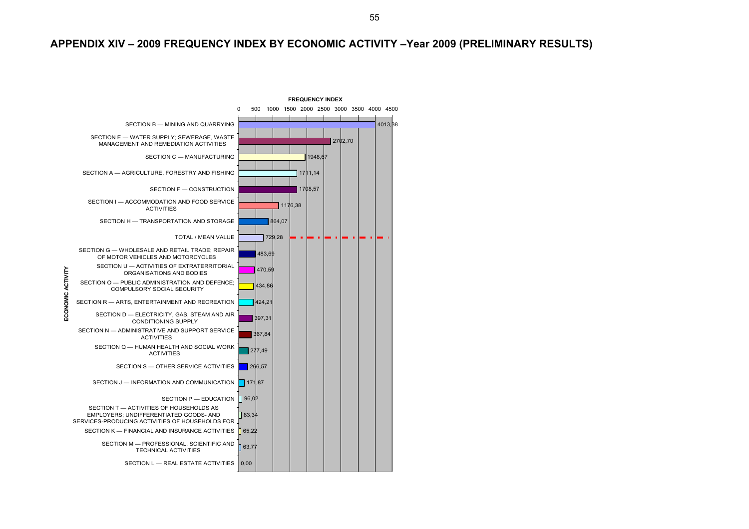# APPENDIX XIV – 2009 FREQUENCY INDEX BY ECONOMIC ACTIVITY –Year 2009 (PRELIMINARY RESULTS)

| ECONOMIC ACTIVITY | FREQUENCY INDEX |
|---|---|
| SECTION B — MINING AND QUARRYING | 4013,38 |
| SECTION E — WATER SUPPLY; SEWERAGE, WASTE MANAGEMENT AND REMEDIATION ACTIVITIES | 2702,70 |
| SECTION C — MANUFACTURING | 1948,67 |
| SECTION A — AGRICULTURE, FORESTRY AND FISHING | 1711,14 |
| SECTION F — CONSTRUCTION | 1708,57 |
| SECTION I — ACCOMMODATION AND FOOD SERVICE ACTIVITIES | 1176,38 |
| SECTION H — TRANSPORTATION AND STORAGE | 864,07 |
| TOTAL / MEAN VALUE | 729,28 |
| SECTION G — WHOLESALE AND RETAIL TRADE; REPAIR OF MOTOR VEHICLES AND MOTORCYCLES | 483,69 |
| SECTION U — ACTIVITIES OF EXTRATERRITORIAL ORGANISATIONS AND BODIES | 470,59 |
| SECTION O — PUBLIC ADMINISTRATION AND DEFENCE; COMPULSORY SOCIAL SECURITY | 434,86 |
| SECTION R — ARTS, ENTERTAINMENT AND RECREATION | 424,21 |
| SECTION D — ELECTRICITY, GAS, STEAM AND AIR CONDITIONING SUPPLY | 397,31 |
| SECTION N — ADMINISTRATIVE AND SUPPORT SERVICE ACTIVITIES | 367,84 |
| SECTION Q — HUMAN HEALTH AND SOCIAL WORK ACTIVITIES | 277,49 |
| SECTION S — OTHER SERVICE ACTIVITIES | 266,57 |
| SECTION J — INFORMATION AND COMMUNICATION | 171,87 |
| SECTION P — EDUCATION | 96,02 |
| SECTION T — ACTIVITIES OF HOUSEHOLDS AS EMPLOYERS; UNDIFFERENTIATED GOODS- AND SERVICES-PRODUCING ACTIVITIES OF HOUSEHOLDS FOR | 83,34 |
| SECTION K — FINANCIAL AND INSURANCE ACTIVITIES | 65,22 |
| SECTION M — PROFESSIONAL, SCIENTIFIC AND TECHNICAL ACTIVITIES | 63,77 |
| SECTION L — REAL ESTATE ACTIVITIES | 0,00 |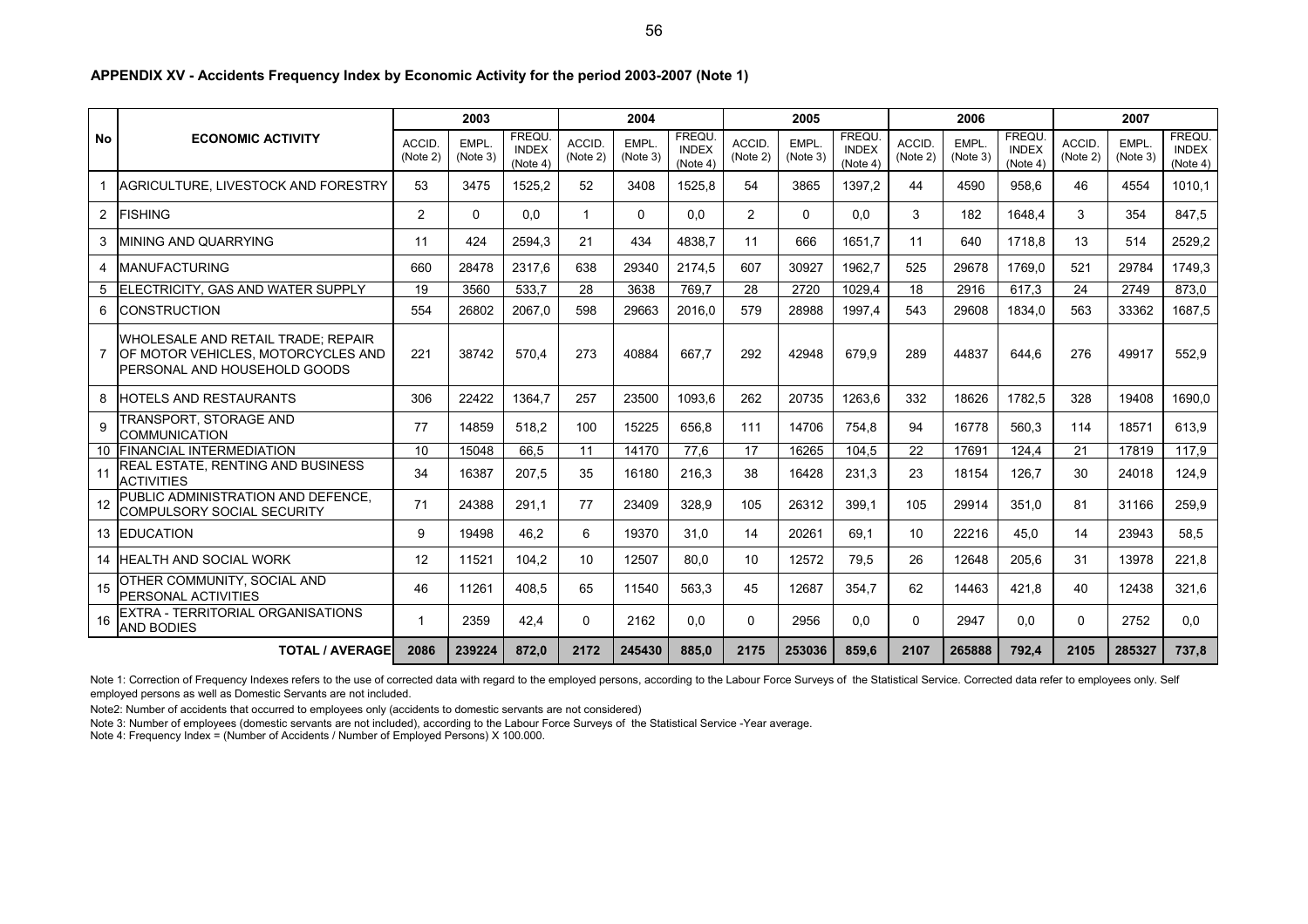**APPENDIX XV - Accidents Frequency Index by Economic Activity for the period 2003-2007 (Note 1)**

| No | ECONOMIC ACTIVITY | 2003 | | | 2004 | | | 2005 | | | 2006 | | | 2007 | | |
|---|---|---|---|---|---|---|---|---|---|---|---|---|---|---|---|---|
| | | ACCID. (Note 2) | EMPL. (Note 3) | FREQU. INDEX (Note 4) | ACCID. (Note 2) | EMPL. (Note 3) | FREQU. INDEX (Note 4) | ACCID. (Note 2) | EMPL. (Note 3) | FREQU. INDEX (Note 4) | ACCID. (Note 2) | EMPL. (Note 3) | FREQU. INDEX (Note 4) | ACCID. (Note 2) | EMPL. (Note 3) | FREQU. INDEX (Note 4) |
| 1 | AGRICULTURE, LIVESTOCK AND FORESTRY | 53 | 3475 | 1525,2 | 52 | 3408 | 1525,8 | 54 | 3865 | 1397,2 | 44 | 4590 | 958,6 | 46 | 4554 | 1010,1 |
| 2 | FISHING | 2 | 0 | 0,0 | 1 | 0 | 0,0 | 2 | 0 | 0,0 | 3 | 182 | 1648,4 | 3 | 354 | 847,5 |
| 3 | MINING AND QUARRYING | 11 | 424 | 2594,3 | 21 | 434 | 4838,7 | 11 | 666 | 1651,7 | 11 | 640 | 1718,8 | 13 | 514 | 2529,2 |
| 4 | MANUFACTURING | 660 | 28478 | 2317,6 | 638 | 29340 | 2174,5 | 607 | 30927 | 1962,7 | 525 | 29678 | 1769,0 | 521 | 29784 | 1749,3 |
| 5 | ELECTRICITY, GAS AND WATER SUPPLY | 19 | 3560 | 533,7 | 28 | 3638 | 769,7 | 28 | 2720 | 1029,4 | 18 | 2916 | 617,3 | 24 | 2749 | 873,0 |
| 6 | CONSTRUCTION | 554 | 26802 | 2067,0 | 598 | 29663 | 2016,0 | 579 | 28988 | 1997,4 | 543 | 29608 | 1834,0 | 563 | 33362 | 1687,5 |
| 7 | WHOLESALE AND RETAIL TRADE; REPAIR OF MOTOR VEHICLES, MOTORCYCLES AND PERSONAL AND HOUSEHOLD GOODS | 221 | 38742 | 570,4 | 273 | 40884 | 667,7 | 292 | 42948 | 679,9 | 289 | 44837 | 644,6 | 276 | 49917 | 552,9 |
| 8 | HOTELS AND RESTAURANTS | 306 | 22422 | 1364,7 | 257 | 23500 | 1093,6 | 262 | 20735 | 1263,6 | 332 | 18626 | 1782,5 | 328 | 19408 | 1690,0 |
| 9 | TRANSPORT, STORAGE AND COMMUNICATION | 77 | 14859 | 518,2 | 100 | 15225 | 656,8 | 111 | 14706 | 754,8 | 94 | 16778 | 560,3 | 114 | 18571 | 613,9 |
| 10 | FINANCIAL INTERMEDIATION | 10 | 15048 | 66,5 | 11 | 14170 | 77,6 | 17 | 16265 | 104,5 | 22 | 17691 | 124,4 | 21 | 17819 | 117,9 |
| 11 | REAL ESTATE, RENTING AND BUSINESS ACTIVITIES | 34 | 16387 | 207,5 | 35 | 16180 | 216,3 | 38 | 16428 | 231,3 | 23 | 18154 | 126,7 | 30 | 24018 | 124,9 |
| 12 | PUBLIC ADMINISTRATION AND DEFENCE, COMPULSORY SOCIAL SECURITY | 71 | 24388 | 291,1 | 77 | 23409 | 328,9 | 105 | 26312 | 399,1 | 105 | 29914 | 351,0 | 81 | 31166 | 259,9 |
| 13 | EDUCATION | 9 | 19498 | 46,2 | 6 | 19370 | 31,0 | 14 | 20261 | 69,1 | 10 | 22216 | 45,0 | 14 | 23943 | 58,5 |
| 14 | HEALTH AND SOCIAL WORK | 12 | 11521 | 104,2 | 10 | 12507 | 80,0 | 10 | 12572 | 79,5 | 26 | 12648 | 205,6 | 31 | 13978 | 221,8 |
| 15 | OTHER COMMUNITY, SOCIAL AND PERSONAL ACTIVITIES | 46 | 11261 | 408,5 | 65 | 11540 | 563,3 | 45 | 12687 | 354,7 | 62 | 14463 | 421,8 | 40 | 12438 | 321,6 |
| 16 | EXTRA - TERRITORIAL ORGANISATIONS AND BODIES | 1 | 2359 | 42,4 | 0 | 2162 | 0,0 | 0 | 2956 | 0,0 | 0 | 2947 | 0,0 | 0 | 2752 | 0,0 |
| | **TOTAL / AVERAGE** | **2086** | **239224** | **872,0** | **2172** | **245430** | **885,0** | **2175** | **253036** | **859,6** | **2107** | **265888** | **792,4** | **2105** | **285327** | **737,8** |

Note 1: Correction of Frequency Indexes refers to the use of corrected data with regard to the employed persons, according to the Labour Force Surveys of the Statistical Service. Corrected data refer to employees only. Self employed persons as well as Domestic Servants are not included.

Note2: Number of accidents that occurred to employees only (accidents to domestic servants are not considered)

Note 3: Number of employees (domestic servants are not included), according to the Labour Force Surveys of the Statistical Service -Year average.

Note 4: Frequency Index = (Number of Accidents / Number of Employed Persons) X 100.000.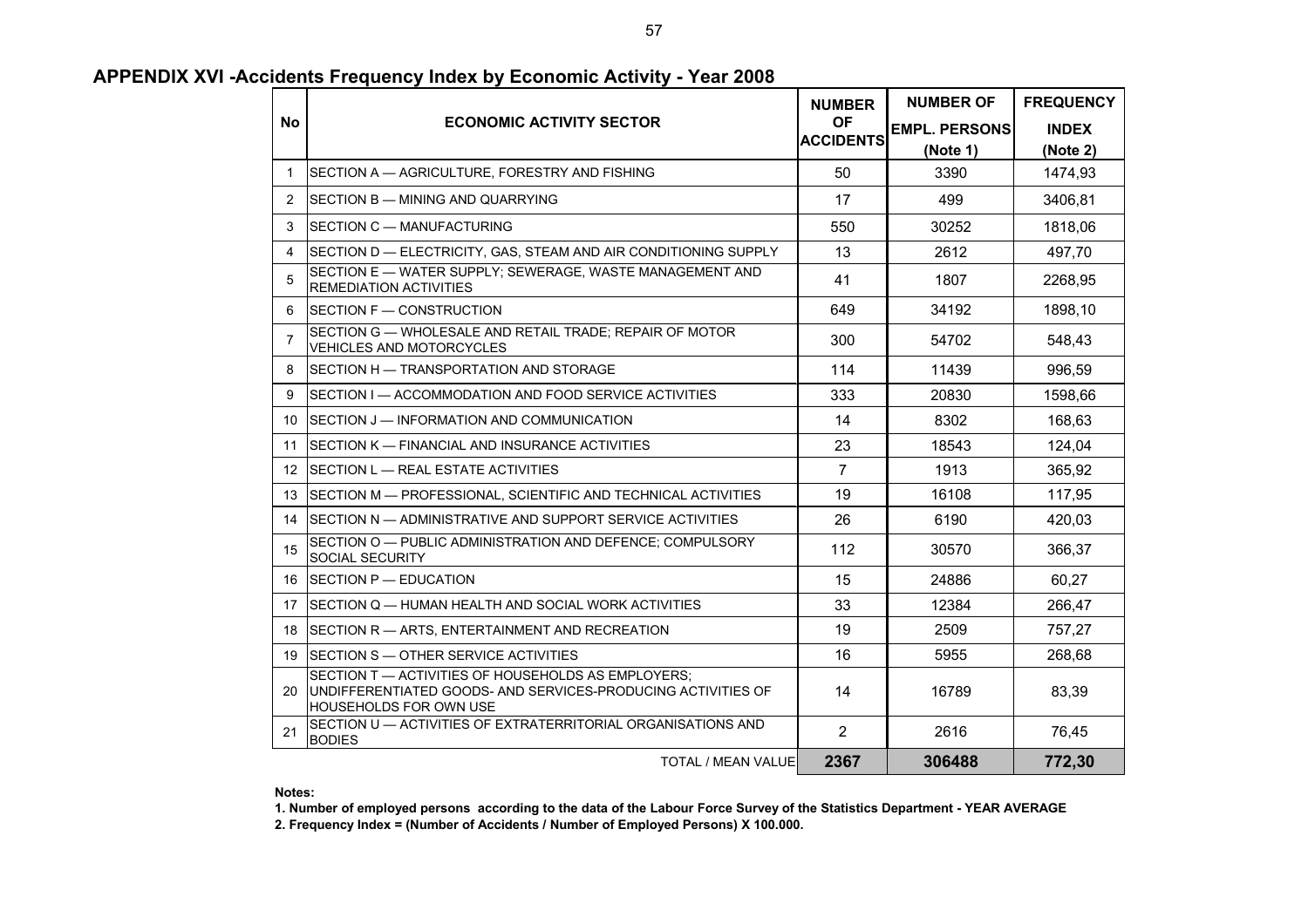## APPENDIX XVI -Accidents Frequency Index by Economic Activity - Year 2008

| No | ECONOMIC ACTIVITY SECTOR | NUMBER OF ACCIDENTS | NUMBER OF EMPL. PERSONS (Note 1) | FREQUENCY INDEX (Note 2) |
|---|---|---|---|---|
| 1 | SECTION A — AGRICULTURE, FORESTRY AND FISHING | 50 | 3390 | 1474,93 |
| 2 | SECTION B — MINING AND QUARRYING | 17 | 499 | 3406,81 |
| 3 | SECTION C — MANUFACTURING | 550 | 30252 | 1818,06 |
| 4 | SECTION D — ELECTRICITY, GAS, STEAM AND AIR CONDITIONING SUPPLY | 13 | 2612 | 497,70 |
| 5 | SECTION E — WATER SUPPLY; SEWERAGE, WASTE MANAGEMENT AND REMEDIATION ACTIVITIES | 41 | 1807 | 2268,95 |
| 6 | SECTION F — CONSTRUCTION | 649 | 34192 | 1898,10 |
| 7 | SECTION G — WHOLESALE AND RETAIL TRADE; REPAIR OF MOTOR VEHICLES AND MOTORCYCLES | 300 | 54702 | 548,43 |
| 8 | SECTION H — TRANSPORTATION AND STORAGE | 114 | 11439 | 996,59 |
| 9 | SECTION I — ACCOMMODATION AND FOOD SERVICE ACTIVITIES | 333 | 20830 | 1598,66 |
| 10 | SECTION J — INFORMATION AND COMMUNICATION | 14 | 8302 | 168,63 |
| 11 | SECTION K — FINANCIAL AND INSURANCE ACTIVITIES | 23 | 18543 | 124,04 |
| 12 | SECTION L — REAL ESTATE ACTIVITIES | 7 | 1913 | 365,92 |
| 13 | SECTION M — PROFESSIONAL, SCIENTIFIC AND TECHNICAL ACTIVITIES | 19 | 16108 | 117,95 |
| 14 | SECTION N — ADMINISTRATIVE AND SUPPORT SERVICE ACTIVITIES | 26 | 6190 | 420,03 |
| 15 | SECTION O — PUBLIC ADMINISTRATION AND DEFENCE; COMPULSORY SOCIAL SECURITY | 112 | 30570 | 366,37 |
| 16 | SECTION P — EDUCATION | 15 | 24886 | 60,27 |
| 17 | SECTION Q — HUMAN HEALTH AND SOCIAL WORK ACTIVITIES | 33 | 12384 | 266,47 |
| 18 | SECTION R — ARTS, ENTERTAINMENT AND RECREATION | 19 | 2509 | 757,27 |
| 19 | SECTION S — OTHER SERVICE ACTIVITIES | 16 | 5955 | 268,68 |
| 20 | SECTION T — ACTIVITIES OF HOUSEHOLDS AS EMPLOYERS; UNDIFFERENTIATED GOODS- AND SERVICES-PRODUCING ACTIVITIES OF HOUSEHOLDS FOR OWN USE | 14 | 16789 | 83,39 |
| 21 | SECTION U — ACTIVITIES OF EXTRATERRITORIAL ORGANISATIONS AND BODIES | 2 | 2616 | 76,45 |
| | TOTAL / MEAN VALUE | **2367** | **306488** | **772,30** |

**Notes:**

**1. Number of employed persons according to the data of the Labour Force Survey of the Statistics Department - YEAR AVERAGE**

**2. Frequency Index = (Number of Accidents / Number of Employed Persons) X 100.000.**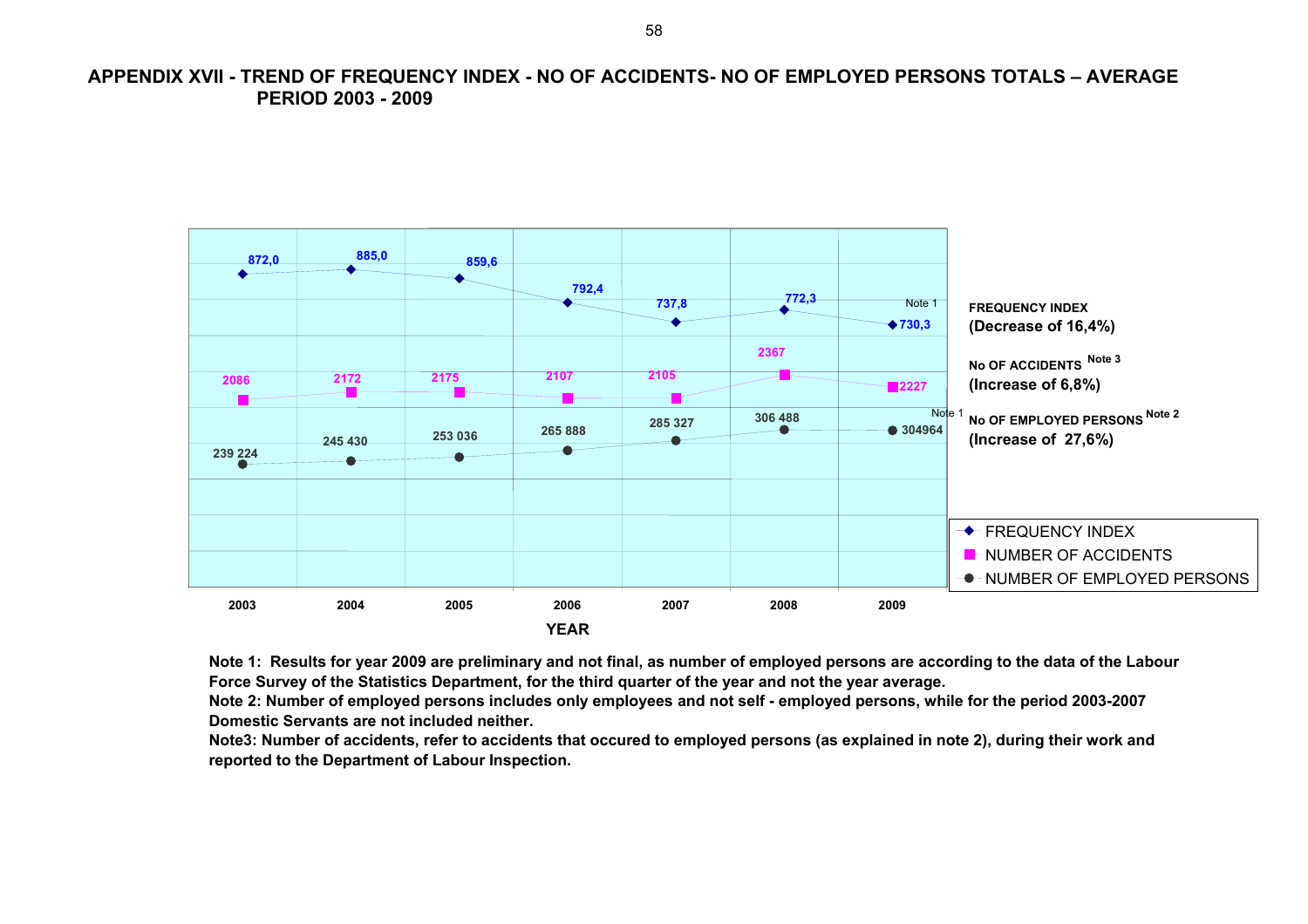## APPENDIX XVII - TREND OF FREQUENCY INDEX - NO OF ACCIDENTS- NO OF EMPLOYED PERSONS TOTALS – AVERAGE PERIOD 2003 - 2009

| YEAR | 2003 | 2004 | 2005 | 2006 | 2007 | 2008 | 2009 |
|---|---|---|---|---|---|---|---|
| FREQUENCY INDEX | 872,0 | 885,0 | 859,6 | 792,4 | 737,8 | 772,3 | 730,3 (Note 1) |
| NUMBER OF ACCIDENTS | 2086 | 2172 | 2175 | 2107 | 2105 | 2367 | 2227 |
| NUMBER OF EMPLOYED PERSONS | 239 224 | 245 430 | 253 036 | 265 888 | 285 327 | 306 488 | 304964 (Note 1) |

**FREQUENCY INDEX**
**(Decrease of 16,4%)**

**No OF ACCIDENTS** [Note 3]
**(Increase of 6,8%)**

**No OF EMPLOYED PERSONS** [Note 2]
**(Increase of 27,6%)**

**Note 1: Results for year 2009 are preliminary and not final, as number of employed persons are according to the data of the Labour Force Survey of the Statistics Department, for the third quarter of the year and not the year average.**
**Note 2: Number of employed persons includes only employees and not self - employed persons, while for the period 2003-2007 Domestic Servants are not included neither.**
**Note3: Number of accidents, refer to accidents that occured to employed persons (as explained in note 2), during their work and reported to the Department of Labour Inspection.**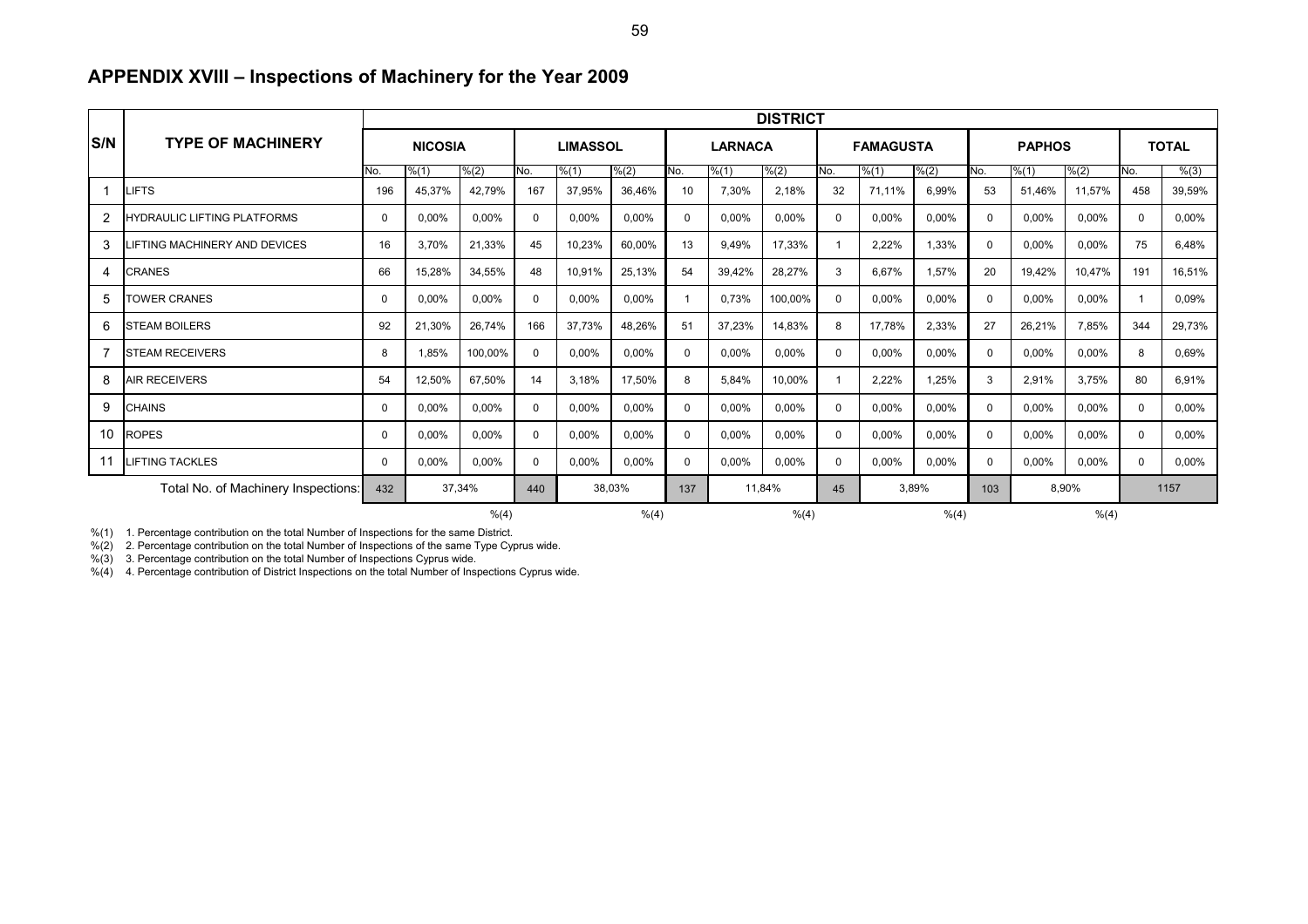## APPENDIX XVIII – Inspections of Machinery for the Year 2009

| S/N | TYPE OF MACHINERY | DISTRICT | | | | | | | | | | | | | | | | |
|---|---|---|---|---|---|---|---|---|---|---|---|---|---|---|---|---|---|---|
| | | NICOSIA | | | LIMASSOL | | | LARNACA | | | FAMAGUSTA | | | PAPHOS | | | TOTAL | |
| | | No. | %(1) | %(2) | No. | %(1) | %(2) | No. | %(1) | %(2) | No. | %(1) | %(2) | No. | %(1) | %(2) | No. | %(3) |
| 1 | LIFTS | 196 | 45,37% | 42,79% | 167 | 37,95% | 36,46% | 10 | 7,30% | 2,18% | 32 | 71,11% | 6,99% | 53 | 51,46% | 11,57% | 458 | 39,59% |
| 2 | HYDRAULIC LIFTING PLATFORMS | 0 | 0,00% | 0,00% | 0 | 0,00% | 0,00% | 0 | 0,00% | 0,00% | 0 | 0,00% | 0,00% | 0 | 0,00% | 0,00% | 0 | 0,00% |
| 3 | LIFTING MACHINERY AND DEVICES | 16 | 3,70% | 21,33% | 45 | 10,23% | 60,00% | 13 | 9,49% | 17,33% | 1 | 2,22% | 1,33% | 0 | 0,00% | 0,00% | 75 | 6,48% |
| 4 | CRANES | 66 | 15,28% | 34,55% | 48 | 10,91% | 25,13% | 54 | 39,42% | 28,27% | 3 | 6,67% | 1,57% | 20 | 19,42% | 10,47% | 191 | 16,51% |
| 5 | TOWER CRANES | 0 | 0,00% | 0,00% | 0 | 0,00% | 0,00% | 1 | 0,73% | 100,00% | 0 | 0,00% | 0,00% | 0 | 0,00% | 0,00% | 1 | 0,09% |
| 6 | STEAM BOILERS | 92 | 21,30% | 26,74% | 166 | 37,73% | 48,26% | 51 | 37,23% | 14,83% | 8 | 17,78% | 2,33% | 27 | 26,21% | 7,85% | 344 | 29,73% |
| 7 | STEAM RECEIVERS | 8 | 1,85% | 100,00% | 0 | 0,00% | 0,00% | 0 | 0,00% | 0,00% | 0 | 0,00% | 0,00% | 0 | 0,00% | 0,00% | 8 | 0,69% |
| 8 | AIR RECEIVERS | 54 | 12,50% | 67,50% | 14 | 3,18% | 17,50% | 8 | 5,84% | 10,00% | 1 | 2,22% | 1,25% | 3 | 2,91% | 3,75% | 80 | 6,91% |
| 9 | CHAINS | 0 | 0,00% | 0,00% | 0 | 0,00% | 0,00% | 0 | 0,00% | 0,00% | 0 | 0,00% | 0,00% | 0 | 0,00% | 0,00% | 0 | 0,00% |
| 10 | ROPES | 0 | 0,00% | 0,00% | 0 | 0,00% | 0,00% | 0 | 0,00% | 0,00% | 0 | 0,00% | 0,00% | 0 | 0,00% | 0,00% | 0 | 0,00% |
| 11 | LIFTING TACKLES | 0 | 0,00% | 0,00% | 0 | 0,00% | 0,00% | 0 | 0,00% | 0,00% | 0 | 0,00% | 0,00% | 0 | 0,00% | 0,00% | 0 | 0,00% |
| | Total No. of Machinery Inspections: | 432 | 37,34% | | 440 | 38,03% | | 137 | 11,84% | | 45 | 3,89% | | 103 | 8,90% | | 1157 | |
| | | | %(4) | | | %(4) | | | %(4) | | | %(4) | | | %(4) | | | |

%(1) 1. Percentage contribution on the total Number of Inspections for the same District.
%(2) 2. Percentage contribution on the total Number of Inspections of the same Type Cyprus wide.
%(3) 3. Percentage contribution on the total Number of Inspections Cyprus wide.
%(4) 4. Percentage contribution of District Inspections on the total Number of Inspections Cyprus wide.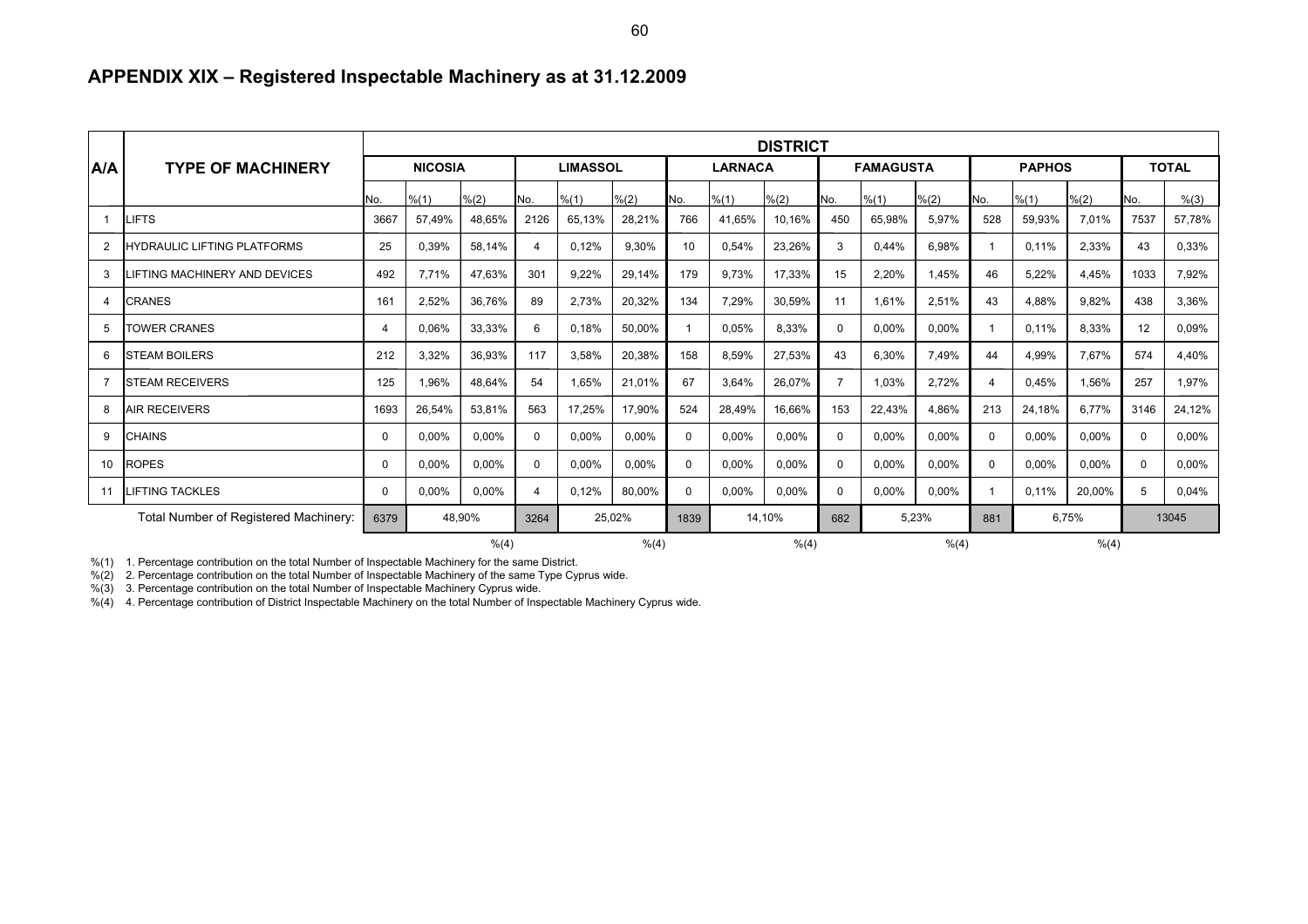## APPENDIX XIX – Registered Inspectable Machinery as at 31.12.2009

| A/A | TYPE OF MACHINERY | DISTRICT | | | | | | | | | | | | | | | | |
|---|---|---|---|---|---|---|---|---|---|---|---|---|---|---|---|---|---|---|
| | | NICOSIA | | | LIMASSOL | | | LARNACA | | | FAMAGUSTA | | | PAPHOS | | | TOTAL | |
| | | No. | %(1) | %(2) | No. | %(1) | %(2) | No. | %(1) | %(2) | No. | %(1) | %(2) | No. | %(1) | %(2) | No. | %(3) |
| 1 | LIFTS | 3667 | 57,49% | 48,65% | 2126 | 65,13% | 28,21% | 766 | 41,65% | 10,16% | 450 | 65,98% | 5,97% | 528 | 59,93% | 7,01% | 7537 | 57,78% |
| 2 | HYDRAULIC LIFTING PLATFORMS | 25 | 0,39% | 58,14% | 4 | 0,12% | 9,30% | 10 | 0,54% | 23,26% | 3 | 0,44% | 6,98% | 1 | 0,11% | 2,33% | 43 | 0,33% |
| 3 | LIFTING MACHINERY AND DEVICES | 492 | 7,71% | 47,63% | 301 | 9,22% | 29,14% | 179 | 9,73% | 17,33% | 15 | 2,20% | 1,45% | 46 | 5,22% | 4,45% | 1033 | 7,92% |
| 4 | CRANES | 161 | 2,52% | 36,76% | 89 | 2,73% | 20,32% | 134 | 7,29% | 30,59% | 11 | 1,61% | 2,51% | 43 | 4,88% | 9,82% | 438 | 3,36% |
| 5 | TOWER CRANES | 4 | 0,06% | 33,33% | 6 | 0,18% | 50,00% | 1 | 0,05% | 8,33% | 0 | 0,00% | 0,00% | 1 | 0,11% | 8,33% | 12 | 0,09% |
| 6 | STEAM BOILERS | 212 | 3,32% | 36,93% | 117 | 3,58% | 20,38% | 158 | 8,59% | 27,53% | 43 | 6,30% | 7,49% | 44 | 4,99% | 7,67% | 574 | 4,40% |
| 7 | STEAM RECEIVERS | 125 | 1,96% | 48,64% | 54 | 1,65% | 21,01% | 67 | 3,64% | 26,07% | 7 | 1,03% | 2,72% | 4 | 0,45% | 1,56% | 257 | 1,97% |
| 8 | AIR RECEIVERS | 1693 | 26,54% | 53,81% | 563 | 17,25% | 17,90% | 524 | 28,49% | 16,66% | 153 | 22,43% | 4,86% | 213 | 24,18% | 6,77% | 3146 | 24,12% |
| 9 | CHAINS | 0 | 0,00% | 0,00% | 0 | 0,00% | 0,00% | 0 | 0,00% | 0,00% | 0 | 0,00% | 0,00% | 0 | 0,00% | 0,00% | 0 | 0,00% |
| 10 | ROPES | 0 | 0,00% | 0,00% | 0 | 0,00% | 0,00% | 0 | 0,00% | 0,00% | 0 | 0,00% | 0,00% | 0 | 0,00% | 0,00% | 0 | 0,00% |
| 11 | LIFTING TACKLES | 0 | 0,00% | 0,00% | 4 | 0,12% | 80,00% | 0 | 0,00% | 0,00% | 0 | 0,00% | 0,00% | 1 | 0,11% | 20,00% | 5 | 0,04% |
| | Total Number of Registered Machinery: | 6379 | 48,90% | | 3264 | 25,02% | | 1839 | 14,10% | | 682 | 5,23% | | 881 | 6,75% | | 13045 | |
| | | | %(4) | | | %(4) | | | %(4) | | | %(4) | | | %(4) | | | |

%(1) 1. Percentage contribution on the total Number of Inspectable Machinery for the same District.

%(2) 2. Percentage contribution on the total Number of Inspectable Machinery of the same Type Cyprus wide.

%(3) 3. Percentage contribution on the total Number of Inspectable Machinery Cyprus wide.

%(4) 4. Percentage contribution of District Inspectable Machinery on the total Number of Inspectable Machinery Cyprus wide.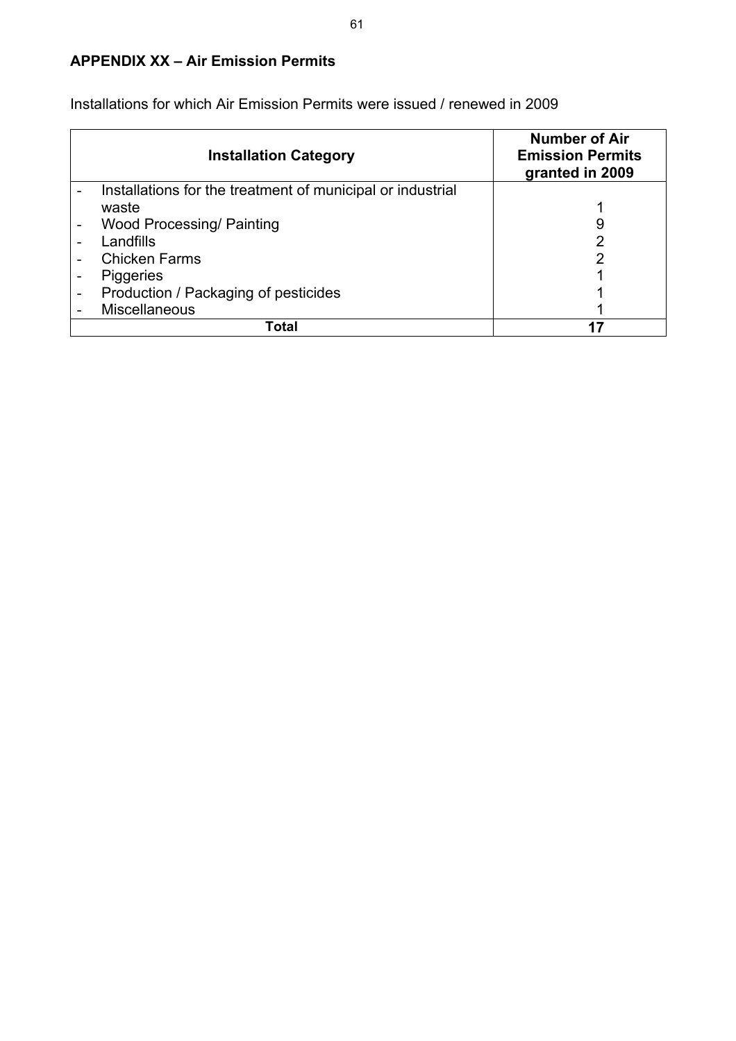**APPENDIX XX – Air Emission Permits**

Installations for which Air Emission Permits were issued / renewed in 2009

| Installation Category | Number of Air Emission Permits granted in 2009 |
| --- | --- |
| - Installations for the treatment of municipal or industrial waste | 1 |
| - Wood Processing/ Painting | 9 |
| - Landfills | 2 |
| - Chicken Farms | 2 |
| - Piggeries | 1 |
| - Production / Packaging of pesticides | 1 |
| - Miscellaneous | 1 |
| **Total** | **17** |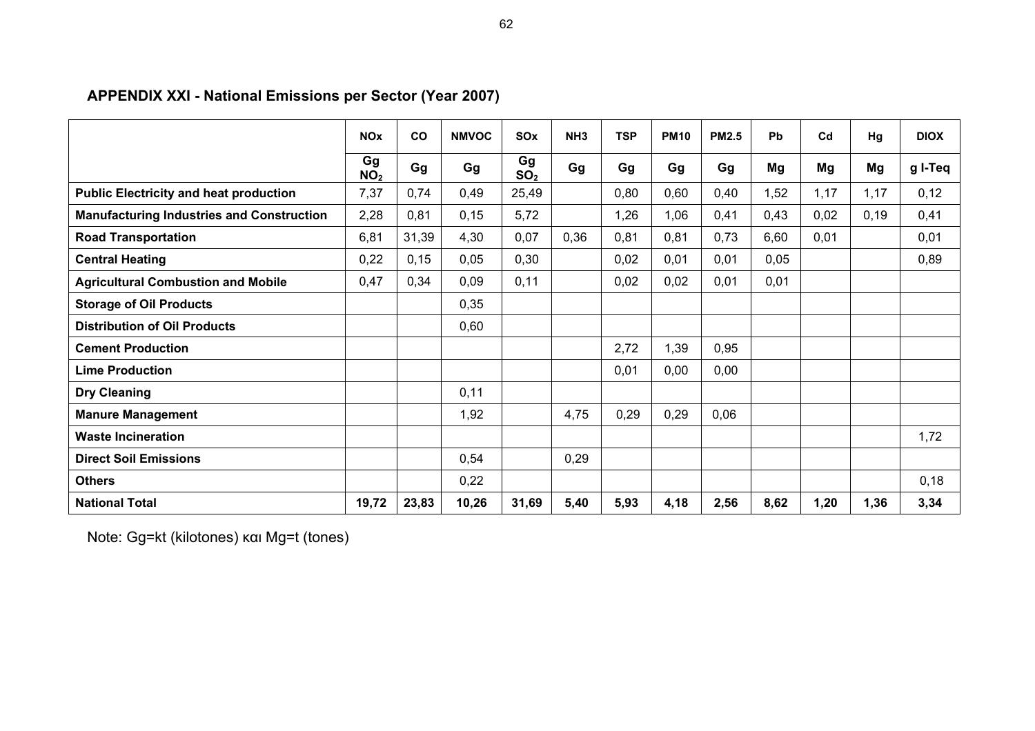## APPENDIX XXI - National Emissions per Sector (Year 2007)

| | NOx | CO | NMVOC | SOx | NH3 | TSP | PM10 | PM2.5 | Pb | Cd | Hg | DIOX |
|---|---|---|---|---|---|---|---|---|---|---|---|---|
| | Gg $NO_2$ | Gg | Gg | Gg $SO_2$ | Gg | Gg | Gg | Gg | Mg | Mg | Mg | g I-Teq |
| **Public Electricity and heat production** | 7,37 | 0,74 | 0,49 | 25,49 | | 0,80 | 0,60 | 0,40 | 1,52 | 1,17 | 1,17 | 0,12 |
| **Manufacturing Industries and Construction** | 2,28 | 0,81 | 0,15 | 5,72 | | 1,26 | 1,06 | 0,41 | 0,43 | 0,02 | 0,19 | 0,41 |
| **Road Transportation** | 6,81 | 31,39 | 4,30 | 0,07 | 0,36 | 0,81 | 0,81 | 0,73 | 6,60 | 0,01 | | 0,01 |
| **Central Heating** | 0,22 | 0,15 | 0,05 | 0,30 | | 0,02 | 0,01 | 0,01 | 0,05 | | | 0,89 |
| **Agricultural Combustion and Mobile** | 0,47 | 0,34 | 0,09 | 0,11 | | 0,02 | 0,02 | 0,01 | 0,01 | | | |
| **Storage of Oil Products** | | | 0,35 | | | | | | | | | |
| **Distribution of Oil Products** | | | 0,60 | | | | | | | | | |
| **Cement Production** | | | | | | 2,72 | 1,39 | 0,95 | | | | |
| **Lime Production** | | | | | | 0,01 | 0,00 | 0,00 | | | | |
| **Dry Cleaning** | | | 0,11 | | | | | | | | | |
| **Manure Management** | | | 1,92 | | 4,75 | 0,29 | 0,29 | 0,06 | | | | |
| **Waste Incineration** | | | | | | | | | | | | 1,72 |
| **Direct Soil Emissions** | | | 0,54 | | 0,29 | | | | | | | |
| **Others** | | | 0,22 | | | | | | | | | 0,18 |
| **National Total** | **19,72** | **23,83** | **10,26** | **31,69** | **5,40** | **5,93** | **4,18** | **2,56** | **8,62** | **1,20** | **1,36** | **3,34** |

Note: Gg=kt (kilotones) και Mg=t (tones)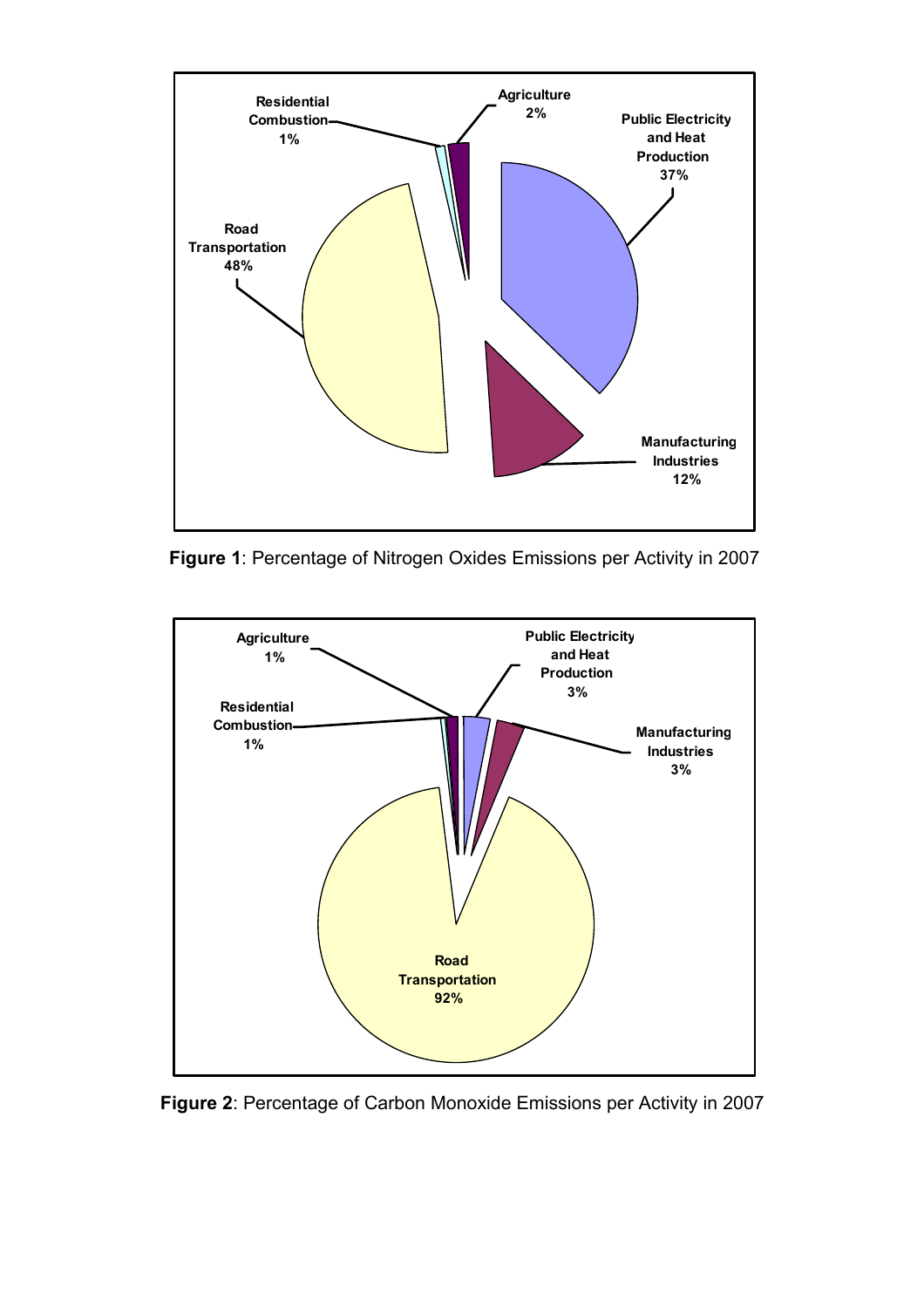Residential Combustion 1%

Agriculture 2%

Public Electricity and Heat Production 37%

Road Transportation 48%

Manufacturing Industries 12%

**Figure 1**: Percentage of Nitrogen Oxides Emissions per Activity in 2007

Agriculture 1%

Public Electricity and Heat Production 3%

Residential Combustion 1%

Manufacturing Industries 3%

Road Transportation 92%

**Figure 2**: Percentage of Carbon Monoxide Emissions per Activity in 2007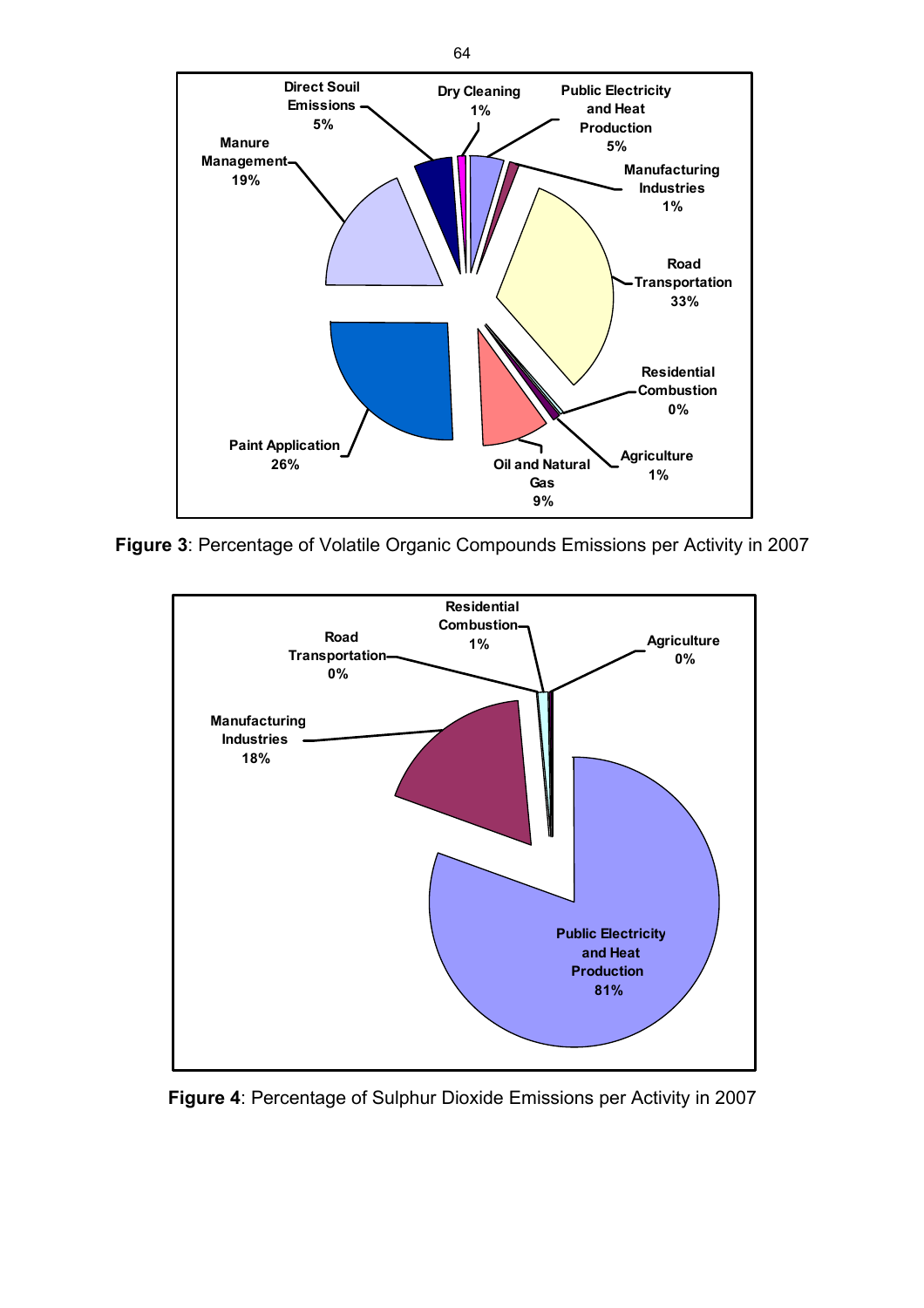Direct Soil Emissions 5%
Dry Cleaning 1%
Public Electricity and Heat Production 5%
Manufacturing Industries 1%
Road Transportation 33%
Residential Combustion 0%
Agriculture 1%
Oil and Natural Gas 9%
Paint Application 26%
Manure Management 19%

**Figure 3**: Percentage of Volatile Organic Compounds Emissions per Activity in 2007

Residential Combustion 1%
Road Transportation 0%
Agriculture 0%
Manufacturing Industries 18%
Public Electricity and Heat Production 81%

**Figure 4**: Percentage of Sulphur Dioxide Emissions per Activity in 2007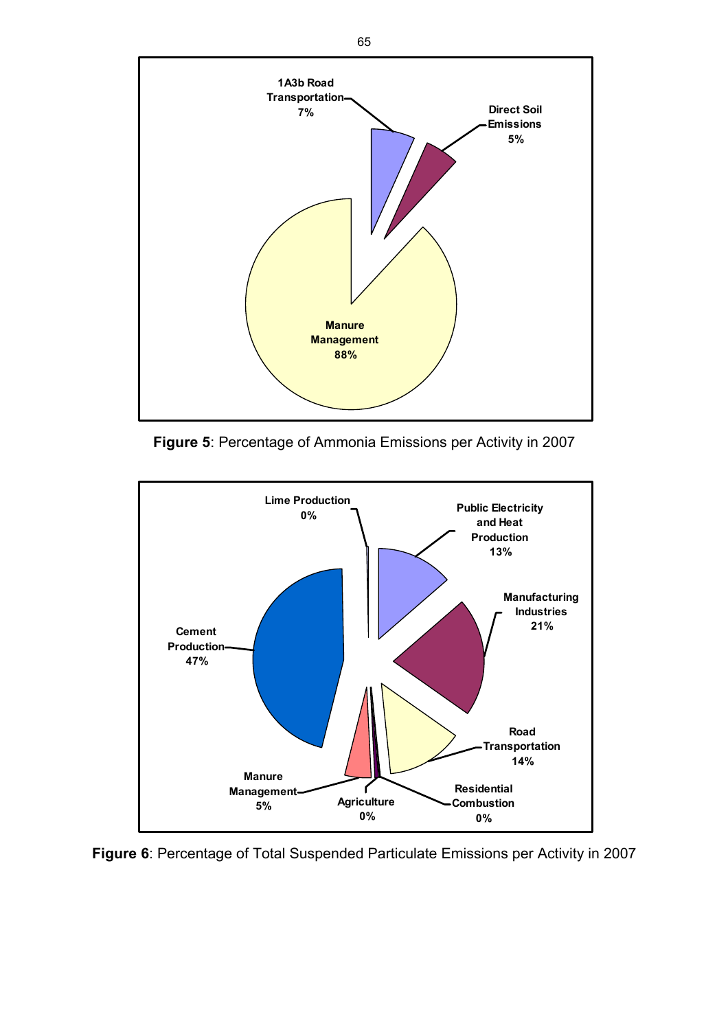**Figure 5**: Percentage of Ammonia Emissions per Activity in 2007

**Figure 6**: Percentage of Total Suspended Particulate Emissions per Activity in 2007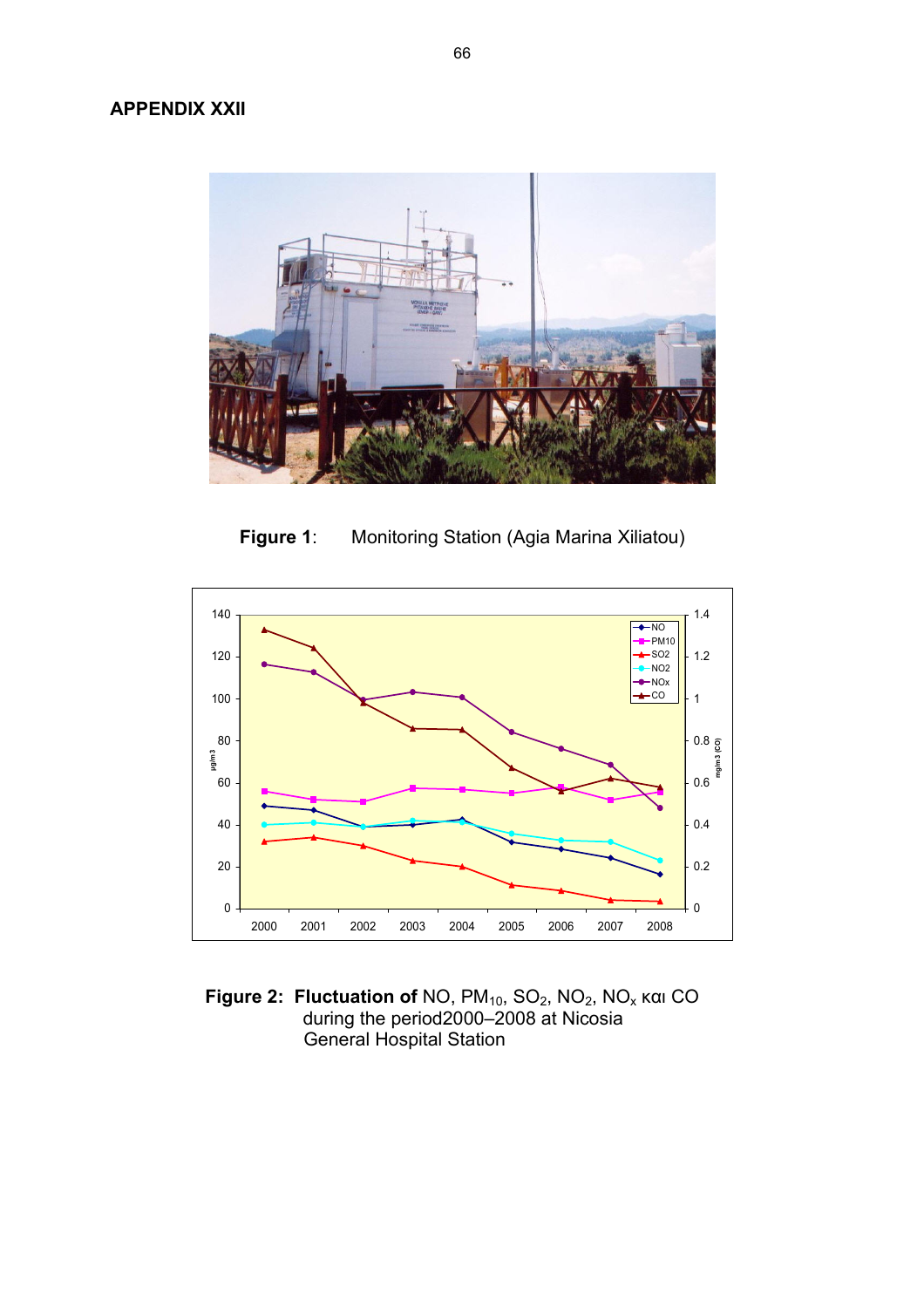## APPENDIX XXII

**Figure 1**: Monitoring Station (Agia Marina Xiliatou)

**Figure 2: Fluctuation of** NO, $PM_{10}$, $SO_2$, $NO_2$, $NO_x$ και CO during the period2000–2008 at Nicosia General Hospital Station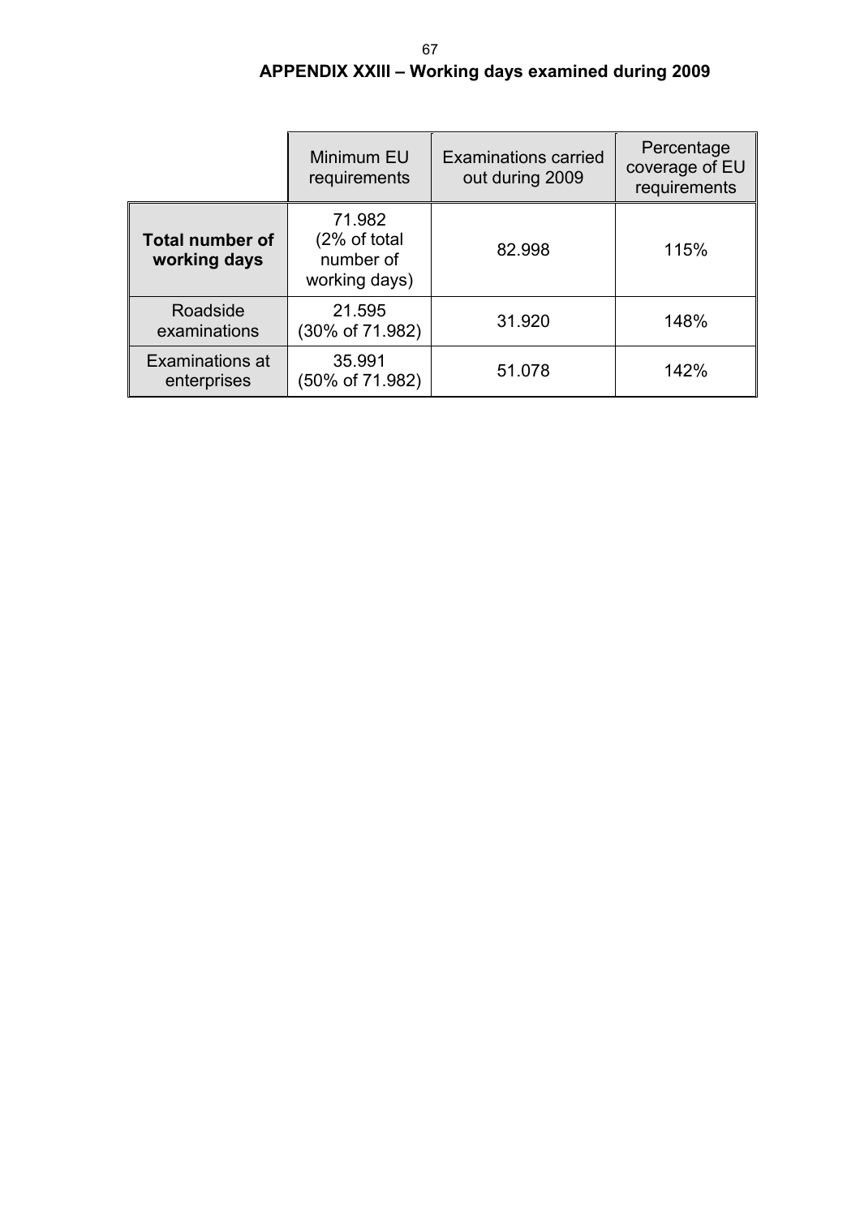# APPENDIX XXIII – Working days examined during 2009

| | Minimum EU requirements | Examinations carried out during 2009 | Percentage coverage of EU requirements |
|---|---|---|---|
| **Total number of working days** | 71.982 (2% of total number of working days) | 82.998 | 115% |
| Roadside examinations | 21.595 (30% of 71.982) | 31.920 | 148% |
| Examinations at enterprises | 35.991 (50% of 71.982) | 51.078 | 142% |